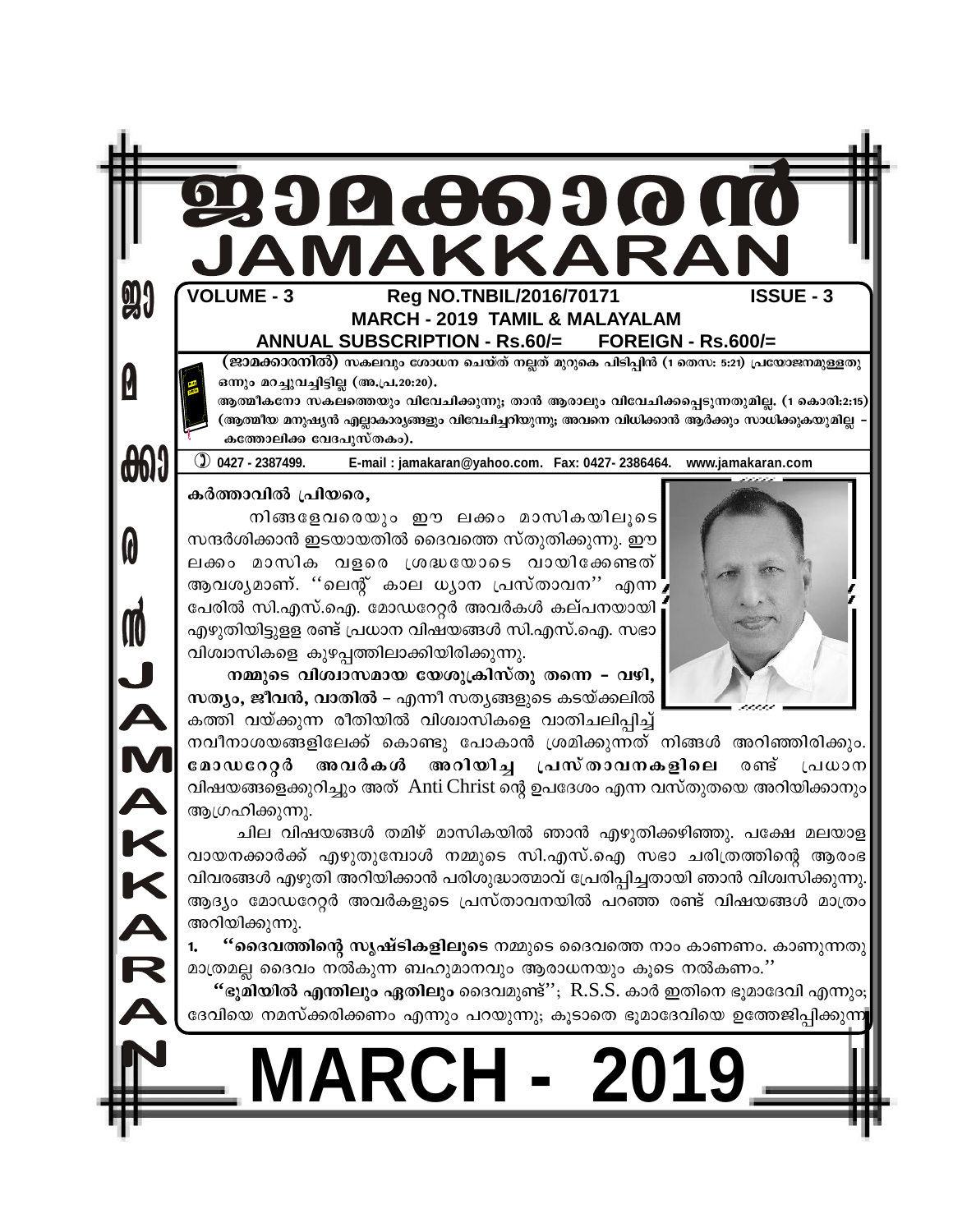# ജാമക്കാരൻ
# JAMAKKARAN

**VOLUME - 3** **Reg NO.TNBIL/2016/70171** **ISSUE - 3**

**MARCH - 2019 TAMIL & MALAYALAM**

**ANNUAL SUBSCRIPTION - Rs.60/= FOREIGN - Rs.600/=**

**(ജാമക്കാരനിൽ) സകലവും ശോധന ചെയ്ത് നല്ലത് മുറുകെ പിടിപ്പിൻ (1 തെസ: 5:21) പ്രയോജനമുള്ളതു ഒന്നും മറച്ചുവച്ചിട്ടില്ല (അ.പ്ര.20:20).**

**ആത്മീകനോ സകലത്തെയും വിവേചിക്കുന്നു; താൻ ആരാലും വിവേചിക്കപ്പെടുന്നതുമില്ല. (1 കൊരി:2:15) (ആത്മീയ മനുഷ്യൻ എല്ലാകാര്യങ്ങളും വിവേചിച്ചറിയുന്നു; അവനെ വിധിക്കാൻ ആർക്കും സാധിക്കുകയുമില്ല – കത്തോലിക്ക വേദപുസ്തകം).**

0427 - 2387499. E-mail : jamakaran@yahoo.com. Fax: 0427- 2386464. www.jamakaran.com

**കർത്താവിൽ പ്രിയരെ,**

നിങ്ങളേവരെയും ഈ ലക്കം മാസികയിലൂടെ സന്ദർശിക്കാൻ ഇടയായതിൽ ദൈവത്തെ സ്തുതിക്കുന്നു. ഈ ലക്കം മാസിക വളരെ ശ്രദ്ധയോടെ വായിക്കേണ്ടത് ആവശ്യമാണ്. ''ലെന്റ് കാല ധ്യാന പ്രസ്താവന'' എന്ന പേരിൽ സി.എസ്.ഐ. മോഡറേറ്റർ അവർകൾ കല്പനയായി എഴുതിയിട്ടുള്ള രണ്ട് പ്രധാന വിഷയങ്ങൾ സി.എസ്.ഐ. സഭാ വിശ്വാസികളെ കുഴപ്പത്തിലാക്കിയിരിക്കുന്നു.

**നമ്മുടെ വിശ്വാസമായ യേശുക്രിസ്തു തന്നെ – വഴി, സത്യം, ജീവൻ, വാതിൽ** – എന്നീ സത്യങ്ങളുടെ കടയ്ക്കലിൽ കത്തി വയ്ക്കുന്ന രീതിയിൽ വിശ്വാസികളെ വാതിചലിപ്പിച്ച് നവീനാശയങ്ങളിലേക്ക് കൊണ്ടു പോകാൻ ശ്രമിക്കുന്നത് നിങ്ങൾ അറിഞ്ഞിരിക്കും. **മോഡറേറ്റർ അവർകൾ അറിയിച്ച പ്രസ്താവനകളിലെ** രണ്ട് പ്രധാന വിഷയങ്ങളെക്കുറിച്ചും അത് Anti Christ ന്റെ ഉപദേശം എന്ന വസ്തുതയെ അറിയിക്കാനും ആഗ്രഹിക്കുന്നു.

ചില വിഷയങ്ങൾ തമിഴ് മാസികയിൽ ഞാൻ എഴുതിക്കഴിഞ്ഞു. പക്ഷേ മലയാള വായനക്കാർക്ക് എഴുതുമ്പോൾ നമ്മുടെ സി.എസ്.ഐ സഭ ചരിത്രത്തിന്റെ ആരംഭ വിവരങ്ങൾ എഴുതി അറിയിക്കാൻ പരിശുദ്ധാത്മാവ് പ്രേരിപ്പിച്ചതായി ഞാൻ വിശ്വസിക്കുന്നു. ആദ്യം മോഡറേറ്റർ അവർകളുടെ പ്രസ്താവനയിൽ പറഞ്ഞ രണ്ട് വിഷയങ്ങൾ മാത്രം അറിയിക്കുന്നു.

1. **''ദൈവത്തിന്റെ സൃഷ്ടികളിലൂടെ** നമ്മുടെ ദൈവത്തെ നാം കാണണം. കാണുന്നതു മാത്രമല്ല ദൈവം നൽകുന്ന ബഹുമാനവും ആരാധനയും കൂടെ നൽകണം.''

**''ഭൂമിയിൽ എന്തിലും ഏതിലും** ദൈവമുണ്ട്''; R.S.S. കാർ ഇതിനെ ഭൂമാദേവി എന്നും; ദേവിയെ നമസ്ക്കരിക്കണം എന്നും പറയുന്നു; കൂടാതെ ഭൂമാദേവിയെ ഉത്തേജിപ്പിക്കുന്ന

# MARCH - 2019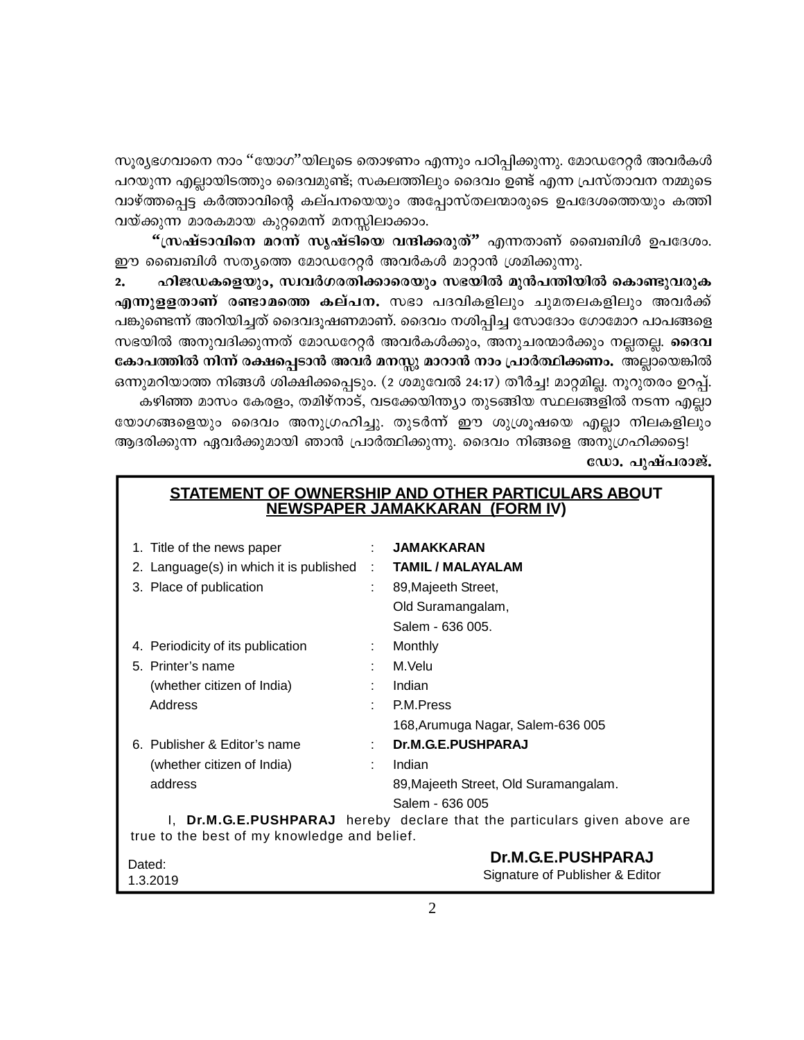സൂര്യഭഗവാനെ നാം "യോഗ"യിലൂടെ തൊഴണം എന്നും പഠിപ്പിക്കുന്നു. മോഡറേറ്റർ അവർകൾ പറയുന്ന എല്ലായിടത്തും ദൈവമുണ്ട്; സകലത്തിലും ദൈവം ഉണ്ട് എന്ന പ്രസ്താവന നമ്മുടെ വാഴ്ത്തപ്പെട്ട കർത്താവിന്റെ കല്പനയെയും അപ്പോസ്തലന്മാരുടെ ഉപദേശത്തെയും കത്തി വയ്ക്കുന്ന മാരകമായ കുറ്റമെന്ന് മനസ്സിലാക്കാം.

**"സ്രഷ്ടാവിനെ മറന്ന് സൃഷ്ടിയെ വന്ദിക്കരുത്"** എന്നതാണ് ബൈബിൾ ഉപദേശം. ഈ ബൈബിൾ സത്യത്തെ മോഡറേറ്റർ അവർകൾ മാറ്റാൻ ശ്രമിക്കുന്നു.

2. **ഹിജഡകളെയും, സ്വവർഗരതിക്കാരെയും സഭയിൽ മുൻപന്തിയിൽ കൊണ്ടുവരുക എന്നുള്ളതാണ് രണ്ടാമത്തെ കല്പന.** സഭാ പദവികളിലും ചുമതലകളിലും അവർക്ക് പങ്കുണ്ടെന്ന് അറിയിച്ചത് ദൈവദൂഷണമാണ്. ദൈവം നശിപ്പിച്ച സോദോം ഗോമോറ പാപങ്ങളെ സഭയിൽ അനുവദിക്കുന്നത് മോഡറേറ്റർ അവർകൾക്കും, അനുചരന്മാർക്കും നല്ലതല്ല. **ദൈവ കോപത്തിൽ നിന്ന് രക്ഷപ്പെടാൻ അവർ മനസ്സു മാറാൻ നാം പ്രാർത്ഥിക്കണം.** അല്ലായെങ്കിൽ ഒന്നുമറിയാത്ത നിങ്ങൾ ശിക്ഷിക്കപ്പെടും. (2 ശമുവേൽ 24:17) തീർച്ച! മാറ്റമില്ല. നൂറുതരം ഉറപ്പ്.

കഴിഞ്ഞ മാസം കേരളം, തമിഴ്നാട്, വടക്കേയിന്ത്യാ തുടങ്ങിയ സ്ഥലങ്ങളിൽ നടന്ന എല്ലാ യോഗങ്ങളെയും ദൈവം അനുഗ്രഹിച്ചു. തുടർന്ന് ഈ ശുശ്രൂഷയെ എല്ലാ നിലകളിലും ആദരിക്കുന്ന ഏവർക്കുമായി ഞാൻ പ്രാർത്ഥിക്കുന്നു. ദൈവം നിങ്ങളെ അനുഗ്രഹിക്കട്ടെ!

**ഡോ. പുഷ്പരാജ്.**

## STATEMENT OF OWNERSHIP AND OTHER PARTICULARS ABOUT NEWSPAPER JAMAKKARAN (FORM IV)

| | | |
|---|---|---|
| 1. Title of the news paper | : | **JAMAKKARAN** |
| 2. Language(s) in which it is published | : | **TAMIL / MALAYALAM** |
| 3. Place of publication | : | 89,Majeeth Street, Old Suramangalam, Salem - 636 005. |
| 4. Periodicity of its publication | : | Monthly |
| 5. Printer's name | : | M.Velu |
| (whether citizen of India) | : | Indian |
| Address | : | P.M.Press 168,Arumuga Nagar, Salem-636 005 |
| 6. Publisher & Editor's name | : | **Dr.M.G.E.PUSHPARAJ** |
| (whether citizen of India) | : | Indian |
| address | | 89,Majeeth Street, Old Suramangalam. Salem - 636 005 |

I, **Dr.M.G.E.PUSHPARAJ** hereby declare that the particulars given above are true to the best of my knowledge and belief.

Dated: 1.3.2019

**Dr.M.G.E.PUSHPARAJ**
Signature of Publisher & Editor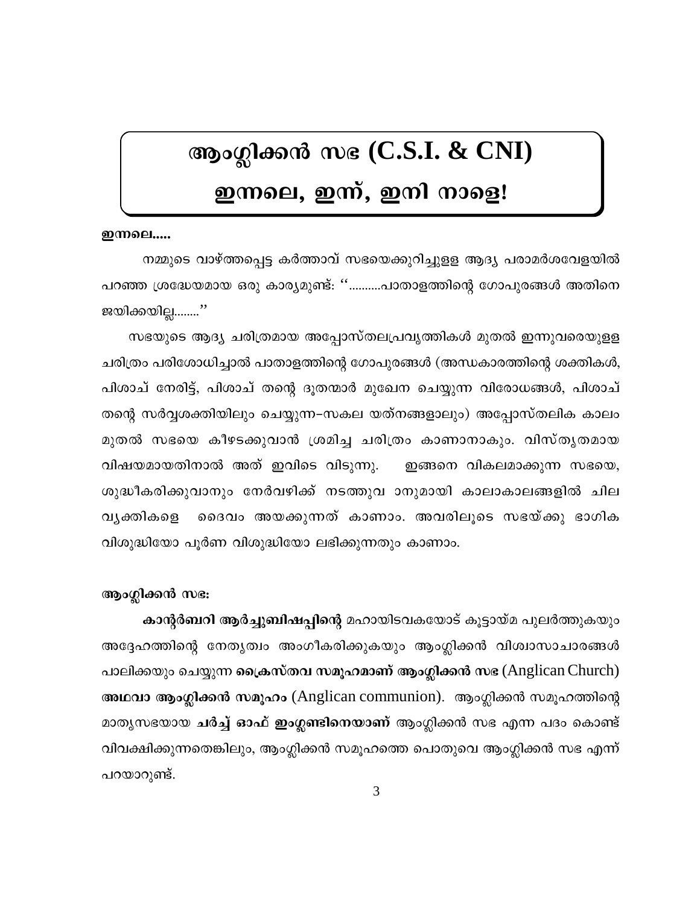# ആംഗ്ലിക്കൻ സഭ (C.S.I. & CNI)
# ഇന്നലെ, ഇന്ന്, ഇനി നാളെ!

**ഇന്നലെ.....**

നമ്മുടെ വാഴ്ത്തപ്പെട്ട കർത്താവ് സഭയെക്കുറിച്ചുള്ള ആദ്യ പരാമർശവേളയിൽ പറഞ്ഞ ശ്രദ്ധേയമായ ഒരു കാര്യമുണ്ട്: ''..........പാതാളത്തിന്റെ ഗോപുരങ്ങൾ അതിനെ ജയിക്കയില്ല........''

സഭയുടെ ആദ്യ ചരിത്രമായ അപ്പോസ്തലപ്രവൃത്തികൾ മുതൽ ഇന്നുവരെയുള്ള ചരിത്രം പരിശോധിച്ചാൽ പാതാളത്തിന്റെ ഗോപുരങ്ങൾ (അന്ധകാരത്തിന്റെ ശക്തികൾ, പിശാച് നേരിട്ട്, പിശാച് തന്റെ ദൂതന്മാർ മുഖേന ചെയ്യുന്ന വിരോധങ്ങൾ, പിശാച് തന്റെ സർവ്വശക്തിയിലും ചെയ്യുന്ന-സകല യത്നങ്ങളാലും) അപ്പോസ്തലിക കാലം മുതൽ സഭയെ കീഴടക്കുവാൻ ശ്രമിച്ച ചരിത്രം കാണാനാകും. വിസ്തൃതമായ വിഷയമായതിനാൽ അത് ഇവിടെ വിടുന്നു. ഇങ്ങനെ വികലമാക്കുന്ന സഭയെ, ശുദ്ധീകരിക്കുവാനും നേർവഴിക്ക് നടത്തുവ ാനുമായി കാലാകാലങ്ങളിൽ ചില വ്യക്തികളെ ദൈവം അയക്കുന്നത് കാണാം. അവരിലൂടെ സഭയ്ക്കു ഭാഗിക വിശുദ്ധിയോ പൂർണ വിശുദ്ധിയോ ലഭിക്കുന്നതും കാണാം.

**ആംഗ്ലിക്കൻ സഭ:**

**കാന്റർബറി ആർച്ചുബിഷപ്പിന്റെ** മഹായിടവകയോട് കൂട്ടായ്മ പുലർത്തുകയും അദ്ദേഹത്തിന്റെ നേതൃത്വം അംഗീകരിക്കുകയും ആംഗ്ലിക്കൻ വിശ്വാസാചാരങ്ങൾ പാലിക്കയും ചെയ്യുന്ന **ക്രൈസ്തവ സമൂഹമാണ് ആംഗ്ലിക്കൻ സഭ** (Anglican Church) **അഥവാ ആംഗ്ലിക്കൻ സമൂഹം** (Anglican communion). ആംഗ്ലിക്കൻ സമൂഹത്തിന്റെ മാതൃസഭയായ **ചർച്ച് ഓഫ് ഇംഗ്ലണ്ടിനെയാണ്** ആംഗ്ലിക്കൻ സഭ എന്ന പദം കൊണ്ട് വിവക്ഷിക്കുന്നതെങ്കിലും, ആംഗ്ലിക്കൻ സമൂഹത്തെ പൊതുവെ ആംഗ്ലിക്കൻ സഭ എന്ന് പറയാറുണ്ട്.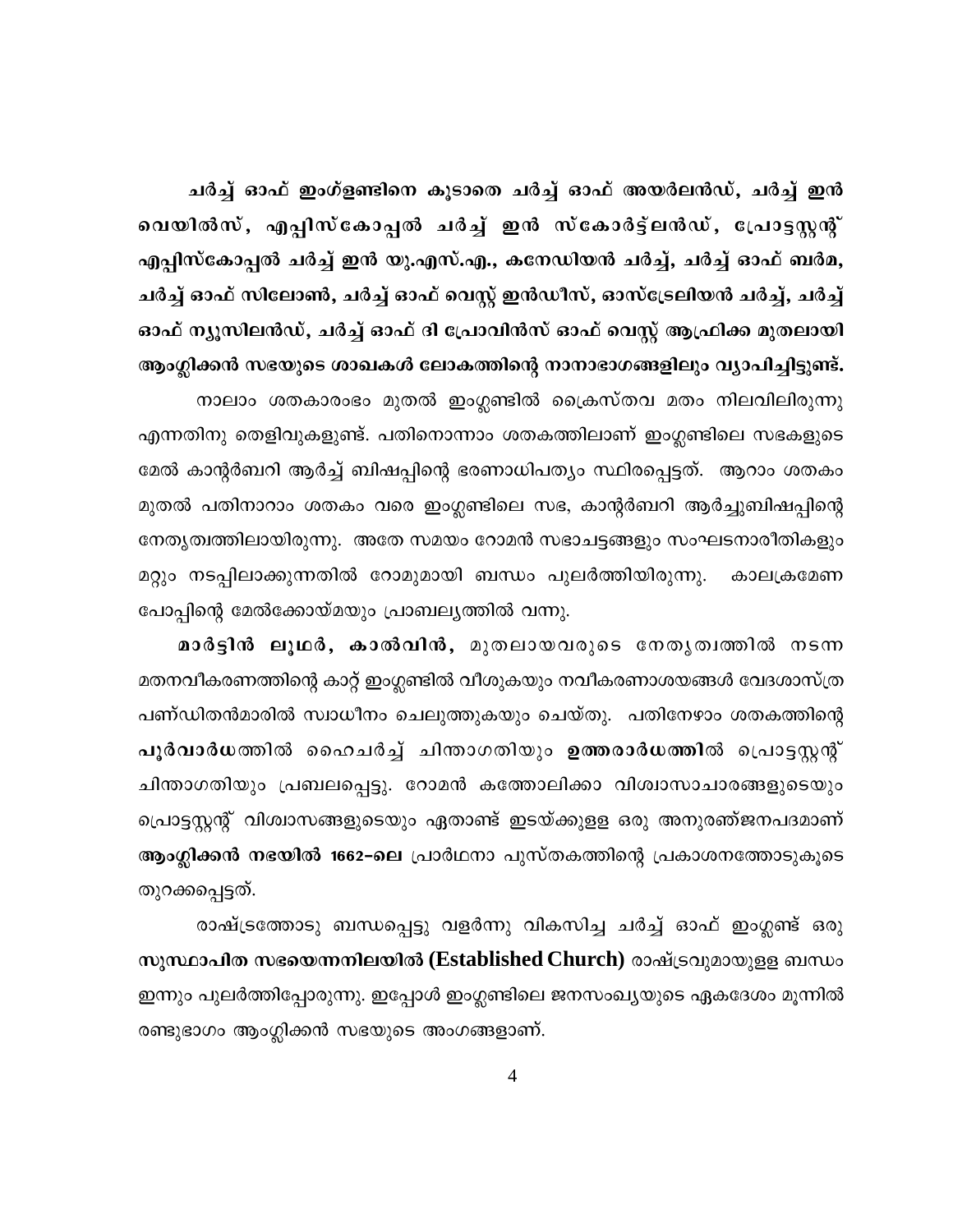**ചർച്ച് ഓഫ് ഇംഗ്ളണ്ടിനെ കൂടാതെ ചർച്ച് ഓഫ് അയർലൻഡ്, ചർച്ച് ഇൻ വെയിൽസ്, എപ്പിസ്കോപ്പൽ ചർച്ച് ഇൻ സ്കോർട്ട്ലൻഡ്, പ്രോട്ടസ്റ്റന്റ് എപ്പിസ്കോപ്പൽ ചർച്ച് ഇൻ യു.എസ്.എ., കനേഡിയൻ ചർച്ച്, ചർച്ച് ഓഫ് ബർമ, ചർച്ച് ഓഫ് സിലോൺ, ചർച്ച് ഓഫ് വെസ്റ്റ് ഇൻഡീസ്, ഓസ്ട്രേലിയൻ ചർച്ച്, ചർച്ച് ഓഫ് ന്യൂസിലൻഡ്, ചർച്ച് ഓഫ് ദി പ്രോവിൻസ് ഓഫ് വെസ്റ്റ് ആഫ്രിക്ക മുതലായി ആംഗ്ലിക്കൻ സഭയുടെ ശാഖകൾ ലോകത്തിന്റെ നാനാഭാഗങ്ങളിലും വ്യാപിച്ചിട്ടുണ്ട്.**

നാലാം ശതകാരംഭം മുതൽ ഇംഗ്ലണ്ടിൽ ക്രൈസ്തവ മതം നിലവിലിരുന്നു എന്നതിനു തെളിവുകളുണ്ട്. പതിനൊന്നാം ശതകത്തിലാണ് ഇംഗ്ലണ്ടിലെ സഭകളുടെ മേൽ കാന്റർബറി ആർച്ച് ബിഷപ്പിന്റെ ഭരണാധിപത്യം സ്ഥിരപ്പെട്ടത്. ആറാം ശതകം മുതൽ പതിനാറാം ശതകം വരെ ഇംഗ്ലണ്ടിലെ സഭ, കാന്റർബറി ആർച്ചുബിഷപ്പിന്റെ നേതൃത്വത്തിലായിരുന്നു. അതേ സമയം റോമൻ സഭാചട്ടങ്ങളും സംഘടനാരീതികളും മറ്റും നടപ്പിലാക്കുന്നതിൽ റോമുമായി ബന്ധം പുലർത്തിയിരുന്നു. കാലക്രമേണ പോപ്പിന്റെ മേൽക്കോയ്മയും പ്രാബല്യത്തിൽ വന്നു.

**മാർട്ടിൻ ലൂഥർ, കാൽവിൻ,** മുതലായവരുടെ നേതൃത്വത്തിൽ നടന്ന മതനവീകരണത്തിന്റെ കാറ്റ് ഇംഗ്ലണ്ടിൽ വീശുകയും നവീകരണാശയങ്ങൾ വേദശാസ്ത്ര പണ്ഡിതൻമാരിൽ സ്വാധീനം ചെലുത്തുകയും ചെയ്തു. പതിനേഴാം ശതകത്തിന്റെ **പൂർവാർധ**ത്തിൽ ഹൈചർച്ച് ചിന്താഗതിയും **ഉത്തരാർധത്തിൽ** പ്രൊട്ടസ്റ്റന്റ് ചിന്താഗതിയും പ്രബലപ്പെട്ടു. റോമൻ കത്തോലിക്കാ വിശ്വാസാചാരങ്ങളുടെയും പ്രൊട്ടസ്റ്റന്റ് വിശ്വാസങ്ങളുടെയും ഏതാണ്ട് ഇടയ്ക്കുള്ള ഒരു അനുരഞ്ജനപഥമാണ് **ആംഗ്ലിക്കൻ നഭയിൽ 1662–ലെ** പ്രാർഥനാ പുസ്തകത്തിന്റെ പ്രകാശനത്തോടുകൂടെ തുറക്കപ്പെട്ടത്.

രാഷ്ട്രത്തോടു ബന്ധപ്പെട്ടു വളർന്നു വികസിച്ച ചർച്ച് ഓഫ് ഇംഗ്ലണ്ട് ഒരു **സുസ്ഥാപിത സഭയെന്നനിലയിൽ (Established Church)** രാഷ്ട്രവുമായുള്ള ബന്ധം ഇന്നും പുലർത്തിപ്പോരുന്നു. ഇപ്പോൾ ഇംഗ്ലണ്ടിലെ ജനസംഖ്യയുടെ ഏകദേശം മൂന്നിൽ രണ്ടുഭാഗം ആംഗ്ലിക്കൻ സഭയുടെ അംഗങ്ങളാണ്.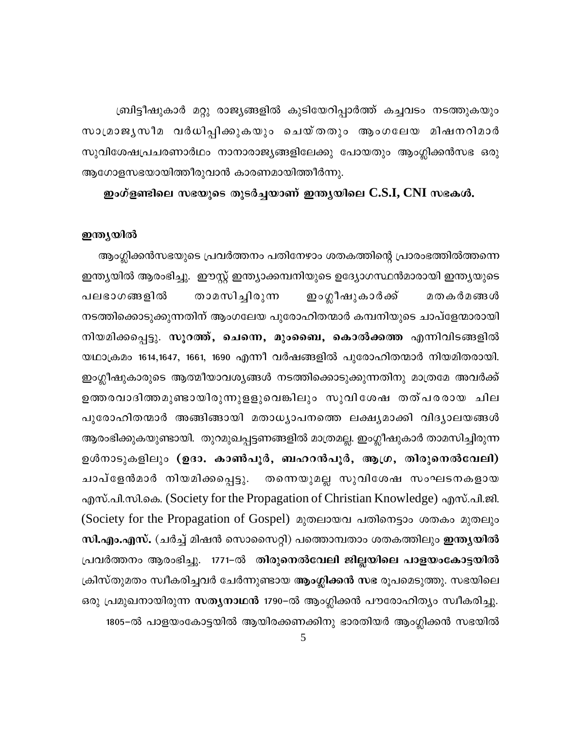ബ്രിട്ടീഷുകാർ മറ്റു രാജ്യങ്ങളിൽ കുടിയേറിപ്പാർത്ത് കച്ചവടം നടത്തുകയും സാമ്രാജ്യസീമ വർധിപ്പിക്കുകയും ചെയ്തതും ആംഗലേയ മിഷനറിമാർ സുവിശേഷപ്രചരണാർഥം നാനാരാജ്യങ്ങളിലേക്കു പോയതും ആംഗ്ലിക്കൻസഭ ഒരു ആഗോളസഭയായിത്തീരുവാൻ കാരണമായിത്തീർന്നു.

**ഇംഗ്ളണ്ടിലെ സഭയുടെ തുടർച്ചയാണ് ഇന്ത്യയിലെ C.S.I, CNI സഭകൾ.**

**ഇന്ത്യയിൽ**

ആംഗ്ലിക്കൻസഭയുടെ പ്രവർത്തനം പതിനേഴാം ശതകത്തിന്റെ പ്രാരംഭത്തിൽത്തന്നെ ഇന്ത്യയിൽ ആരംഭിച്ചു. ഈസ്റ്റ് ഇന്ത്യാക്കമ്പനിയുടെ ഉദ്യോഗസ്ഥൻമാരായി ഇന്ത്യയുടെ പലഭാഗങ്ങളിൽ താമസിച്ചിരുന്ന ഇംഗ്ലീഷുകാർക്ക് മതകർമങ്ങൾ നടത്തിക്കൊടുക്കുന്നതിന് ആംഗലേയ പുരോഹിതന്മാർ കമ്പനിയുടെ ചാപ്ളേന്മാരായി നിയമിക്കപ്പെട്ടു. **സൂറത്ത്, ചെന്നെ, മുംബൈ, കൊൽക്കത്ത** എന്നിവിടങ്ങളിൽ യഥാക്രമം 1614,1647, 1661, 1690 എന്നീ വർഷങ്ങളിൽ പുരോഹിതന്മാർ നിയമിതരായി. ഇംഗ്ലീഷുകാരുടെ ആത്മീയാവശ്യങ്ങൾ നടത്തിക്കൊടുക്കുന്നതിനു മാത്രമേ അവർക്ക് ഉത്തരവാദിത്തമുണ്ടായിരുന്നുള്ളുവെങ്കിലും സുവിശേഷ തത്പരരായ ചില പുരോഹിതന്മാർ അങ്ങിങ്ങായി മതാധ്യാപനത്തെ ലക്ഷ്യമാക്കി വിദ്യാലയങ്ങൾ ആരംഭിക്കുകയുണ്ടായി. തുറമുഖപ്പട്ടണങ്ങളിൽ മാത്രമല്ല. ഇംഗ്ലീഷുകാർ താമസിച്ചിരുന്ന ഉൾനാടുകളിലും **(ഉദാ. കാൺപൂർ, ബഹറൻപൂർ, ആഗ്ര, തിരുനെൽവേലി)** ചാപ്ളേൻമാർ നിയമിക്കപ്പെട്ടു. തന്നെയുമല്ല സുവിശേഷ സംഘടനകളായ എസ്.പി.സി.കെ. (Society for the Propagation of Christian Knowledge) എസ്.പി.ജി. (Society for the Propagation of Gospel) മുതലായവ പതിനെട്ടാം ശതകം മുതലും **സി.എം.എസ്.** (ചർച്ച് മിഷൻ സൊസൈറ്റി) പത്തൊമ്പതാം ശതകത്തിലും **ഇന്ത്യയിൽ** പ്രവർത്തനം ആരംഭിച്ചു. 1771-ൽ **തിരുനെൽവേലി ജില്ലയിലെ പാളയംകോട്ടയിൽ** ക്രിസ്തുമതം സ്വീകരിച്ചവർ ചേർന്നുണ്ടായ **ആംഗ്ലിക്കൻ സഭ** രൂപമെടുത്തു. സഭയിലെ ഒരു പ്രമുഖനായിരുന്ന **സത്യനാഥൻ** 1790-ൽ ആംഗ്ലിക്കൻ പൗരോഹിത്യം സ്വീകരിച്ചു.

1805-ൽ പാളയംകോട്ടയിൽ ആയിരക്കണക്കിനു ഭാരതിയർ ആംഗ്ലിക്കൻ സഭയിൽ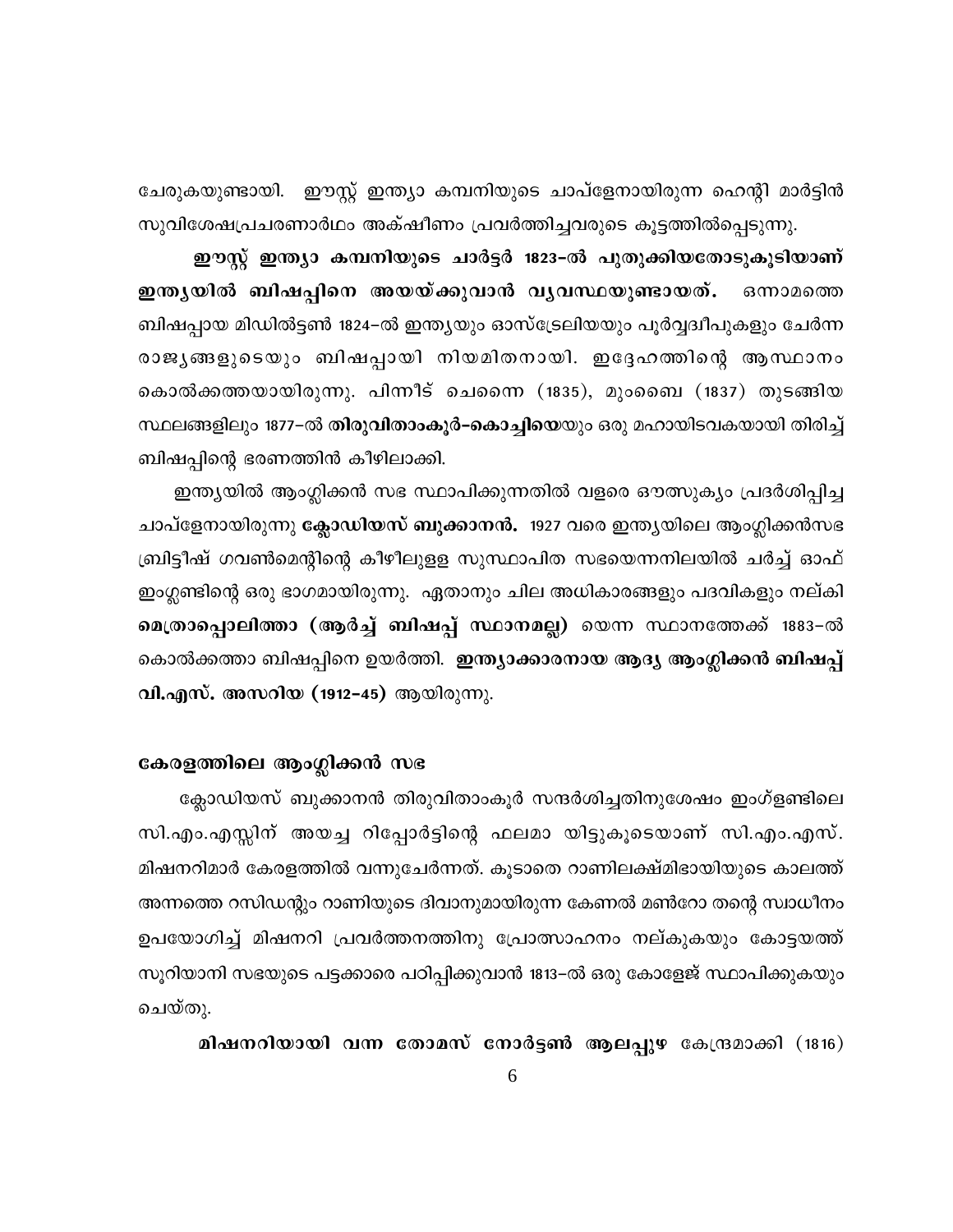ചേരുകയുണ്ടായി. ഈസ്റ്റ് ഇന്ത്യാ കമ്പനിയുടെ ചാപ്ളേനായിരുന്ന ഹെന്റി മാർട്ടിൻ സുവിശേഷപ്രചരണാർഥം അക്ഷീണം പ്രവർത്തിച്ചവരുടെ കൂട്ടത്തിൽപ്പെടുന്നു.

**ഈസ്റ്റ് ഇന്ത്യാ കമ്പനിയുടെ ചാർട്ടർ 1823–ൽ പുതുക്കിയതോടുകൂടിയാണ് ഇന്ത്യയിൽ ബിഷപ്പിനെ അയയ്ക്കുവാൻ വ്യവസ്ഥയുണ്ടായത്.** ഒന്നാമത്തെ ബിഷപ്പായ മിഡിൽട്ടൺ 1824–ൽ ഇന്ത്യയും ഓസ്ട്രേലിയയും പൂർവ്വദ്വീപുകളും ചേർന്ന രാജ്യങ്ങളുടെയും ബിഷപ്പായി നിയമിതനായി. ഇദ്ദേഹത്തിന്റെ ആസ്ഥാനം കൊൽക്കത്തയായിരുന്നു. പിന്നീട് ചെന്നൈ (1835), മുംബൈ (1837) തുടങ്ങിയ സ്ഥലങ്ങളിലും 1877–ൽ **തിരുവിതാംകൂർ–കൊച്ചിയെ**യും ഒരു മഹായിടവകയായി തിരിച്ച് ബിഷപ്പിന്റെ ഭരണത്തിൻ കീഴിലാക്കി.

ഇന്ത്യയിൽ ആംഗ്ലിക്കൻ സഭ സ്ഥാപിക്കുന്നതിൽ വളരെ ഔത്സുക്യം പ്രദർശിപ്പിച്ച ചാപ്ളേനായിരുന്നു **ക്ലോഡിയസ് ബുക്കാനൻ.** 1927 വരെ ഇന്ത്യയിലെ ആംഗ്ലിക്കൻസഭ ബ്രിട്ടീഷ് ഗവൺമെന്റിന്റെ കീഴീലുളള സുസ്ഥാപിത സഭയെന്നനിലയിൽ ചർച്ച് ഓഫ് ഇംഗ്ലണ്ടിന്റെ ഒരു ഭാഗമായിരുന്നു. ഏതാനും ചില അധികാരങ്ങളും പദവികളും നല്കി **മെത്രാപ്പൊലിത്താ (ആർച്ച് ബിഷപ്പ് സ്ഥാനമല്ല)** യെന്ന സ്ഥാനത്തേക്ക് 1883–ൽ കൊൽക്കത്താ ബിഷപ്പിനെ ഉയർത്തി. **ഇന്ത്യാക്കാരനായ ആദ്യ ആംഗ്ലിക്കൻ ബിഷപ്പ് വി.എസ്. അസറിയ (1912–45)** ആയിരുന്നു.

### കേരളത്തിലെ ആംഗ്ലിക്കൻ സഭ

ക്ലോഡിയസ് ബുക്കാനൻ തിരുവിതാംകൂർ സന്ദർശിച്ചതിനുശേഷം ഇംഗ്ളണ്ടിലെ സി.എം.എസ്സിന് അയച്ച റിപ്പോർട്ടിന്റെ ഫലമാ യിട്ടുകൂടെയാണ് സി.എം.എസ്. മിഷനറിമാർ കേരളത്തിൽ വന്നുചേർന്നത്. കൂടാതെ റാണിലക്ഷ്മിഭായിയുടെ കാലത്ത് അന്നത്തെ റസിഡന്റും റാണിയുടെ ദിവാനുമായിരുന്ന കേണൽ മൺറോ തന്റെ സ്വാധീനം ഉപയോഗിച്ച് മിഷനറി പ്രവർത്തനത്തിനു പ്രോത്സാഹനം നല്കുകയും കോട്ടയത്ത് സുറിയാനി സഭയുടെ പട്ടക്കാരെ പഠിപ്പിക്കുവാൻ 1813–ൽ ഒരു കോളേജ് സ്ഥാപിക്കുകയും ചെയ്തു.

**മിഷനറിയായി വന്ന തോമസ് നോർട്ടൺ ആലപ്പുഴ** കേന്ദ്രമാക്കി (1816)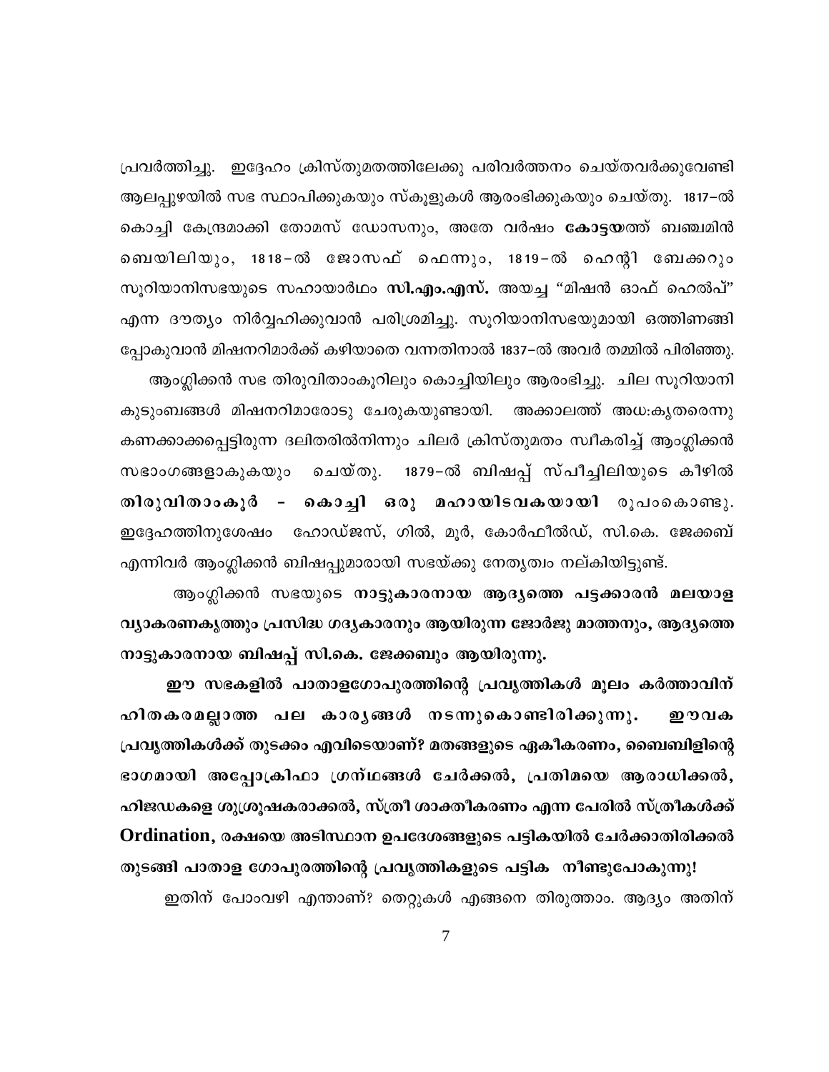പ്രവർത്തിച്ചു. ഇദ്ദേഹം ക്രിസ്തുമതത്തിലേക്കു പരിവർത്തനം ചെയ്തവർക്കുവേണ്ടി ആലപ്പുഴയിൽ സഭ സ്ഥാപിക്കുകയും സ്കൂളുകൾ ആരംഭിക്കുകയും ചെയ്തു. 1817–ൽ കൊച്ചി കേന്ദ്രമാക്കി തോമസ് ഡോസനും, അതേ വർഷം **കോട്ടയ**ത്ത് ബഞ്ചമിൻ ബെയിലിയും, 1818–ൽ ജോസഫ് ഫെന്നും, 1819–ൽ ഹെന്റി ബേക്കറും സുറിയാനിസഭയുടെ സഹായാർഥം **സി.എം.എസ്.** അയച്ച "മിഷൻ ഓഫ് ഹെൽപ്" എന്ന ദൗത്യം നിർവ്വഹിക്കുവാൻ പരിശ്രമിച്ചു. സുറിയാനിസഭയുമായി ഒത്തിണങ്ങി പ്പോകുവാൻ മിഷനറിമാർക്ക് കഴിയാതെ വന്നതിനാൽ 1837–ൽ അവർ തമ്മിൽ പിരിഞ്ഞു.

ആംഗ്ലിക്കൻ സഭ തിരുവിതാംകൂറിലും കൊച്ചിയിലും ആരംഭിച്ചു. ചില സുറിയാനി കുടുംബങ്ങൾ മിഷനറിമാരോടു ചേരുകയുണ്ടായി. അക്കാലത്ത് അധഃകൃതരെന്നു കണക്കാക്കപ്പെട്ടിരുന്ന ദലിതരിൽനിന്നും ചിലർ ക്രിസ്തുമതം സ്വീകരിച്ച് ആംഗ്ലിക്കൻ സഭാംഗങ്ങളാകുകയും ചെയ്തു. 1879–ൽ ബിഷപ്പ് സ്പീച്ചിലിയുടെ കീഴിൽ **തിരുവിതാംകൂർ - കൊച്ചി ഒരു മഹായിടവകയായി** രൂപംകൊണ്ടു. ഇദ്ദേഹത്തിനുശേഷം ഹോഡ്ജസ്, ഗിൽ, മൂർ, കോർഫീൽഡ്, സി.കെ. ജേക്കബ് എന്നിവർ ആംഗ്ലിക്കൻ ബിഷപ്പുമാരായി സഭയ്ക്കു നേതൃത്വം നല്കിയിട്ടുണ്ട്.

ആംഗ്ലിക്കൻ സഭയുടെ **നാട്ടുകാരനായ ആദ്യത്തെ പട്ടക്കാരൻ മലയാള വ്യാകരണകൃത്തും പ്രസിദ്ധ ഗദ്യകാരനും ആയിരുന്ന ജോർജു മാത്തനും, ആദ്യത്തെ നാട്ടുകാരനായ ബിഷപ്പ് സി.കെ. ജേക്കബും ആയിരുന്നു.**

**ഈ സഭകളിൽ പാതാളഗോപുരത്തിന്റെ പ്രവൃത്തികൾ മൂലം കർത്താവിന് ഹിതകരമല്ലാത്ത പല കാര്യങ്ങൾ നടന്നുകൊണ്ടിരിക്കുന്നു. ഈവക പ്രവൃത്തികൾക്ക് തുടക്കം എവിടെയാണ്? മതങ്ങളുടെ ഏകീകരണം, ബൈബിളിന്റെ ഭാഗമായി അപ്പോക്രിഫാ ഗ്രന്ഥങ്ങൾ ചേർക്കൽ, പ്രതിമയെ ആരാധിക്കൽ, ഹിജഡകളെ ശുശ്രൂഷകരാക്കൽ, സ്ത്രീ ശാക്തീകരണം എന്ന പേരിൽ സ്ത്രീകൾക്ക് Ordination, രക്ഷയെ അടിസ്ഥാന ഉപദേശങ്ങളുടെ പട്ടികയിൽ ചേർക്കാതിരിക്കൽ തുടങ്ങി പാതാള ഗോപുരത്തിന്റെ പ്രവൃത്തികളുടെ പട്ടിക നീണ്ടുപോകുന്നു!**

ഇതിന് പോംവഴി എന്താണ്? തെറ്റുകൾ എങ്ങനെ തിരുത്താം. ആദ്യം അതിന്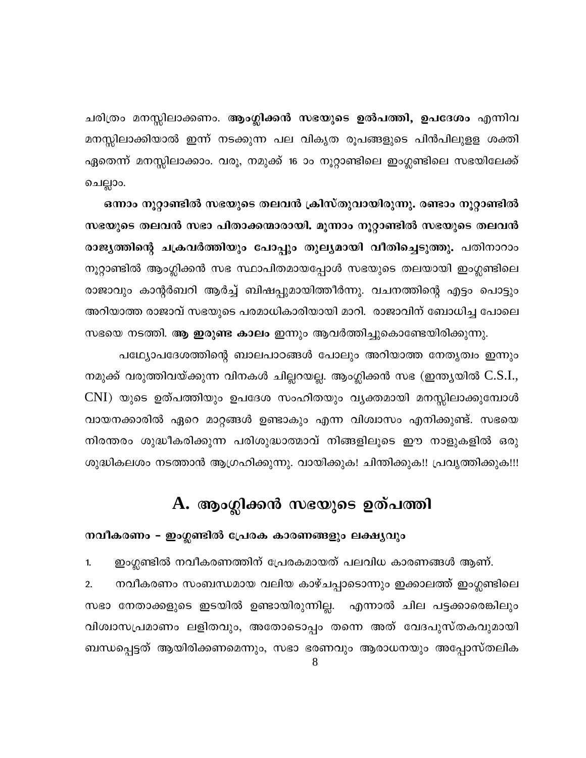ചരിത്രം മനസ്സിലാക്കണം. **ആംഗ്ലിക്കൻ സഭയുടെ ഉൽപത്തി, ഉപദേശം** എന്നിവ മനസ്സിലാക്കിയാൽ ഇന്ന് നടക്കുന്ന പല വികൃത രൂപങ്ങളുടെ പിൻപിലുള്ള ശക്തി ഏതെന്ന് മനസ്സിലാക്കാം. വരൂ, നമുക്ക് 16 ാം നൂറ്റാണ്ടിലെ ഇംഗ്ലണ്ടിലെ സഭയിലേക്ക് ചെല്ലാം.

**ഒന്നാം നൂറ്റാണ്ടിൽ സഭയുടെ തലവൻ ക്രിസ്തുവായിരുന്നു. രണ്ടാം നൂറ്റാണ്ടിൽ സഭയുടെ തലവൻ സഭാ പിതാക്കന്മാരായി. മൂന്നാം നൂറ്റാണ്ടിൽ സഭയുടെ തലവൻ രാജ്യത്തിന്റെ ചക്രവർത്തിയും പോപ്പും തുല്യമായി വീതിച്ചെടുത്തു.** പതിനാറാം നൂറ്റാണ്ടിൽ ആംഗ്ലിക്കൻ സഭ സ്ഥാപിതമായപ്പോൾ സഭയുടെ തലയായി ഇംഗ്ലണ്ടിലെ രാജാവും കാന്റർബറി ആർച്ച് ബിഷപ്പുമായിത്തീർന്നു. വചനത്തിന്റെ എട്ടും പൊട്ടും അറിയാത്ത രാജാവ് സഭയുടെ പരമാധികാരിയായി മാറി. രാജാവിന് ബോധിച്ച പോലെ സഭയെ നടത്തി. **ആ ഇരുണ്ട കാലം** ഇന്നും ആവർത്തിച്ചുകൊണ്ടേയിരിക്കുന്നു.

പഥ്യോപദേശത്തിന്റെ ബാലപാഠങ്ങൾ പോലും അറിയാത്ത നേതൃത്വം ഇന്നും നമുക്ക് വരുത്തിവയ്ക്കുന്ന വിനകൾ ചില്ലറയല്ല. ആംഗ്ലിക്കൻ സഭ (ഇന്ത്യയിൽ C.S.I., CNI) യുടെ ഉത്പത്തിയും ഉപദേശ സംഹിതയും വ്യക്തമായി മനസ്സിലാക്കുമ്പോൾ വായനക്കാരിൽ ഏറെ മാറ്റങ്ങൾ ഉണ്ടാകും എന്ന വിശ്വാസം എനിക്കുണ്ട്. സഭയെ നിരന്തരം ശുദ്ധീകരിക്കുന്ന പരിശുദ്ധാത്മാവ് നിങ്ങളിലൂടെ ഈ നാളുകളിൽ ഒരു ശുദ്ധികലശം നടത്താൻ ആഗ്രഹിക്കുന്നു. വായിക്കുക! ചിന്തിക്കുക!! പ്രവൃത്തിക്കുക!!!

## A. ആംഗ്ലിക്കൻ സഭയുടെ ഉത്പത്തി

### നവീകരണം - ഇംഗ്ലണ്ടിൽ പ്രേരക കാരണങ്ങളും ലക്ഷ്യവും

1. ഇംഗ്ലണ്ടിൽ നവീകരണത്തിന് പ്രേരകമായത് പലവിധ കാരണങ്ങൾ ആണ്.
2. നവീകരണം സംബന്ധമായ വലിയ കാഴ്ചപ്പാടൊന്നും ഇക്കാലത്ത് ഇംഗ്ലണ്ടിലെ സഭാ നേതാക്കളുടെ ഇടയിൽ ഉണ്ടായിരുന്നില്ല. എന്നാൽ ചില പട്ടക്കാരെങ്കിലും വിശ്വാസപ്രമാണം ലളിതവും, അതോടൊപ്പം തന്നെ അത് വേദപുസ്തകവുമായി ബന്ധപ്പെട്ടത് ആയിരിക്കണമെന്നും, സഭാ ഭരണവും ആരാധനയും അപ്പോസ്തലിക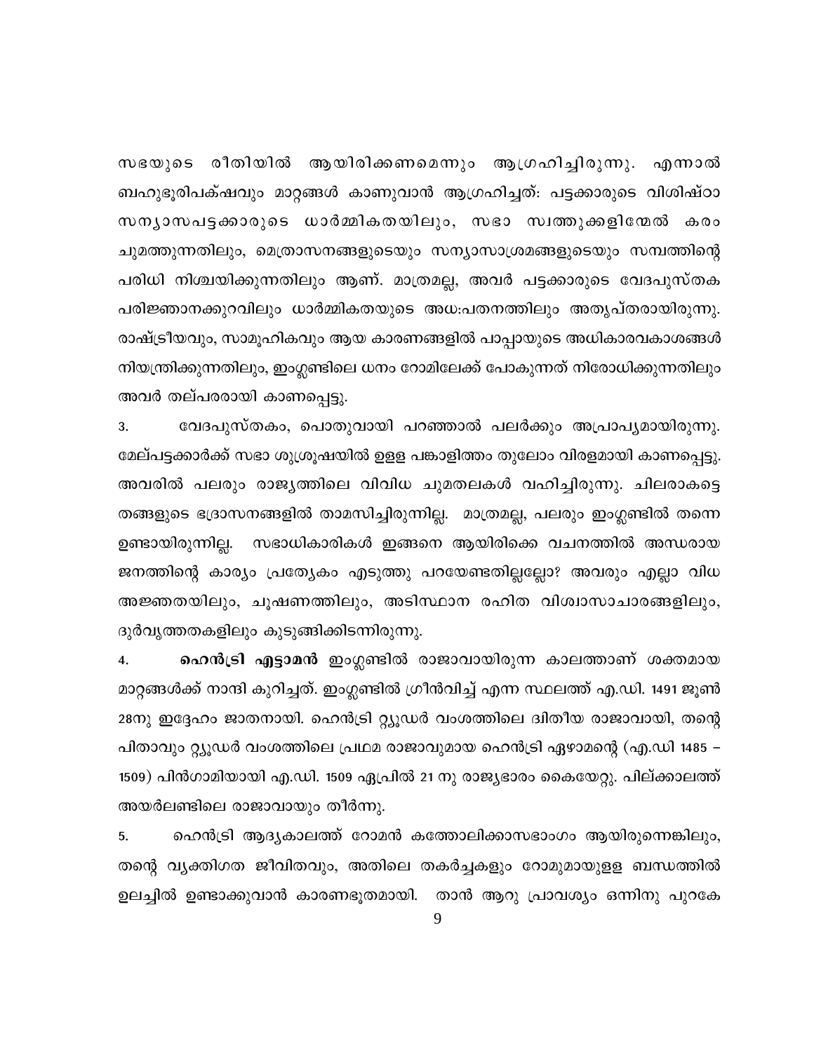സഭയുടെ രീതിയിൽ ആയിരിക്കണമെന്നും ആഗ്രഹിച്ചിരുന്നു. എന്നാൽ ബഹുഭൂരിപക്ഷവും മാറ്റങ്ങൾ കാണുവാൻ ആഗ്രഹിച്ചത്: പട്ടക്കാരുടെ വിശിഷ്ഠാ സന്യാസപട്ടക്കാരുടെ ധാർമ്മികതയിലും, സഭാ സ്വത്തുക്കളിന്മേൽ കരം ചുമത്തുന്നതിലും, മെത്രാസനങ്ങളുടെയും സന്യാസാശ്രമങ്ങളുടെയും സമ്പത്തിന്റെ പരിധി നിശ്ചയിക്കുന്നതിലും ആണ്. മാത്രമല്ല, അവർ പട്ടക്കാരുടെ വേദപുസ്തക പരിജ്ഞാനക്കുറവിലും ധാർമ്മികതയുടെ അധഃപതനത്തിലും അതൃപ്തരായിരുന്നു. രാഷ്ട്രീയവും, സാമൂഹികവും ആയ കാരണങ്ങളിൽ പാപ്പായുടെ അധികാരവകാശങ്ങൾ നിയന്ത്രിക്കുന്നതിലും, ഇംഗ്ലണ്ടിലെ ധനം റോമിലേക്ക് പോകുന്നത് നിരോധിക്കുന്നതിലും അവർ തല്പരരായി കാണപ്പെട്ടു.

3. വേദപുസ്തകം, പൊതുവായി പറഞ്ഞാൽ പലർക്കും അപ്രാപ്യമായിരുന്നു. മേല്പട്ടക്കാർക്ക് സഭാ ശുശ്രൂഷയിൽ ഉള്ള പങ്കാളിത്തം തുലോം വിരളമായി കാണപ്പെട്ടു. അവരിൽ പലരും രാജ്യത്തിലെ വിവിധ ചുമതലകൾ വഹിച്ചിരുന്നു. ചിലരാകട്ടെ തങ്ങളുടെ ഭദ്രാസനങ്ങളിൽ താമസിച്ചിരുന്നില്ല. മാത്രമല്ല, പലരും ഇംഗ്ലണ്ടിൽ തന്നെ ഉണ്ടായിരുന്നില്ല. സഭാധികാരികൾ ഇങ്ങനെ ആയിരിക്കെ വചനത്തിൽ അന്ധരായ ജനത്തിന്റെ കാര്യം പ്രത്യേകം എടുത്തു പറയേണ്ടതില്ലല്ലോ? അവരും എല്ലാ വിധ അജ്ഞതയിലും, ചൂഷണത്തിലും, അടിസ്ഥാന രഹിത വിശ്വാസാചാരങ്ങളിലും, ദുർവൃത്തതകളിലും കുടുങ്ങിക്കിടന്നിരുന്നു.

4. **ഹെൻട്രി എട്ടാമൻ** ഇംഗ്ലണ്ടിൽ രാജാവായിരുന്ന കാലത്താണ് ശക്തമായ മാറ്റങ്ങൾക്ക് നാന്ദി കുറിച്ചത്. ഇംഗ്ലണ്ടിൽ ഗ്രീൻവിച്ച് എന്ന സ്ഥലത്ത് എ.ഡി. 1491 ജൂൺ 28നു ഇദ്ദേഹം ജാതനായി. ഹെൻട്രി റ്റ്യൂഡർ വംശത്തിലെ ദ്വിതീയ രാജാവായി, തന്റെ പിതാവും റ്റ്യൂഡർ വംശത്തിലെ പ്രഥമ രാജാവുമായ ഹെൻട്രി ഏഴാമന്റെ (എ.ഡി 1485 – 1509) പിൻഗാമിയായി എ.ഡി. 1509 ഏപ്രിൽ 21 നു രാജ്യഭാരം കൈയേറ്റു. പില്ക്കാലത്ത് അയർലണ്ടിലെ രാജാവായും തീർന്നു.

5. ഹെൻട്രി ആദ്യകാലത്ത് റോമൻ കത്തോലിക്കാസഭാംഗം ആയിരുന്നെങ്കിലും, തന്റെ വ്യക്തിഗത ജീവിതവും, അതിലെ തകർച്ചകളും റോമുമായുള്ള ബന്ധത്തിൽ ഉലച്ചിൽ ഉണ്ടാക്കുവാൻ കാരണഭൂതമായി. താൻ ആറു പ്രാവശ്യം ഒന്നിനു പുറകേ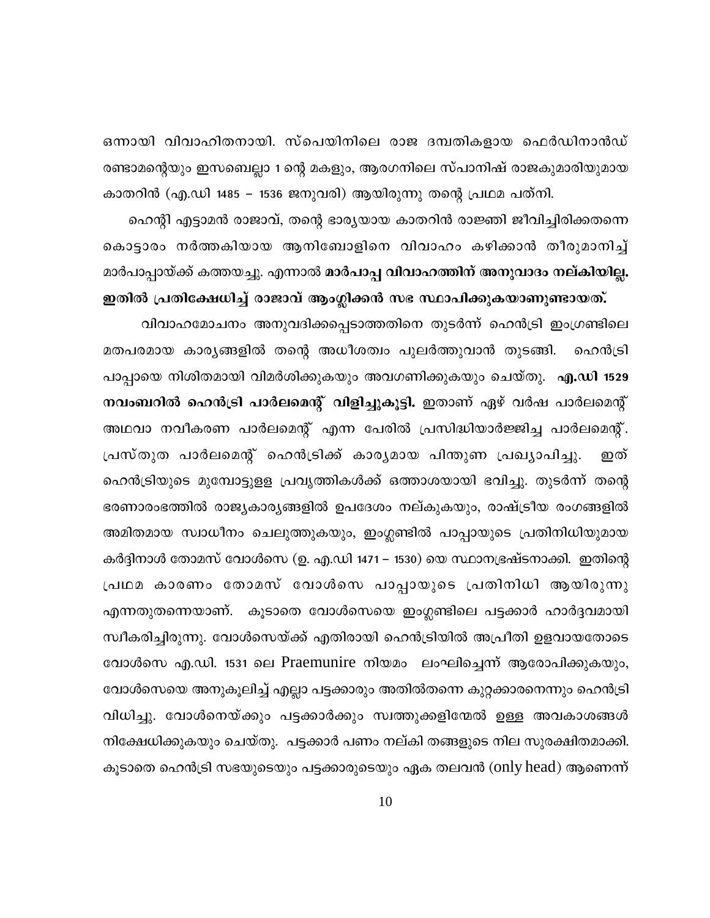ഒന്നായി വിവാഹിതനായി. സ്പെയിനിലെ രാജ ദമ്പതികളായ ഫെർഡിനാൻഡ് രണ്ടാമന്റെയും ഇസബെല്ലാ 1 ന്റെ മകളും, ആരഗനിലെ സ്പാനിഷ് രാജകുമാരിയുമായ കാതറിൻ (എ.ഡി 1485 – 1536 ജനുവരി) ആയിരുന്നു തന്റെ പ്രഥമ പത്നി.

ഹെന്റി എട്ടാമൻ രാജാവ്, തന്റെ ഭാര്യയായ കാതറിൻ രാജ്ഞി ജീവിച്ചിരിക്കതന്നെ കൊട്ടാരം നർത്തകിയായ ആനിബോളിനെ വിവാഹം കഴിക്കാൻ തീരുമാനിച്ച് മാർപാപ്പായ്ക്ക് കത്തയച്ചു. എന്നാൽ **മാർപാപ്പ വിവാഹത്തിന് അനുവാദം നല്കിയില്ല. ഇതിൽ പ്രതിക്ഷേധിച്ച് രാജാവ് ആംഗ്ലിക്കൻ സഭ സ്ഥാപിക്കുകയാണുണ്ടായത്.**

വിവാഹമോചനം അനുവദിക്കപ്പെടാത്തതിനെ തുടർന്ന് ഹെൻട്രി ഇംഗ്രണ്ടിലെ മതപരമായ കാര്യങ്ങളിൽ തന്റെ അധീശത്വം പുലർത്തുവാൻ തുടങ്ങി. ഹെൻട്രി പാപ്പായെ നിശിതമായി വിമർശിക്കുകയും അവഗണിക്കുകയും ചെയ്തു. **എ.ഡി 1529 നവംബറിൽ ഹെൻട്രി പാർലമെന്റ് വിളിച്ചുകൂട്ടി.** ഇതാണ് ഏഴ് വർഷ പാർലമെന്റ് അഥവാ നവീകരണ പാർലമെന്റ് എന്ന പേരിൽ പ്രസിദ്ധിയാർജ്ജിച്ച പാർലമെന്റ്. പ്രസ്തുത പാർലമെന്റ് ഹെൻട്രിക്ക് കാര്യമായ പിന്തുണ പ്രഖ്യാപിച്ചു. ഇത് ഹെൻട്രിയുടെ മുമ്പോട്ടുള്ള പ്രവൃത്തികൾക്ക് ഒത്താശയായി ഭവിച്ചു. തുടർന്ന് തന്റെ ഭരണാരംഭത്തിൽ രാജ്യകാര്യങ്ങളിൽ ഉപദേശം നല്കുകയും, രാഷ്ട്രീയ രംഗങ്ങളിൽ അമിതമായ സ്വാധീനം ചെലുത്തുകയും, ഇംഗ്ലണ്ടിൽ പാപ്പായുടെ പ്രതിനിധിയുമായ കർദ്ദിനാൾ തോമസ് വോൾസെ (ഉ. എ.ഡി 1471 – 1530) യെ സ്ഥാനഭ്രഷ്ടനാക്കി. ഇതിന്റെ പ്രഥമ കാരണം തോമസ് വോൾസെ പാപ്പായുടെ പ്രതിനിധി ആയിരുന്നു എന്നതുതന്നെയാണ്. കൂടാതെ വോൾസെയെ ഇംഗ്ലണ്ടിലെ പട്ടക്കാർ ഹാർദ്ദവമായി സ്വീകരിച്ചിരുന്നു. വോൾസെയ്ക്ക് എതിരായി ഹെൻട്രിയിൽ അപ്രീതി ഉളവായതോടെ വോൾസെ എ.ഡി. 1531 ലെ Praemunire നിയമം ലംഘിച്ചെന്ന് ആരോപിക്കുകയും, വോൾസെയെ അനുകൂലിച്ച് എല്ലാ പട്ടക്കാരും അതിൽതന്നെ കുറ്റക്കാരനെന്നും ഹെൻട്രി വിധിച്ചു. വോൾനെയ്ക്കും പട്ടക്കാർക്കും സ്വത്തുക്കളിന്മേൽ ഉള്ള അവകാശങ്ങൾ നിക്ഷേധിക്കുകയും ചെയ്തു. പട്ടക്കാർ പണം നല്കി തങ്ങളുടെ നില സുരക്ഷിതമാക്കി. കൂടാതെ ഹെൻട്രി സഭയുടെയും പട്ടക്കാരുടെയും ഏക തലവൻ (only head) ആണെന്ന്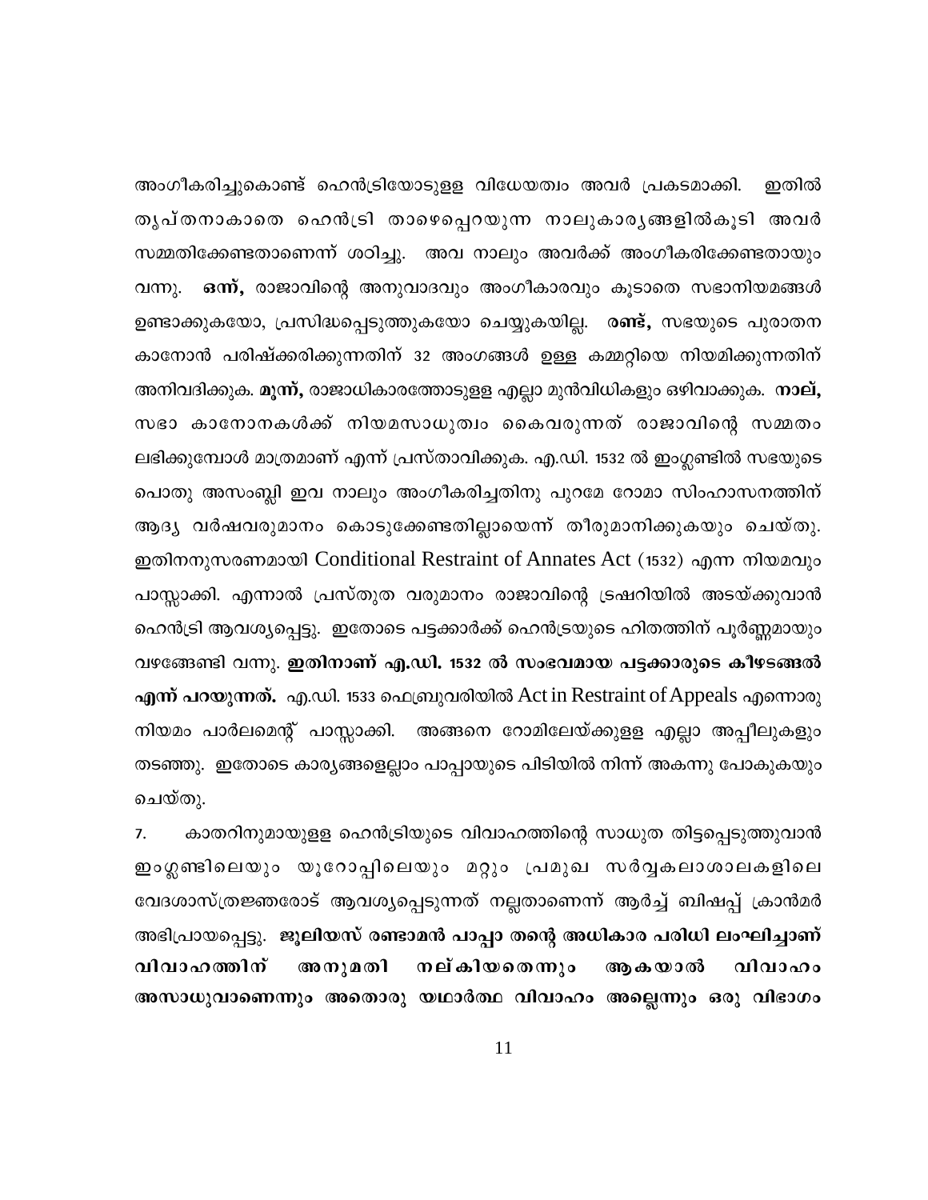അംഗീകരിച്ചുകൊണ്ട് ഹെൻട്രിയോടുള്ള വിധേയത്വം അവർ പ്രകടമാക്കി. ഇതിൽ തൃപ്തനാകാതെ ഹെൻട്രി താഴെപ്പെറയുന്ന നാലുകാര്യങ്ങളിൽകൂടി അവർ സമ്മതിക്കേണ്ടതാണെന്ന് ശഠിച്ചു. അവ നാലും അവർക്ക് അംഗീകരിക്കേണ്ടതായും വന്നു. **ഒന്ന്,** രാജാവിന്റെ അനുവാദവും അംഗീകാരവും കൂടാതെ സഭാനിയമങ്ങൾ ഉണ്ടാക്കുകയോ, പ്രസിദ്ധപ്പെടുത്തുകയോ ചെയ്യുകയില്ല. **രണ്ട്,** സഭയുടെ പുരാതന കാനോൻ പരിഷ്ക്കരിക്കുന്നതിന് 32 അംഗങ്ങൾ ഉള്ള കമ്മറ്റിയെ നിയമിക്കുന്നതിന് അനിവദിക്കുക. **മൂന്ന്,** രാജാധികാരത്തോടുള്ള എല്ലാ മുൻവിധികളും ഒഴിവാക്കുക. **നാല്,** സഭാ കാനോനകൾക്ക് നിയമസാധുത്വം കൈവരുന്നത് രാജാവിന്റെ സമ്മതം ലഭിക്കുമ്പോൾ മാത്രമാണ് എന്ന് പ്രസ്താവിക്കുക. എ.ഡി. 1532 ൽ ഇംഗ്ലണ്ടിൽ സഭയുടെ പൊതു അസംബ്ലി ഇവ നാലും അംഗീകരിച്ചതിനു പുറമേ റോമാ സിംഹാസനത്തിന് ആദ്യ വർഷവരുമാനം കൊടുക്കേണ്ടതില്ലായെന്ന് തീരുമാനിക്കുകയും ചെയ്തു. ഇതിനനുസരണമായി Conditional Restraint of Annates Act (1532) എന്ന നിയമവും പാസ്സാക്കി. എന്നാൽ പ്രസ്തുത വരുമാനം രാജാവിന്റെ ട്രഷറിയിൽ അടയ്ക്കുവാൻ ഹെൻട്രി ആവശ്യപ്പെട്ടു. ഇതോടെ പട്ടക്കാർക്ക് ഹെൻട്രയുടെ ഹിതത്തിന് പൂർണ്ണമായും വഴങ്ങേണ്ടി വന്നു. **ഇതിനാണ് എ.ഡി. 1532 ൽ സംഭവമായ പട്ടക്കാരുടെ കീഴടങ്ങൽ എന്ന് പറയുന്നത്.** എ.ഡി. 1533 ഫെബ്രുവരിയിൽ Act in Restraint of Appeals എന്നൊരു നിയമം പാർലമെന്റ് പാസ്സാക്കി. അങ്ങനെ റോമിലേയ്ക്കുള്ള എല്ലാ അപ്പീലുകളും തടഞ്ഞു. ഇതോടെ കാര്യങ്ങളെല്ലാം പാപ്പായുടെ പിടിയിൽ നിന്ന് അകന്നു പോകുകയും ചെയ്തു.

7. കാതറിനുമായുള്ള ഹെൻട്രിയുടെ വിവാഹത്തിന്റെ സാധുത തിട്ടപ്പെടുത്തുവാൻ ഇംഗ്ലണ്ടിലെയും യൂറോപ്പിലെയും മറ്റും പ്രമുഖ സർവ്വകലാശാലകളിലെ വേദശാസ്ത്രജ്ഞരോട് ആവശ്യപ്പെടുന്നത് നല്ലതാണെന്ന് ആർച്ച് ബിഷപ്പ് ക്രാൻമർ അഭിപ്രായപ്പെട്ടു. **ജൂലിയസ് രണ്ടാമൻ പാപ്പാ തന്റെ അധികാര പരിധി ലംഘിച്ചാണ് വിവാഹത്തിന് അനുമതി നല്കിയതെന്നും ആകയാൽ വിവാഹം അസാധുവാണെന്നും അതൊരു യഥാർത്ഥ വിവാഹം അല്ലെന്നും ഒരു വിഭാഗം**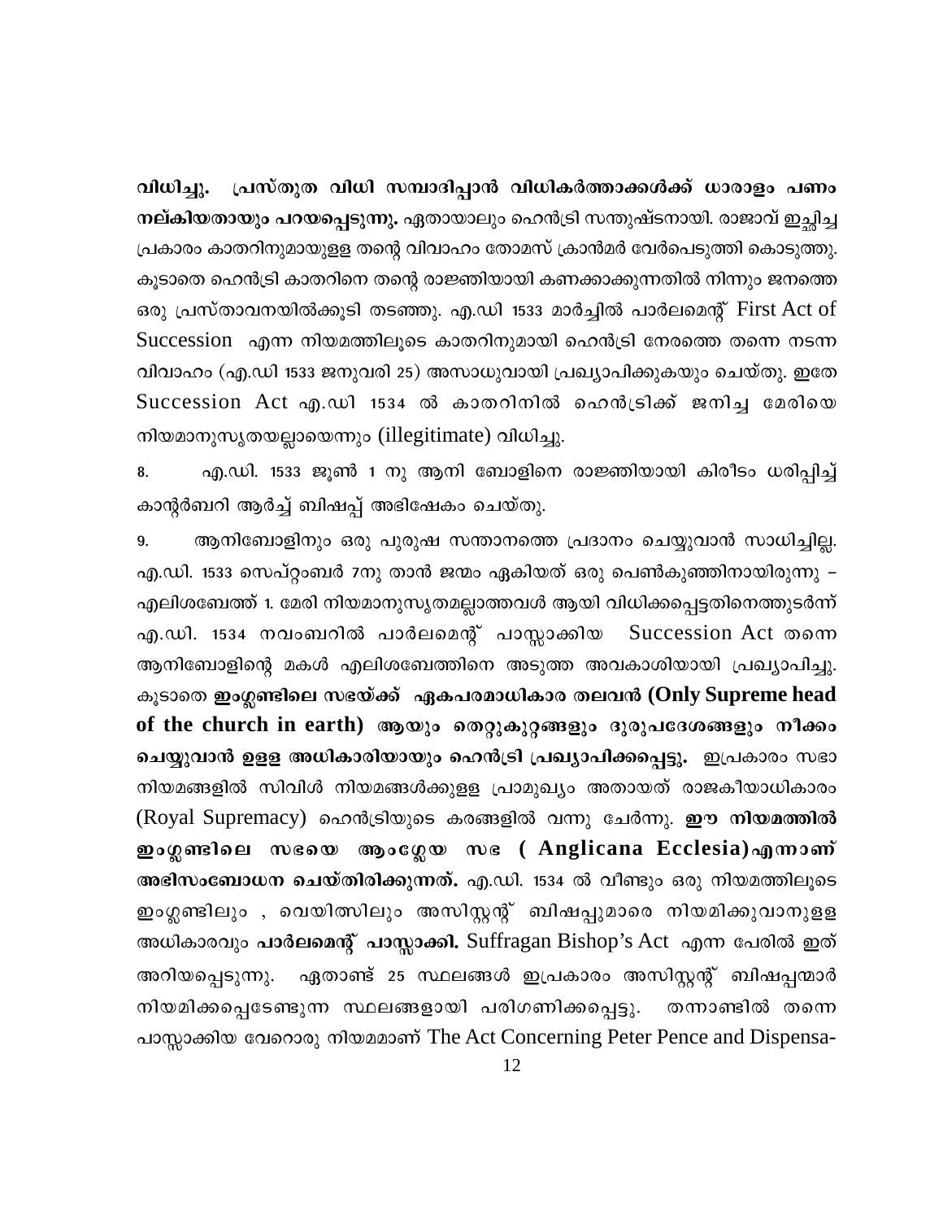**വിധിച്ചു. പ്രസ്തുത വിധി സമ്പാദിപ്പാൻ വിധികർത്താക്കൾക്ക് ധാരാളം പണം നല്കിയതായും പറയപ്പെടുന്നു.** ഏതായാലും ഹെൻട്രി സന്തുഷ്ടനായി. രാജാവ് ഇച്ഛിച്ച പ്രകാരം കാതറിനുമായുള്ള തന്റെ വിവാഹം തോമസ് ക്രാൻമർ വേർപെടുത്തി കൊടുത്തു. കൂടാതെ ഹെൻട്രി കാതറിനെ തന്റെ രാജ്ഞിയായി കണക്കാക്കുന്നതിൽ നിന്നും ജനത്തെ ഒരു പ്രസ്താവനയിൽക്കൂടി തടഞ്ഞു. എ.ഡി 1533 മാർച്ചിൽ പാർലമെന്റ് First Act of Succession എന്ന നിയമത്തിലൂടെ കാതറിനുമായി ഹെൻട്രി നേരത്തെ തന്നെ നടന്ന വിവാഹം (എ.ഡി 1533 ജനുവരി 25) അസാധുവായി പ്രഖ്യാപിക്കുകയും ചെയ്തു. ഇതേ Succession Act എ.ഡി 1534 ൽ കാതറിനിൽ ഹെൻട്രിക്ക് ജനിച്ച മേരിയെ നിയമാനുസൃതയല്ലായെന്നും (illegitimate) വിധിച്ചു.

8. എ.ഡി. 1533 ജൂൺ 1 നു ആനി ബോളിനെ രാജ്ഞിയായി കിരീടം ധരിപ്പിച്ച് കാന്റർബറി ആർച്ച് ബിഷപ്പ് അഭിഷേകം ചെയ്തു.

9. ആനിബോളിനും ഒരു പുരുഷ സന്താനത്തെ പ്രദാനം ചെയ്യുവാൻ സാധിച്ചില്ല. എ.ഡി. 1533 സെപ്റ്റംബർ 7നു താൻ ജന്മം ഏകിയത് ഒരു പെൺകുഞ്ഞിനായിരുന്നു – എലിശബേത്ത് 1. മേരി നിയമാനുസൃതമല്ലാത്തവൾ ആയി വിധിക്കപ്പെട്ടതിനെത്തുടർന്ന് എ.ഡി. 1534 നവംബറിൽ പാർലമെന്റ് പാസ്സാക്കിയ Succession Act തന്നെ ആനിബോളിന്റെ മകൾ എലിശബേത്തിനെ അടുത്ത അവകാശിയായി പ്രഖ്യാപിച്ചു. കൂടാതെ **ഇംഗ്ലണ്ടിലെ സഭയ്ക്ക് ഏകപരമാധികാര തലവൻ (Only Supreme head of the church in earth) ആയും തെറ്റുകുറ്റങ്ങളും ദുരുപദേശങ്ങളും നീക്കം ചെയ്യുവാൻ ഉള്ള അധികാരിയായും ഹെൻട്രി പ്രഖ്യാപിക്കപ്പെട്ടു.** ഇപ്രകാരം സഭാ നിയമങ്ങളിൽ സിവിൾ നിയമങ്ങൾക്കുള്ള പ്രാമുഖ്യം അതായത് രാജകീയാധികാരം (Royal Supremacy) ഹെൻട്രിയുടെ കരങ്ങളിൽ വന്നു ചേർന്നു. **ഈ നിയമത്തിൽ ഇംഗ്ലണ്ടിലെ സഭയെ ആംഗ്ലേയ സഭ ( Anglicana Ecclesia)എന്നാണ് അഭിസംബോധന ചെയ്തിരിക്കുന്നത്.** എ.ഡി. 1534 ൽ വീണ്ടും ഒരു നിയമത്തിലൂടെ ഇംഗ്ലണ്ടിലും , വെയിത്സിലും അസിസ്റ്റന്റ് ബിഷപ്പുമാരെ നിയമിക്കുവാനുള്ള അധികാരവും **പാർലമെന്റ് പാസ്സാക്കി.** Suffragan Bishop's Act എന്ന പേരിൽ ഇത് അറിയപ്പെടുന്നു. ഏതാണ്ട് 25 സ്ഥലങ്ങൾ ഇപ്രകാരം അസിസ്റ്റന്റ് ബിഷപ്പന്മാർ നിയമിക്കപ്പെടേണ്ടുന്ന സ്ഥലങ്ങളായി പരിഗണിക്കപ്പെട്ടു. തന്നാണ്ടിൽ തന്നെ പാസ്സാക്കിയ വേറൊരു നിയമമാണ് The Act Concerning Peter Pence and Dispensa-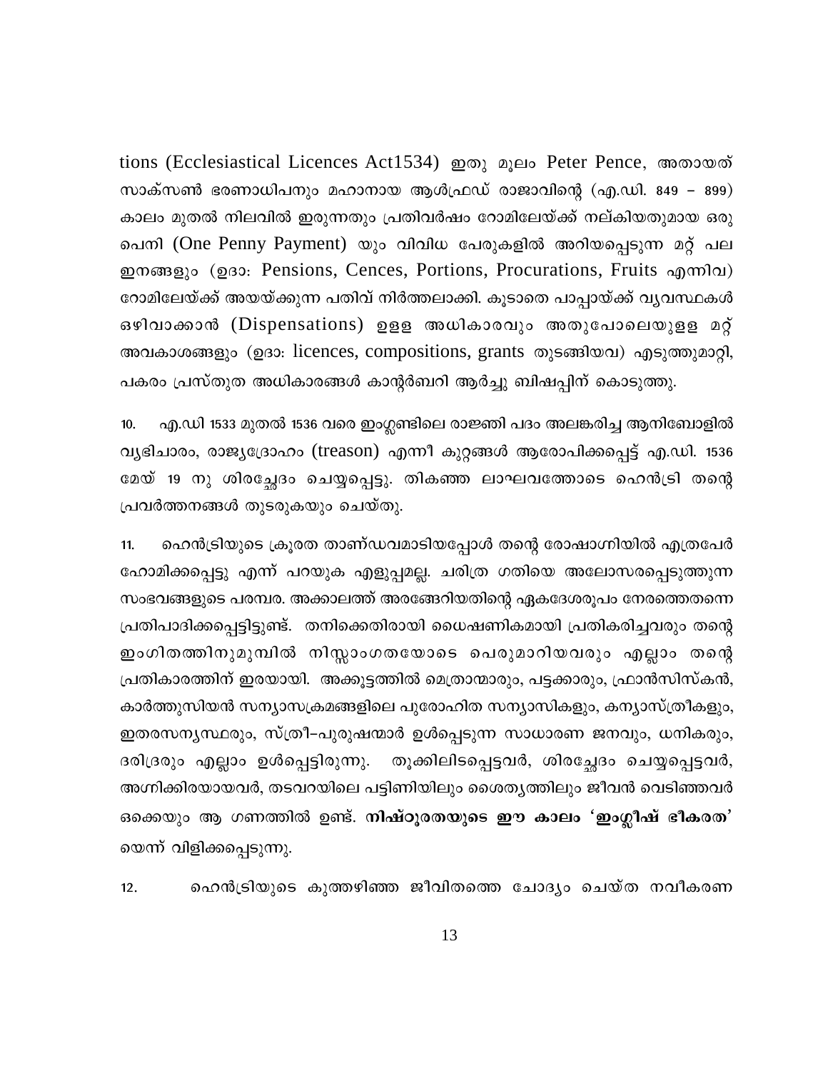tions (Ecclesiastical Licences Act1534) ഇതു മൂലം Peter Pence, അതായത് സാക്സൺ ഭരണാധിപനും മഹാനായ ആൾഫ്രഡ് രാജാവിന്റെ (എ.ഡി. 849 – 899) കാലം മുതൽ നിലവിൽ ഇരുന്നതും പ്രതിവർഷം റോമിലേയ്ക്ക് നല്കിയതുമായ ഒരു പെനി (One Penny Payment) യും വിവിധ പേരുകളിൽ അറിയപ്പെടുന്ന മറ്റ് പല ഇനങ്ങളും (ഉദാ: Pensions, Cences, Portions, Procurations, Fruits എന്നിവ) റോമിലേയ്ക്ക് അയയ്ക്കുന്ന പതിവ് നിർത്തലാക്കി. കൂടാതെ പാപ്പായ്ക്ക് വ്യവസ്ഥകൾ ഒഴിവാക്കാൻ (Dispensations) ഉളള അധികാരവും അതുപോലെയുളള മറ്റ് അവകാശങ്ങളും (ഉദാ: licences, compositions, grants തുടങ്ങിയവ) എടുത്തുമാറ്റി, പകരം പ്രസ്തുത അധികാരങ്ങൾ കാന്റർബറി ആർച്ചു ബിഷപ്പിന് കൊടുത്തു.

10. എ.ഡി 1533 മുതൽ 1536 വരെ ഇംഗ്ലണ്ടിലെ രാജ്ഞി പദം അലങ്കരിച്ച ആനിബോളിൽ വ്യഭിചാരം, രാജ്യദ്രോഹം (treason) എന്നീ കുറ്റങ്ങൾ ആരോപിക്കപ്പെട്ട് എ.ഡി. 1536 മേയ് 19 നു ശിരച്ഛേദം ചെയ്യപ്പെട്ടു. തികഞ്ഞ ലാഘവത്തോടെ ഹെൻട്രി തന്റെ പ്രവർത്തനങ്ങൾ തുടരുകയും ചെയ്തു.

11. ഹെൻട്രിയുടെ ക്രൂരത താണ്ഡവമാടിയപ്പോൾ തന്റെ രോഷാഗ്നിയിൽ എത്രപേർ ഹോമിക്കപ്പെട്ടു എന്ന് പറയുക എളുപ്പമല്ല. ചരിത്ര ഗതിയെ അലോസരപ്പെടുത്തുന്ന സംഭവങ്ങളുടെ പരമ്പര. അക്കാലത്ത് അരങ്ങേറിയതിന്റെ ഏകദേശരൂപം നേരത്തെതന്നെ പ്രതിപാദിക്കപ്പെട്ടിട്ടുണ്ട്. തനിക്കെതിരായി ധൈഷണികമായി പ്രതികരിച്ചവരും തന്റെ ഇംഗിതത്തിനുമുമ്പിൽ നിസ്സംഗതയോടെ പെരുമാറിയവരും എല്ലാം തന്റെ പ്രതികാരത്തിന് ഇരയായി. അക്കൂട്ടത്തിൽ മെത്രാന്മാരും, പട്ടക്കാരും, ഫ്രാൻസിസ്കൻ, കാർത്തുസിയൻ സന്യാസക്രമങ്ങളിലെ പുരോഹിത സന്യാസികളും, കന്യാസ്ത്രീകളും, ഇതരസന്യസ്ഥരും, സ്ത്രീ–പുരുഷന്മാർ ഉൾപ്പെടുന്ന സാധാരണ ജനവും, ധനികരും, ദരിദ്രരും എല്ലാം ഉൾപ്പെട്ടിരുന്നു. തൂക്കിലിടപ്പെട്ടവർ, ശിരച്ഛേദം ചെയ്യപ്പെട്ടവർ, അഗ്നിക്കിരയായവർ, തടവറയിലെ പട്ടിണിയിലും ശൈത്യത്തിലും ജീവൻ വെടിഞ്ഞവർ ഒക്കെയും ആ ഗണത്തിൽ ഉണ്ട്. **നിഷ്ഠൂരതയുടെ ഈ കാലം 'ഇംഗ്ലീഷ് ഭീകരത'** യെന്ന് വിളിക്കപ്പെടുന്നു.

12. ഹെൻട്രിയുടെ കുത്തഴിഞ്ഞ ജീവിതത്തെ ചോദ്യം ചെയ്ത നവീകരണ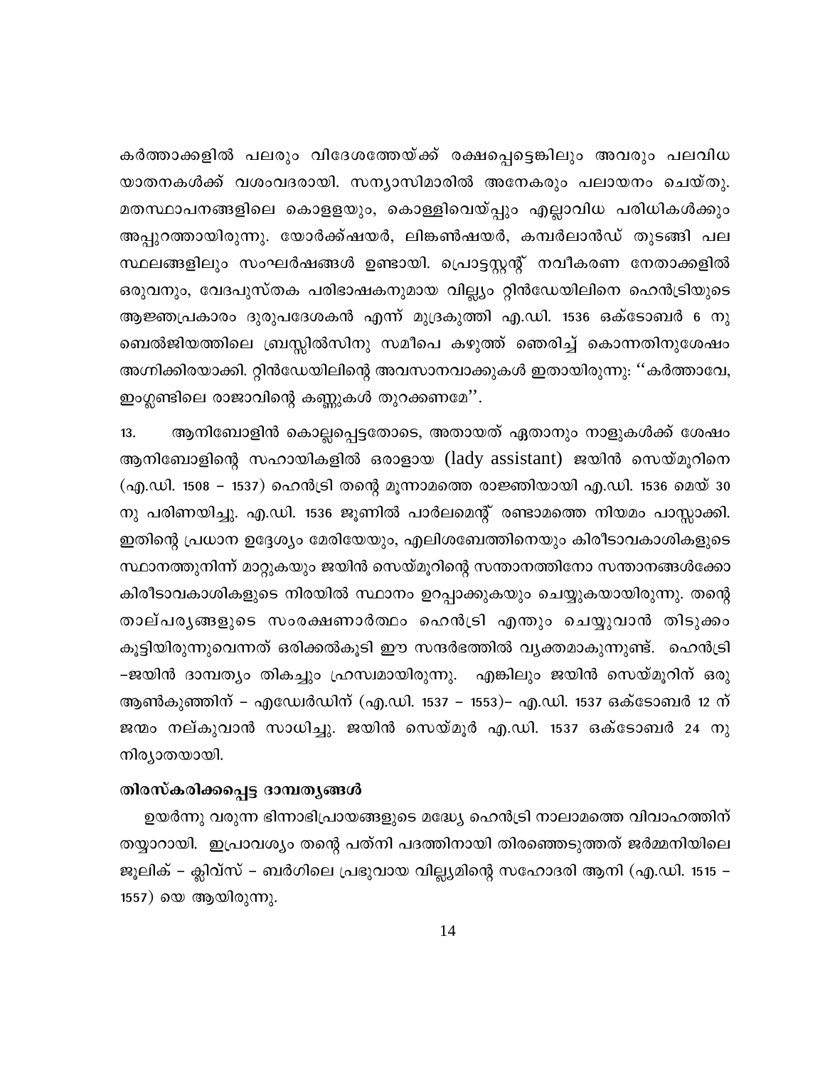കർത്താക്കളിൽ പലരും വിദേശത്തേയ്ക്ക് രക്ഷപ്പെട്ടെങ്കിലും അവരും പലവിധ യാതനകൾക്ക് വശംവദരായി. സന്യാസിമാരിൽ അനേകരും പലായനം ചെയ്തു. മതസ്ഥാപനങ്ങളിലെ കൊളളയും, കൊള്ളിവെയ്പ്പും എല്ലാവിധ പരിധികൾക്കും അപ്പുറത്തായിരുന്നു. യോർക്ക്ഷയർ, ലിങ്കൺഷയർ, കമ്പർലാൻഡ് തുടങ്ങി പല സ്ഥലങ്ങളിലും സംഘർഷങ്ങൾ ഉണ്ടായി. പ്രൊട്ടസ്റ്റന്റ് നവീകരണ നേതാക്കളിൽ ഒരുവനും, വേദപുസ്തക പരിഭാഷകനുമായ വില്ല്യം റ്റിൻഡേയിലിനെ ഹെൻട്രിയുടെ ആജ്ഞപ്രകാരം ദുരുപദേശകൻ എന്ന് മുദ്രകുത്തി എ.ഡി. 1536 ഒക്ടോബർ 6 നു ബെൽജിയത്തിലെ ബ്രസ്സിൽസിനു സമീപെ കഴുത്ത് ഞെരിച്ച് കൊന്നതിനുശേഷം അഗ്നിക്കിരയാക്കി. റ്റിൻഡേയിലിന്റെ അവസാനവാക്കുകൾ ഇതായിരുന്നു: ''കർത്താവേ, ഇംഗ്ലണ്ടിലെ രാജാവിന്റെ കണ്ണുകൾ തുറക്കണമേ''.

13. ആനിബോളിൻ കൊല്ലപ്പെട്ടതോടെ, അതായത് ഏതാനും നാളുകൾക്ക് ശേഷം ആനിബോളിന്റെ സഹായികളിൽ ഒരാളായ (lady assistant) ജയിൻ സെയ്മൂറിനെ (എ.ഡി. 1508 – 1537) ഹെൻട്രി തന്റെ മൂന്നാമത്തെ രാജ്ഞിയായി എ.ഡി. 1536 മെയ് 30 നു പരിണയിച്ചു. എ.ഡി. 1536 ജൂണിൽ പാർലമെന്റ് രണ്ടാമത്തെ നിയമം പാസ്സാക്കി. ഇതിന്റെ പ്രധാന ഉദ്ദേശ്യം മേരിയേയും, എലിശബേത്തിനെയും കിരീടാവകാശികളുടെ സ്ഥാനത്തുനിന്ന് മാറ്റുകയും ജയിൻ സെയ്മൂറിന്റെ സന്താനത്തിനോ സന്താനങ്ങൾക്കോ കിരീടാവകാശികളുടെ നിരയിൽ സ്ഥാനം ഉറപ്പാക്കുകയും ചെയ്യുകയായിരുന്നു. തന്റെ താല്പര്യങ്ങളുടെ സംരക്ഷണാർത്ഥം ഹെൻട്രി എന്തും ചെയ്യുവാൻ തിടുക്കം കൂട്ടിയിരുന്നുവെന്നത് ഒരിക്കൽകൂടി ഈ സന്ദർഭത്തിൽ വ്യക്തമാകുന്നുണ്ട്. ഹെൻട്രി –ജയിൻ ദാമ്പത്യം തികച്ചും ഹ്രസ്വമായിരുന്നു. എങ്കിലും ജയിൻ സെയ്മൂറിന് ഒരു ആൺകുഞ്ഞിന് – എഡ്വേർഡിന് (എ.ഡി. 1537 – 1553)– എ.ഡി. 1537 ഒക്ടോബർ 12 ന് ജന്മം നല്കുവാൻ സാധിച്ചു. ജയിൻ സെയ്മൂർ എ.ഡി. 1537 ഒക്ടോബർ 24 നു നിര്യാതയായി.

### തിരസ്കരിക്കപ്പെട്ട ദാമ്പത്യങ്ങൾ

ഉയർന്നു വരുന്ന ഭിന്നാഭിപ്രായങ്ങളുടെ മദ്ധ്യേ ഹെൻട്രി നാലാമത്തെ വിവാഹത്തിന് തയ്യാറായി. ഇപ്രാവശ്യം തന്റെ പത്നി പദത്തിനായി തിരഞ്ഞെടുത്തത് ജർമ്മനിയിലെ ജൂലിക് – ക്ലിവ്സ് – ബർഗിലെ പ്രഭുവായ വില്ല്യമിന്റെ സഹോദരി ആനി (എ.ഡി. 1515 – 1557) യെ ആയിരുന്നു.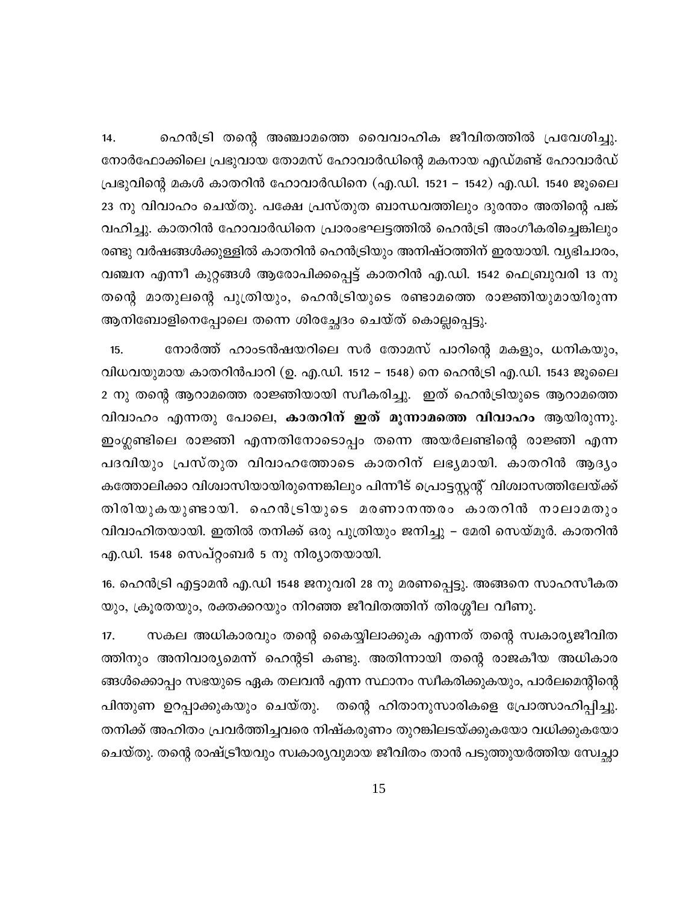14. ഹെൻട്രി തന്റെ അഞ്ചാമത്തെ വൈവാഹിക ജീവിതത്തിൽ പ്രവേശിച്ചു. നോർഫോക്കിലെ പ്രഭുവായ തോമസ് ഹോവാർഡിന്റെ മകനായ എഡ്മണ്ട് ഹോവാർഡ് പ്രഭുവിന്റെ മകൾ കാതറിൻ ഹോവാർഡിനെ (എ.ഡി. 1521 – 1542) എ.ഡി. 1540 ജൂലൈ 23 നു വിവാഹം ചെയ്തു. പക്ഷേ പ്രസ്തുത ബാന്ധവത്തിലും ദുരന്തം അതിന്റെ പങ്ക് വഹിച്ചു. കാതറിൻ ഹോവാർഡിനെ പ്രാരംഭഘട്ടത്തിൽ ഹെൻട്രി അംഗീകരിച്ചെങ്കിലും രണ്ടു വർഷങ്ങൾക്കുള്ളിൽ കാതറിൻ ഹെൻട്രിയും അനിഷ്ഠത്തിന് ഇരയായി. വ്യഭിചാരം, വഞ്ചന എന്നീ കുറ്റങ്ങൾ ആരോപിക്കപ്പെട്ട് കാതറിൻ എ.ഡി. 1542 ഫെബ്രുവരി 13 നു തന്റെ മാതുലന്റെ പുത്രിയും, ഹെൻട്രിയുടെ രണ്ടാമത്തെ രാജ്ഞിയുമായിരുന്ന ആനിബോളിനെപ്പോലെ തന്നെ ശിരച്ഛേദം ചെയ്ത് കൊല്ലപ്പെട്ടു.

15. നോർത്ത് ഹാംടൻഷയറിലെ സർ തോമസ് പാറിന്റെ മകളും, ധനികയും, വിധവയുമായ കാതറിൻപാറി (ഉ. എ.ഡി. 1512 – 1548) നെ ഹെൻട്രി എ.ഡി. 1543 ജൂലൈ 2 നു തന്റെ ആറാമത്തെ രാജ്ഞിയായി സ്വീകരിച്ചു. ഇത് ഹെൻട്രിയുടെ ആറാമത്തെ വിവാഹം എന്നതു പോലെ, **കാതറിന് ഇത് മൂന്നാമത്തെ വിവാഹം** ആയിരുന്നു. ഇംഗ്ലണ്ടിലെ രാജ്ഞി എന്നതിനോടൊപ്പം തന്നെ അയർലണ്ടിന്റെ രാജ്ഞി എന്ന പദവിയും പ്രസ്തുത വിവാഹത്തോടെ കാതറിന് ലഭ്യമായി. കാതറിൻ ആദ്യം കത്തോലിക്കാ വിശ്വാസിയായിരുന്നെങ്കിലും പിന്നീട് പ്രൊട്ടസ്റ്റന്റ് വിശ്വാസത്തിലേയ്ക്ക് തിരിയുകയുണ്ടായി. ഹെൻട്രിയുടെ മരണാനന്തരം കാതറിൻ നാലാമതും വിവാഹിതയായി. ഇതിൽ തനിക്ക് ഒരു പുത്രിയും ജനിച്ചു – മേരി സെയ്മൂർ. കാതറിൻ എ.ഡി. 1548 സെപ്റ്റംബർ 5 നു നിര്യാതയായി.

16. ഹെൻട്രി എട്ടാമൻ എ.ഡി 1548 ജനുവരി 28 നു മരണപ്പെട്ടു. അങ്ങനെ സാഹസീകതയും, ക്രൂരതയും, രക്തക്കറയും നിറഞ്ഞ ജീവിതത്തിന് തിരശ്ശീല വീണു.

17. സകല അധികാരവും തന്റെ കൈയ്യിലാക്കുക എന്നത് തന്റെ സ്വകാര്യജീവിതത്തിനും അനിവാര്യമെന്ന് ഹെന്റടി കണ്ടു. അതിന്നായി തന്റെ രാജകീയ അധികാരങ്ങൾക്കൊപ്പം സഭയുടെ ഏക തലവൻ എന്ന സ്ഥാനം സ്വീകരിക്കുകയും, പാർലമെന്റിന്റെ പിന്തുണ ഉറപ്പാക്കുകയും ചെയ്തു. തന്റെ ഹിതാനുസാരികളെ പ്രോത്സാഹിപ്പിച്ചു. തനിക്ക് അഹിതം പ്രവർത്തിച്ചവരെ നിഷ്കരുണം തുറങ്കിലടയ്ക്കുകയോ വധിക്കുകയോ ചെയ്തു. തന്റെ രാഷ്ട്രീയവും സ്വകാര്യവുമായ ജീവിതം താൻ പടുത്തുയർത്തിയ സ്വേച്ഛാ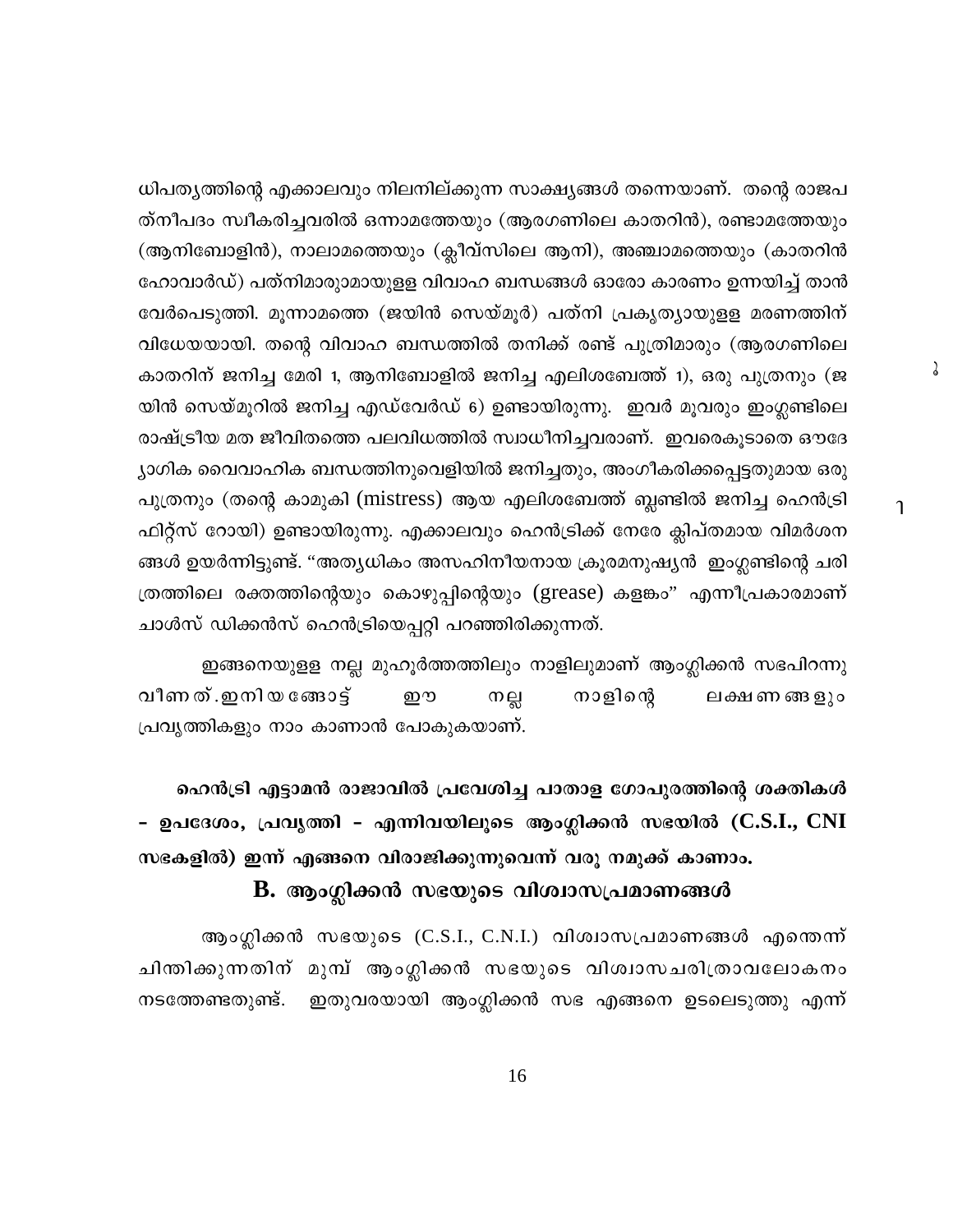ധിപത്യത്തിന്റെ എക്കാലവും നിലനില്ക്കുന്ന സാക്ഷ്യങ്ങൾ തന്നെയാണ്. തന്റെ രാജപത്നീപദം സ്വീകരിച്ചവരിൽ ഒന്നാമത്തേയും (ആരഗണിലെ കാതറിൻ), രണ്ടാമത്തേയും (ആനിബോളിൻ), നാലാമത്തെയും (ക്ലീവ്സിലെ ആനി), അഞ്ചാമത്തെയും (കാതറിൻ ഹോവാർഡ്) പത്നിമാരുമായുള്ള വിവാഹ ബന്ധങ്ങൾ ഓരോ കാരണം ഉന്നയിച്ച് താൻ വേർപെടുത്തി. മൂന്നാമത്തെ (ജയിൻ സെയ്മൂർ) പത്നി പ്രകൃത്യായുള്ള മരണത്തിന് വിധേയയായി. തന്റെ വിവാഹ ബന്ധത്തിൽ തനിക്ക് രണ്ട് പുത്രിമാരും (ആരഗണിലെ കാതറിന് ജനിച്ച മേരി 1, ആനിബോളിൽ ജനിച്ച എലിശബേത്ത് 1), ഒരു പുത്രനും (ജയിൻ സെയ്മൂറിൽ ജനിച്ച എഡ്വേർഡ് 6) ഉണ്ടായിരുന്നു. ഇവർ മൂവരും ഇംഗ്ലണ്ടിലെ രാഷ്ട്രീയ മത ജീവിതത്തെ പലവിധത്തിൽ സ്വാധീനിച്ചവരാണ്. ഇവരെകൂടാതെ ഔദ്യോഗിക വൈവാഹിക ബന്ധത്തിനുവെളിയിൽ ജനിച്ചതും, അംഗീകരിക്കപ്പെട്ടതുമായ ഒരു പുത്രനും (തന്റെ കാമുകി (mistress) ആയ എലിശബേത്ത് ബ്ലണ്ടിൽ ജനിച്ച ഹെൻട്രി ഫിറ്റ്സ് റോയി) ഉണ്ടായിരുന്നു. എക്കാലവും ഹെൻട്രിക്ക് നേരേ ക്ലിപ്തമായ വിമർശനങ്ങൾ ഉയർന്നിട്ടുണ്ട്. "അത്യധികം അസഹിനീയനായ ക്രൂരമനുഷ്യൻ ഇംഗ്ലണ്ടിന്റെ ചരിത്രത്തിലെ രക്തത്തിന്റെയും കൊഴുപ്പിന്റെയും (grease) കളങ്കം" എന്നീപ്രകാരമാണ് ചാൾസ് ഡിക്കൻസ് ഹെൻട്രിയെപ്പറ്റി പറഞ്ഞിരിക്കുന്നത്.

ഇങ്ങനെയുള്ള നല്ല മുഹൂർത്തത്തിലും നാളിലുമാണ് ആംഗ്ലിക്കൻ സഭപിറന്നു വീണത്.ഇനിയങ്ങോട്ട് ഈ നല്ല നാളിന്റെ ലക്ഷണങ്ങളും പ്രവൃത്തികളും നാം കാണാൻ പോകുകയാണ്.

**ഹെൻട്രി എട്ടാമൻ രാജാവിൽ പ്രവേശിച്ച പാതാള ഗോപുരത്തിന്റെ ശക്തികൾ – ഉപദേശം, പ്രവൃത്തി – എന്നിവയിലൂടെ ആംഗ്ലിക്കൻ സഭയിൽ (C.S.I., CNI സഭകളിൽ) ഇന്ന് എങ്ങനെ വിരാജിക്കുന്നുവെന്ന് വരൂ നമുക്ക് കാണാം.**

## B. ആംഗ്ലിക്കൻ സഭയുടെ വിശ്വാസപ്രമാണങ്ങൾ

ആംഗ്ലിക്കൻ സഭയുടെ (C.S.I., C.N.I.) വിശ്വാസപ്രമാണങ്ങൾ എന്തെന്ന് ചിന്തിക്കുന്നതിന് മുമ്പ് ആംഗ്ലിക്കൻ സഭയുടെ വിശ്വാസചരിത്രാവലോകനം നടത്തേണ്ടതുണ്ട്. ഇതുവരയായി ആംഗ്ലിക്കൻ സഭ എങ്ങനെ ഉടലെടുത്തു എന്ന്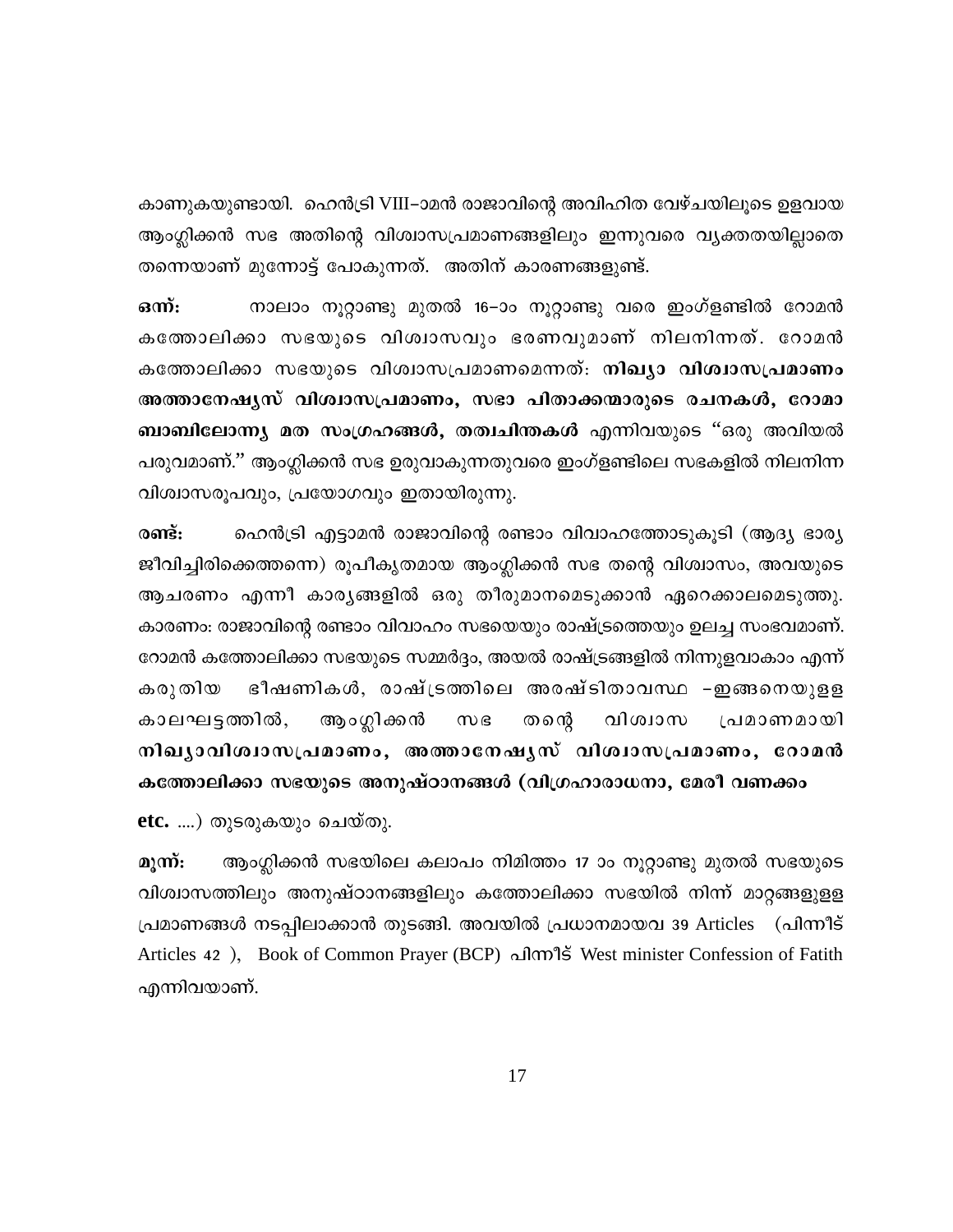കാണുകയുണ്ടായി. ഹെൻട്രി VIII–ാമൻ രാജാവിന്റെ അവിഹിത വേഴ്ചയിലൂടെ ഉളവായ ആംഗ്ലിക്കൻ സഭ അതിന്റെ വിശ്വാസപ്രമാണങ്ങളിലും ഇന്നുവരെ വ്യക്തതയില്ലാതെ തന്നെയാണ് മുന്നോട്ട് പോകുന്നത്. അതിന് കാരണങ്ങളുണ്ട്.

**ഒന്ന്:** നാലാം നൂറ്റാണ്ടു മുതൽ 16–ാം നൂറ്റാണ്ടു വരെ ഇംഗ്ളണ്ടിൽ റോമൻ കത്തോലിക്കാ സഭയുടെ വിശ്വാസവും ഭരണവുമാണ് നിലനിന്നത്. റോമൻ കത്തോലിക്കാ സഭയുടെ വിശ്വാസപ്രമാണമെന്നത്: **നിഖ്യാ വിശ്വാസപ്രമാണം അത്താനേഷ്യസ് വിശ്വാസപ്രമാണം, സഭാ പിതാക്കന്മാരുടെ രചനകൾ, റോമാ ബാബിലോന്ന്യ മത സംഗ്രഹങ്ങൾ, തത്വചിന്തകൾ** എന്നിവയുടെ "ഒരു അവിയൽ പരുവമാണ്." ആംഗ്ലിക്കൻ സഭ ഉരുവാകുന്നതുവരെ ഇംഗ്ളണ്ടിലെ സഭകളിൽ നിലനിന്ന വിശ്വാസരൂപവും, പ്രയോഗവും ഇതായിരുന്നു.

**രണ്ട്:** ഹെൻട്രി എട്ടാമൻ രാജാവിന്റെ രണ്ടാം വിവാഹത്തോടുകൂടി (ആദ്യ ഭാര്യ ജീവിച്ചിരിക്കെത്തന്നെ) രൂപീകൃതമായ ആംഗ്ലിക്കൻ സഭ തന്റെ വിശ്വാസം, അവയുടെ ആചരണം എന്നീ കാര്യങ്ങളിൽ ഒരു തീരുമാനമെടുക്കാൻ ഏറെക്കാലമെടുത്തു. കാരണം: രാജാവിന്റെ രണ്ടാം വിവാഹം സഭയെയും രാഷ്ട്രത്തെയും ഉലച്ച സംഭവമാണ്. റോമൻ കത്തോലിക്കാ സഭയുടെ സമ്മർദ്ദം, അയൽ രാഷ്ട്രങ്ങളിൽ നിന്നുളവാകാം എന്ന് കരുതിയ ഭീഷണികൾ, രാഷ്ട്രത്തിലെ അരക്ഷിതാവസ്ഥ –ഇങ്ങനെയുള്ള കാലഘട്ടത്തിൽ, ആംഗ്ലിക്കൻ സഭ തന്റെ വിശ്വാസ പ്രമാണമായി **നിഖ്യാവിശ്വാസപ്രമാണം, അത്താനേഷ്യസ് വിശ്വാസപ്രമാണം, റോമൻ കത്തോലിക്കാ സഭയുടെ അനുഷ്ഠാനങ്ങൾ (വിഗ്രഹാരാധനാ, മേരീ വണക്കം etc.** ....) തുടരുകയും ചെയ്തു.

**മൂന്ന്:** ആംഗ്ലിക്കൻ സഭയിലെ കലാപം നിമിത്തം 17 ാം നൂറ്റാണ്ടു മുതൽ സഭയുടെ വിശ്വാസത്തിലും അനുഷ്ഠാനങ്ങളിലും കത്തോലിക്കാ സഭയിൽ നിന്ന് മാറ്റങ്ങളുള്ള പ്രമാണങ്ങൾ നടപ്പിലാക്കാൻ തുടങ്ങി. അവയിൽ പ്രധാനമായവ 39 Articles (പിന്നീട് Articles 42 ), Book of Common Prayer (BCP) പിന്നീട് West minister Confession of Fatith എന്നിവയാണ്.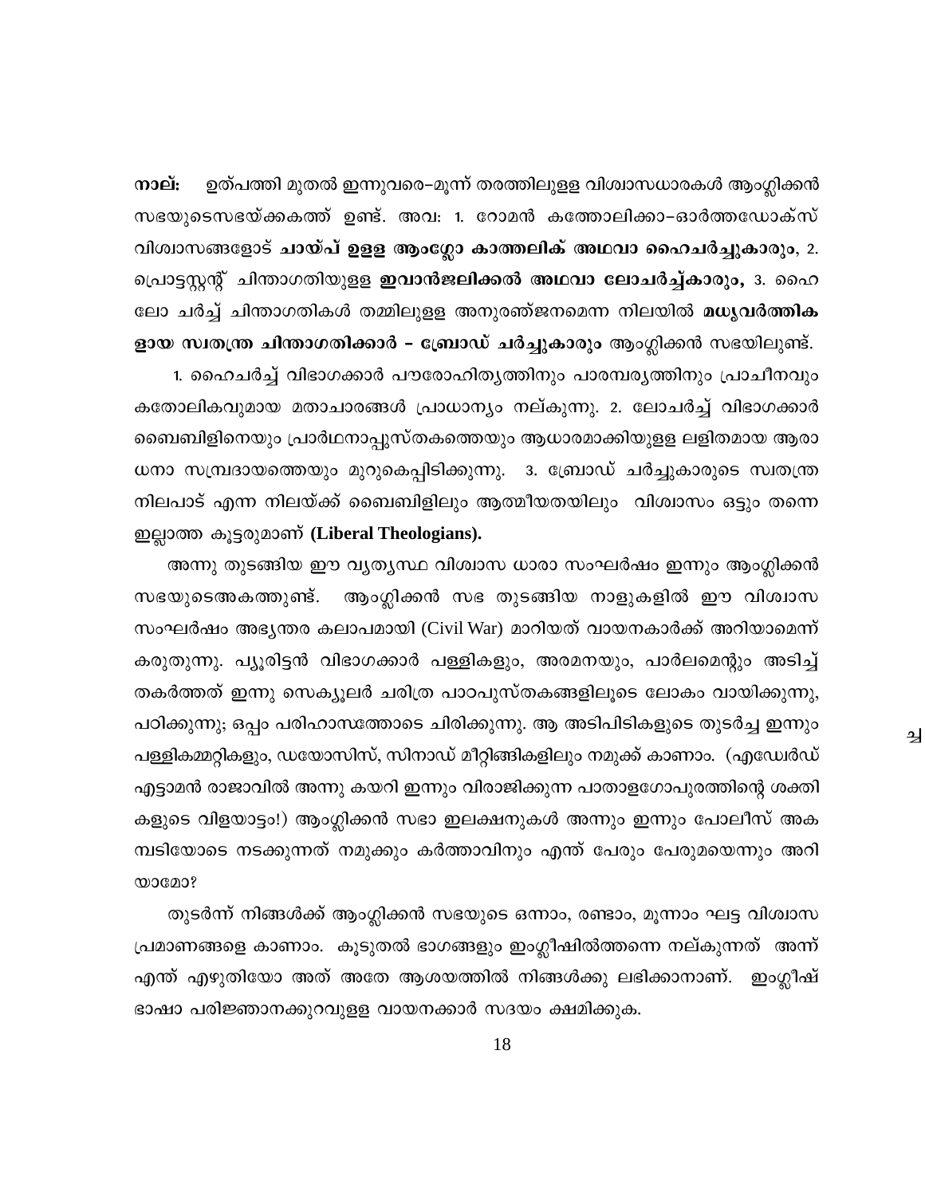**നാല്:** ഉത്പത്തി മുതൽ ഇന്നുവരെ–മൂന്ന് തരത്തിലുള്ള വിശ്വാസധാരകൾ ആംഗ്ലിക്കൻ സഭയുടെസഭയ്ക്കകത്ത് ഉണ്ട്. അവ: 1. റോമൻ കത്തോലിക്കാ–ഓർത്തഡോക്സ് വിശ്വാസങ്ങളോട് **ചായ്‌വ് ഉള്ള ആംഗ്ലോ കാത്തലിക് അഥവാ ഹൈചർച്ചുകാരും**, 2. പ്രൊട്ടസ്റ്റന്റ് ചിന്താഗതിയുള്ള **ഇവാൻജലിക്കൽ അഥവാ ലോചർച്ച്കാരും,** 3. ഹൈ ലോ ചർച്ച് ചിന്താഗതികൾ തമ്മിലുള്ള അനുരഞ്ജനമെന്ന നിലയിൽ **മധ്യവർത്തികളായ സ്വതന്ത്ര ചിന്താഗതിക്കാർ – ബ്രോഡ് ചർച്ചുകാരും** ആംഗ്ലിക്കൻ സഭയിലുണ്ട്.

1. ഹൈചർച്ച് വിഭാഗക്കാർ പൗരോഹിത്യത്തിനും പാരമ്പര്യത്തിനും പ്രാചീനവും കതോലികവുമായ മതാചാരങ്ങൾ പ്രാധാന്യം നല്കുന്നു. 2. ലോചർച്ച് വിഭാഗക്കാർ ബൈബിളിനെയും പ്രാർഥനാപ്പുസ്തകത്തെയും ആധാരമാക്കിയുള്ള ലളിതമായ ആരാധനാ സമ്പ്രദായത്തെയും മുറുകെപ്പിടിക്കുന്നു. 3. ബ്രോഡ് ചർച്ചുകാരുടെ സ്വതന്ത്ര നിലപാട് എന്ന നിലയ്ക്ക് ബൈബിളിലും ആത്മീയതയിലും വിശ്വാസം ഒട്ടും തന്നെ ഇല്ലാത്ത കൂട്ടരുമാണ് **(Liberal Theologians).**

അന്നു തുടങ്ങിയ ഈ വ്യത്യസ്ഥ വിശ്വാസ ധാരാ സംഘർഷം ഇന്നും ആംഗ്ലിക്കൻ സഭയുടെഅകത്തുണ്ട്. ആംഗ്ലിക്കൻ സഭ തുടങ്ങിയ നാളുകളിൽ ഈ വിശ്വാസ സംഘർഷം അഭ്യന്തര കലാപമായി (Civil War) മാറിയത് വായനകാർക്ക് അറിയാമെന്ന് കരുതുന്നു. പ്യൂരിട്ടൻ വിഭാഗക്കാർ പള്ളികളും, അരമനയും, പാർലമെന്റും അടിച്ച് തകർത്തത് ഇന്നു സെക്യൂലർ ചരിത്ര പാഠപുസ്തകങ്ങളിലൂടെ ലോകം വായിക്കുന്നു, പഠിക്കുന്നു; ഒപ്പം പരിഹാസത്തോടെ ചിരിക്കുന്നു. ആ അടിപിടികളുടെ തുടർച്ച ഇന്നും പള്ളികമ്മറ്റികളും, ഡയോസിസ്, സിനാഡ് മീറ്റിങ്ങികളിലും നമുക്ക് കാണാം. (എഡ്വേർഡ് എട്ടാമൻ രാജാവിൽ അന്നു കയറി ഇന്നും വിരാജിക്കുന്ന പാതാളഗോപുരത്തിന്റെ ശക്തികളുടെ വിളയാട്ടം!) ആംഗ്ലിക്കൻ സഭാ ഇലക്ഷനുകൾ അന്നും ഇന്നും പോലീസ് അകമ്പടിയോടെ നടക്കുന്നത് നമുക്കും കർത്താവിനും എന്ത് പേരും പേരുമയെന്നും അറിയാമോ?

തുടർന്ന് നിങ്ങൾക്ക് ആംഗ്ലിക്കൻ സഭയുടെ ഒന്നാം, രണ്ടാം, മൂന്നാം ഘട്ട വിശ്വാസ പ്രമാണങ്ങളെ കാണാം. കൂടുതൽ ഭാഗങ്ങളും ഇംഗ്ലീഷിൽത്തന്നെ നല്കുന്നത് അന്ന് എന്ത് എഴുതിയോ അത് അതേ ആശയത്തിൽ നിങ്ങൾക്കു ലഭിക്കാനാണ്. ഇംഗ്ലീഷ് ഭാഷാ പരിജ്ഞാനക്കുറവുള്ള വായനക്കാർ സദയം ക്ഷമിക്കുക.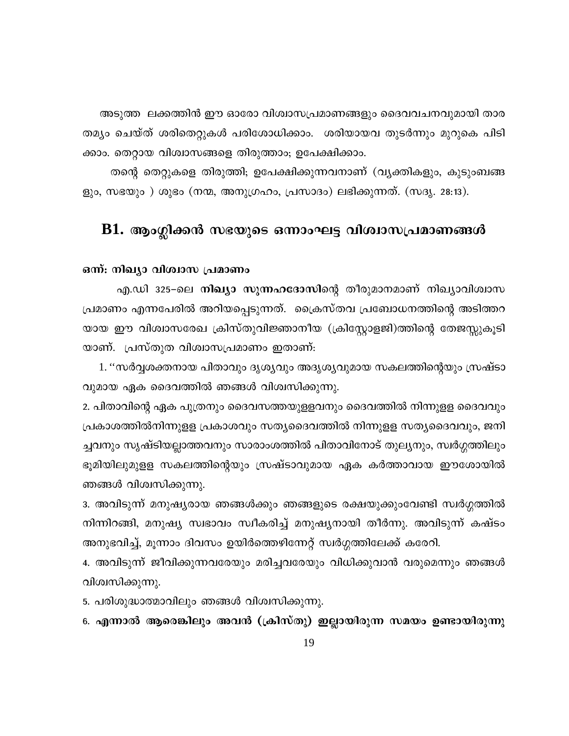അടുത്ത ലക്കത്തിൻ ഈ ഓരോ വിശ്വാസപ്രമാണങ്ങളും ദൈവവചനവുമായി താരതമ്യം ചെയ്ത് ശരിതെറ്റുകൾ പരിശോധിക്കാം. ശരിയായവ തുടർന്നും മുറുകെ പിടിക്കാം. തെറ്റായ വിശ്വാസങ്ങളെ തിരുത്താം; ഉപേക്ഷിക്കാം.

തന്റെ തെറ്റുകളെ തിരുത്തി; ഉപേക്ഷിക്കുന്നവനാണ് (വ്യക്തികളും, കുടുംബങ്ങളും, സഭയും ) ശുഭം (നന്മ, അനുഗ്രഹം, പ്രസാദം) ലഭിക്കുന്നത്. (സദൃ. 28:13).

## B1. ആംഗ്ലിക്കൻ സഭയുടെ ഒന്നാംഘട്ട വിശ്വാസപ്രമാണങ്ങൾ

### ഒന്ന്: നിഖ്യാ വിശ്വാസ പ്രമാണം

എ.ഡി 325–ലെ **നിഖ്യാ സുന്നഹദോസി**ന്റെ തീരുമാനമാണ് നിഖ്യാവിശ്വാസ പ്രമാണം എന്നപേരിൽ അറിയപ്പെടുന്നത്. ക്രൈസ്തവ പ്രബോധനത്തിന്റെ അടിത്തറയായ ഈ വിശ്വാസരേഖ ക്രിസ്തുവിജ്ഞാനീയ (ക്രിസ്റ്റോളജി)ത്തിന്റെ തേജസ്സുകൂടിയാണ്. പ്രസ്തുത വിശ്വാസപ്രമാണം ഇതാണ്:

1. ''സർവ്വശക്തനായ പിതാവും ദൃശ്യവും അദൃശ്യവുമായ സകലത്തിന്റെയും സ്രഷ്ടാവുമായ ഏക ദൈവത്തിൽ ഞങ്ങൾ വിശ്വസിക്കുന്നു.

2. പിതാവിന്റെ ഏക പുത്രനും ദൈവസത്തയുള്ളവനും ദൈവത്തിൽ നിന്നുള്ള ദൈവവും പ്രകാശത്തിൽനിന്നുള്ള പ്രകാശവും സത്യദൈവത്തിൽ നിന്നുള്ള സത്യദൈവവും, ജനിച്ചവനും സൃഷ്ടിയല്ലാത്തവനും സാരാംശത്തിൽ പിതാവിനോട് തുല്യനും, സ്വർഗ്ഗത്തിലും ഭൂമിയിലുമുള്ള സകലത്തിന്റെയും സ്രഷ്ടാവുമായ ഏക കർത്താവായ ഈശോയിൽ ഞങ്ങൾ വിശ്വസിക്കുന്നു.

3. അവിടുന്ന് മനുഷ്യരായ ഞങ്ങൾക്കും ഞങ്ങളുടെ രക്ഷയുക്കുംവേണ്ടി സ്വർഗ്ഗത്തിൽ നിന്നിറങ്ങി, മനുഷ്യ സ്വഭാവം സ്വീകരിച്ച് മനുഷ്യനായി തീർന്നു. അവിടുന്ന് കഷ്ടം അനുഭവിച്ച്, മൂന്നാം ദിവസം ഉയിർത്തെഴുന്നേറ്റ് സ്വർഗ്ഗത്തിലേക്ക് കരേറി.

4. അവിടുന്ന് ജീവിക്കുന്നവരേയും മരിച്ചവരേയും വിധിക്കുവാൻ വരുമെന്നും ഞങ്ങൾ വിശ്വസിക്കുന്നു.

5. പരിശുദ്ധാത്മാവിലും ഞങ്ങൾ വിശ്വസിക്കുന്നു.

6. **എന്നാൽ ആരെങ്കിലും അവൻ (ക്രിസ്തു) ഇല്ലായിരുന്ന സമയം ഉണ്ടായിരുന്നു**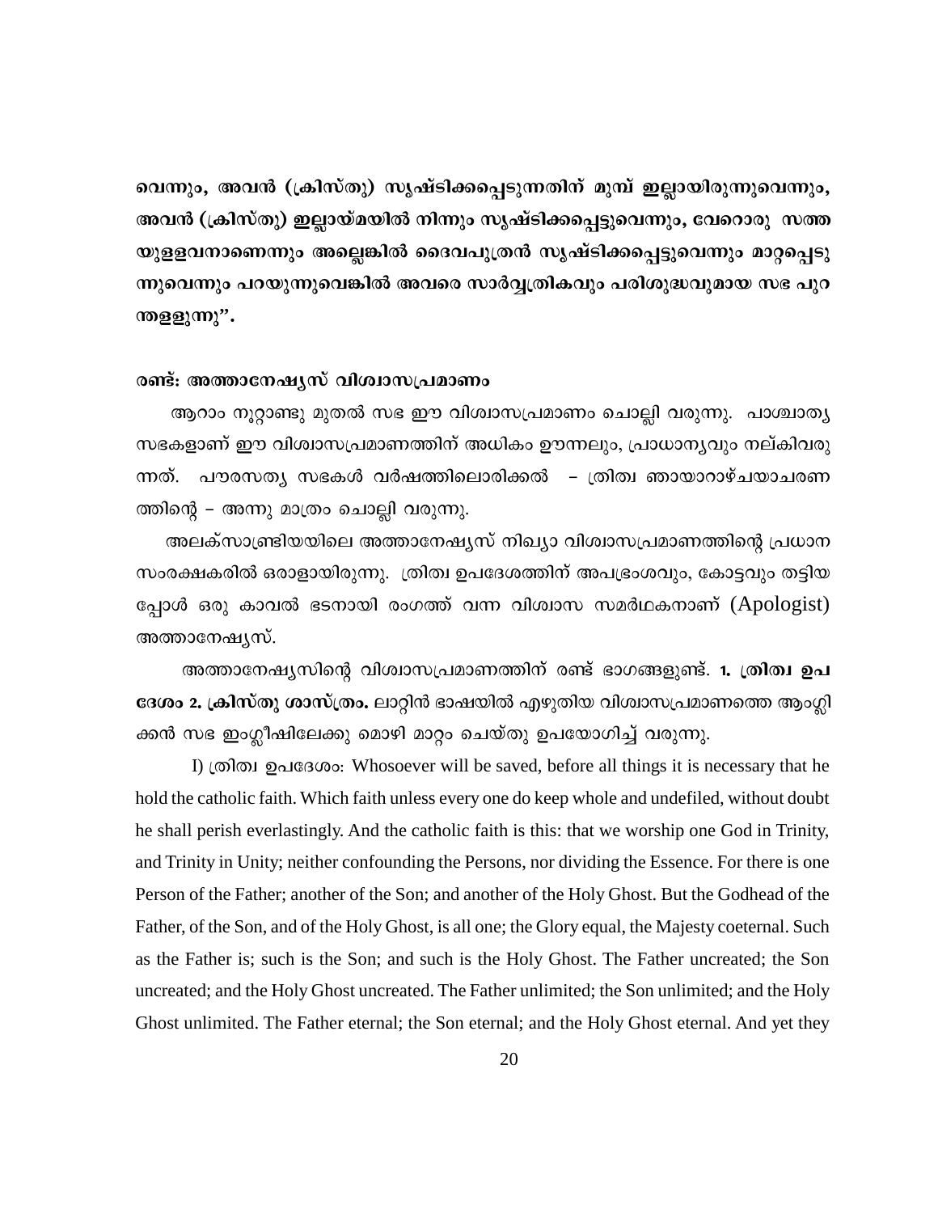**വെന്നും, അവൻ (ക്രിസ്തു) സൃഷ്ടിക്കപ്പെടുന്നതിന് മുമ്പ് ഇല്ലായിരുന്നുവെന്നും, അവൻ (ക്രിസ്തു) ഇല്ലായ്മയിൽ നിന്നും സൃഷ്ടിക്കപ്പെട്ടുവെന്നും, വേറൊരു സത്ത യുള്ളവനാണെന്നും അല്ലെങ്കിൽ ദൈവപുത്രൻ സൃഷ്ടിക്കപ്പെട്ടുവെന്നും മാറ്റപ്പെടു ന്നുവെന്നും പറയുന്നുവെങ്കിൽ അവരെ സാർവ്വത്രികവും പരിശുദ്ധവുമായ സഭ പുറ ന്തള്ളുന്നു".**

**രണ്ട്: അത്താനേഷ്യസ് വിശ്വാസപ്രമാണം**

ആറാം നൂറ്റാണ്ടു മുതൽ സഭ ഈ വിശ്വാസപ്രമാണം ചൊല്ലി വരുന്നു. പാശ്ചാത്യ സഭകളാണ് ഈ വിശ്വാസപ്രമാണത്തിന് അധികം ഊന്നലും, പ്രാധാന്യവും നല്കിവരു ന്നത്. പൗരസത്യ സഭകൾ വർഷത്തിലൊരിക്കൽ – ത്രിത്വ ഞായാറാഴ്ചയാചരണ ത്തിന്റെ – അന്നു മാത്രം ചൊല്ലി വരുന്നു.

അലക്സാണ്ട്രിയയിലെ അത്താനേഷ്യസ് നിഖ്യാ വിശ്വാസപ്രമാണത്തിന്റെ പ്രധാന സംരക്ഷകരിൽ ഒരാളായിരുന്നു. ത്രിത്വ ഉപദേശത്തിന് അപഭ്രംശവും, കോട്ടവും തട്ടിയ പ്പോൾ ഒരു കാവൽ ഭടനായി രംഗത്ത് വന്ന വിശ്വാസ സമർഥകനാണ് (Apologist) അത്താനേഷ്യസ്.

അത്താനേഷ്യസിന്റെ വിശ്വാസപ്രമാണത്തിന് രണ്ട് ഭാഗങ്ങളുണ്ട്. **1. ത്രിത്വ ഉപ ദേശം 2. ക്രിസ്തു ശാസ്ത്രം.** ലാറ്റിൻ ഭാഷയിൽ എഴുതിയ വിശ്വാസപ്രമാണത്തെ ആംഗ്ലി ക്കൻ സഭ ഇംഗ്ലീഷിലേക്കു മൊഴി മാറ്റം ചെയ്തു ഉപയോഗിച്ച് വരുന്നു.

I) ത്രിത്വ ഉപദേശം: Whosoever will be saved, before all things it is necessary that he hold the catholic faith. Which faith unless every one do keep whole and undefiled, without doubt he shall perish everlastingly. And the catholic faith is this: that we worship one God in Trinity, and Trinity in Unity; neither confounding the Persons, nor dividing the Essence. For there is one Person of the Father; another of the Son; and another of the Holy Ghost. But the Godhead of the Father, of the Son, and of the Holy Ghost, is all one; the Glory equal, the Majesty coeternal. Such as the Father is; such is the Son; and such is the Holy Ghost. The Father uncreated; the Son uncreated; and the Holy Ghost uncreated. The Father unlimited; the Son unlimited; and the Holy Ghost unlimited. The Father eternal; the Son eternal; and the Holy Ghost eternal. And yet they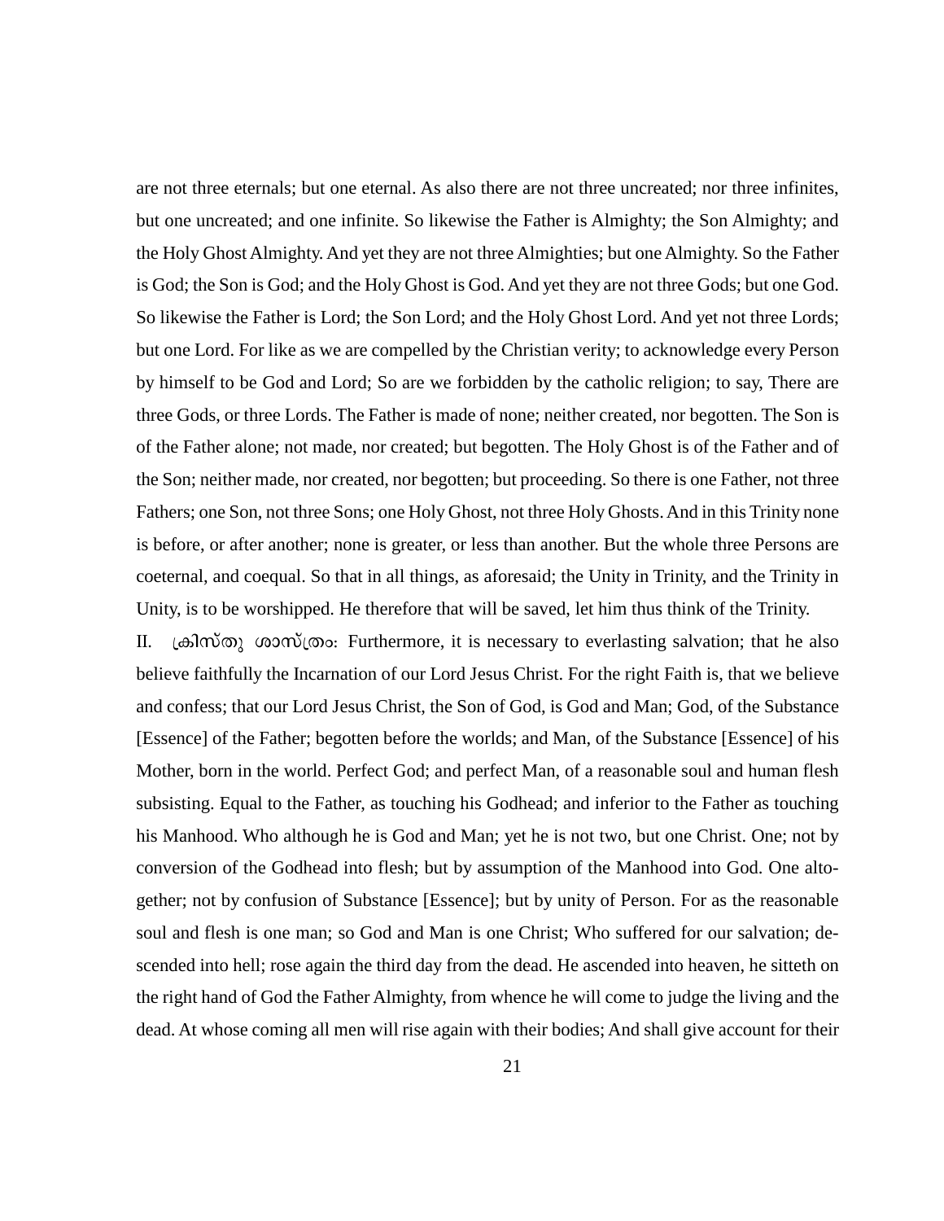are not three eternals; but one eternal. As also there are not three uncreated; nor three infinites, but one uncreated; and one infinite. So likewise the Father is Almighty; the Son Almighty; and the Holy Ghost Almighty. And yet they are not three Almighties; but one Almighty. So the Father is God; the Son is God; and the Holy Ghost is God. And yet they are not three Gods; but one God. So likewise the Father is Lord; the Son Lord; and the Holy Ghost Lord. And yet not three Lords; but one Lord. For like as we are compelled by the Christian verity; to acknowledge every Person by himself to be God and Lord; So are we forbidden by the catholic religion; to say, There are three Gods, or three Lords. The Father is made of none; neither created, nor begotten. The Son is of the Father alone; not made, nor created; but begotten. The Holy Ghost is of the Father and of the Son; neither made, nor created, nor begotten; but proceeding. So there is one Father, not three Fathers; one Son, not three Sons; one Holy Ghost, not three Holy Ghosts. And in this Trinity none is before, or after another; none is greater, or less than another. But the whole three Persons are coeternal, and coequal. So that in all things, as aforesaid; the Unity in Trinity, and the Trinity in Unity, is to be worshipped. He therefore that will be saved, let him thus think of the Trinity.

II. ക്രിസ്തു ശാസ്ത്രം: Furthermore, it is necessary to everlasting salvation; that he also believe faithfully the Incarnation of our Lord Jesus Christ. For the right Faith is, that we believe and confess; that our Lord Jesus Christ, the Son of God, is God and Man; God, of the Substance [Essence] of the Father; begotten before the worlds; and Man, of the Substance [Essence] of his Mother, born in the world. Perfect God; and perfect Man, of a reasonable soul and human flesh subsisting. Equal to the Father, as touching his Godhead; and inferior to the Father as touching his Manhood. Who although he is God and Man; yet he is not two, but one Christ. One; not by conversion of the Godhead into flesh; but by assumption of the Manhood into God. One altogether; not by confusion of Substance [Essence]; but by unity of Person. For as the reasonable soul and flesh is one man; so God and Man is one Christ; Who suffered for our salvation; descended into hell; rose again the third day from the dead. He ascended into heaven, he sitteth on the right hand of God the Father Almighty, from whence he will come to judge the living and the dead. At whose coming all men will rise again with their bodies; And shall give account for their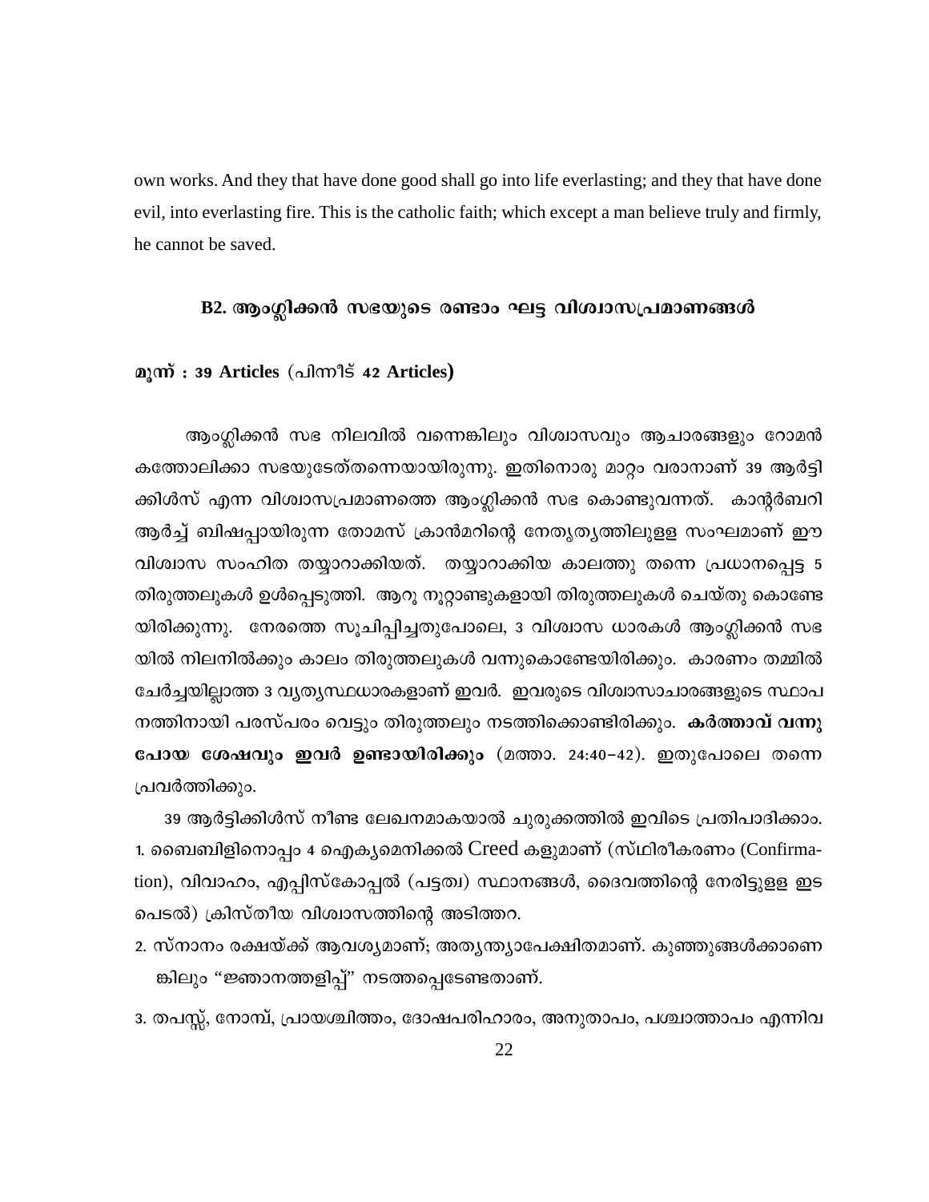own works. And they that have done good shall go into life everlasting; and they that have done evil, into everlasting fire. This is the catholic faith; which except a man believe truly and firmly, he cannot be saved.

## B2. ആംഗ്ലിക്കൻ സഭയുടെ രണ്ടാം ഘട്ട വിശ്വാസപ്രമാണങ്ങൾ

**മൂന്ന് : 39 Articles** (പിന്നീട് **42 Articles**)

ആംഗ്ലിക്കൻ സഭ നിലവിൽ വന്നെങ്കിലും വിശ്വാസവും ആചാരങ്ങളും റോമൻ കത്തോലിക്കാ സഭയുടേത്തന്നെയായിരുന്നു. ഇതിനൊരു മാറ്റം വരാനാണ് 39 ആർട്ടിക്കിൾസ് എന്ന വിശ്വാസപ്രമാണത്തെ ആംഗ്ലിക്കൻ സഭ കൊണ്ടുവന്നത്. കാന്റർബറി ആർച്ച് ബിഷപ്പായിരുന്ന തോമസ് ക്രാൻമറിന്റെ നേതൃത്വത്തിലുള്ള സംഘമാണ് ഈ വിശ്വാസ സംഹിത തയ്യാറാക്കിയത്. തയ്യാറാക്കിയ കാലത്തു തന്നെ പ്രധാനപ്പെട്ട 5 തിരുത്തലുകൾ ഉൾപ്പെടുത്തി. ആറു നൂറ്റാണ്ടുകളായി തിരുത്തലുകൾ ചെയ്തു കൊണ്ടേയിരിക്കുന്നു. നേരത്തെ സൂചിപ്പിച്ചതുപോലെ, 3 വിശ്വാസ ധാരകൾ ആംഗ്ലിക്കൻ സഭയിൽ നിലനിൽക്കും കാലം തിരുത്തലുകൾ വന്നുകൊണ്ടേയിരിക്കും. കാരണം തമ്മിൽ ചേർച്ചയില്ലാത്ത 3 വ്യത്യസ്ഥധാരകളാണ് ഇവർ. ഇവരുടെ വിശ്വാസാചാരങ്ങളുടെ സ്ഥാപനത്തിനായി പരസ്പരം വെട്ടും തിരുത്തലും നടത്തിക്കൊണ്ടിരിക്കും. **കർത്താവ് വന്നു പോയ ശേഷവും ഇവർ ഉണ്ടായിരിക്കും** (മത്താ. 24:40–42). ഇതുപോലെ തന്നെ പ്രവർത്തിക്കും.

39 ആർട്ടിക്കിൾസ് നീണ്ട ലേഖനമാകയാൽ ചുരുക്കത്തിൽ ഇവിടെ പ്രതിപാദിക്കാം.

1. ബൈബിളിനൊപ്പം 4 ഐക്യമെനിക്കൽ Creed കളുമാണ് (സ്ഥിരീകരണം (Confirmation), വിവാഹം, എപ്പിസ്കോപ്പൽ (പട്ടത്വ) സ്ഥാനങ്ങൾ, ദൈവത്തിന്റെ നേരിട്ടുള്ള ഇടപെടൽ) ക്രിസ്തീയ വിശ്വാസത്തിന്റെ അടിത്തറ.
2. സ്നാനം രക്ഷയ്ക്ക് ആവശ്യമാണ്; അത്യന്ത്യാപേക്ഷിതമാണ്. കുഞ്ഞുങ്ങൾക്കാണെങ്കിലും “ജ്ഞാനത്തളിപ്പ്” നടത്തപ്പെടേണ്ടതാണ്.
3. തപസ്സ്, നോമ്പ്, പ്രായശ്ചിത്തം, ദോഷപരിഹാരം, അനുതാപം, പശ്ചാത്താപം എന്നിവ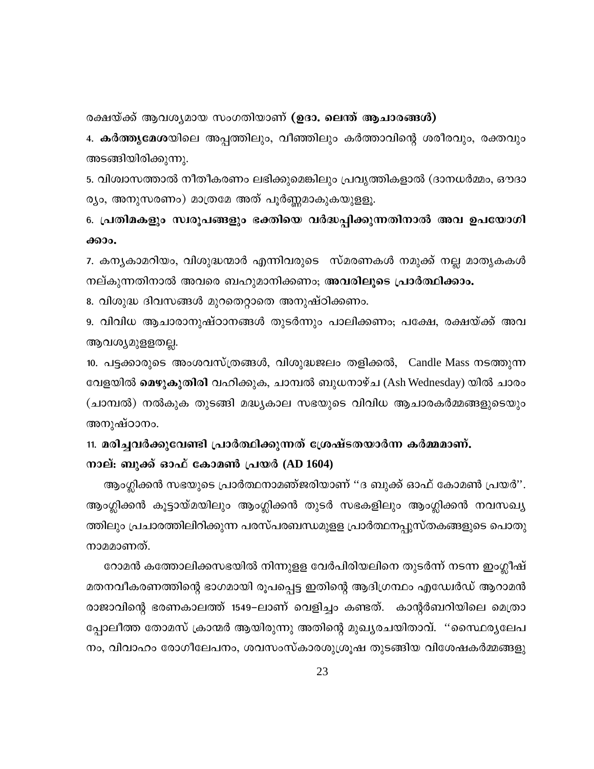രക്ഷയ്ക്ക് ആവശ്യമായ സംഗതിയാണ് **(ഉദാ. ലെന്ത് ആചാരങ്ങൾ)**

4. **കർത്തൃമേശ**യിലെ അപ്പത്തിലും, വീഞ്ഞിലും കർത്താവിന്റെ ശരീരവും, രക്തവും അടങ്ങിയിരിക്കുന്നു.

5. വിശ്വാസത്താൽ നീതീകരണം ലഭിക്കുമെങ്കിലും പ്രവൃത്തികളാൽ (ദാനധർമ്മം, ഔദാര്യം, അനുസരണം) മാത്രമേ അത് പൂർണ്ണമാകുകയുള്ളൂ.

6. **പ്രതിമകളും സ്വരൂപങ്ങളും ഭക്തിയെ വർദ്ധപ്പിക്കുന്നതിനാൽ അവ ഉപയോഗിക്കാം.**

7. കന്യകാമറിയം, വിശുദ്ധന്മാർ എന്നിവരുടെ സ്മരണകൾ നമുക്ക് നല്ല മാതൃകകൾ നല്കുന്നതിനാൽ അവരെ ബഹുമാനിക്കണം; **അവരിലൂടെ പ്രാർത്ഥിക്കാം.**

8. വിശുദ്ധ ദിവസങ്ങൾ മുറതെറ്റാതെ അനുഷ്ഠിക്കണം.

9. വിവിധ ആചാരാനുഷ്ഠാനങ്ങൾ തുടർന്നും പാലിക്കണം; പക്ഷേ, രക്ഷയ്ക്ക് അവ ആവശ്യമുള്ളതല്ല.

10. പട്ടക്കാരുടെ അംശവസ്ത്രങ്ങൾ, വിശുദ്ധജലം തളിക്കൽ, Candle Mass നടത്തുന്ന വേളയിൽ **മെഴുകുതിരി** വഹിക്കുക, ചാമ്പൽ ബുധനാഴ്ച (Ash Wednesday) യിൽ ചാരം (ചാമ്പൽ) നൽകുക തുടങ്ങി മദ്ധ്യകാല സഭയുടെ വിവിധ ആചാരകർമ്മങ്ങളുടെയും അനുഷ്ഠാനം.

11. **മരിച്ചവർക്കുവേണ്ടി പ്രാർത്ഥിക്കുന്നത് ശ്രേഷ്ടതയാർന്ന കർമ്മമാണ്.**

### നാല്: ബുക്ക് ഓഫ് കോമൺ പ്രയർ (AD 1604)

ആംഗ്ലിക്കൻ സഭയുടെ പ്രാർത്ഥനാമഞ്ജരിയാണ് ''ദ ബുക്ക് ഓഫ് കോമൺ പ്രയർ''. ആംഗ്ലിക്കൻ കൂട്ടായ്മയിലും ആംഗ്ലിക്കൻ തുടർ സഭകളിലും ആംഗ്ലിക്കൻ നവസഖ്യത്തിലും പ്രചാരത്തിലിരിക്കുന്ന പരസ്പരബന്ധമുള്ള പ്രാർത്ഥനപ്പുസ്തകങ്ങളുടെ പൊതുനാമമാണത്.

റോമൻ കത്തോലിക്കസഭയിൽ നിന്നുള്ള വേർപിരിയലിനെ തുടർന്ന് നടന്ന ഇംഗ്ലീഷ് മതനവീകരണത്തിന്റെ ഭാഗമായി രൂപപ്പെട്ട ഇതിന്റെ ആദിഗ്രന്ഥം എഡ്വേർഡ് ആറാമൻ രാജാവിന്റെ ഭരണകാലത്ത് 1549–ലാണ് വെളിച്ചം കണ്ടത്. കാന്റർബറിയിലെ മെത്രാപ്പോലീത്ത തോമസ് ക്രാന്മർ ആയിരുന്നു അതിന്റെ മുഖ്യരചയിതാവ്. ''സ്ഥൈര്യലേപനം, വിവാഹം രോഗീലേപനം, ശവസംസ്കാരശുശ്രൂഷ തുടങ്ങിയ വിശേഷകർമ്മങ്ങളു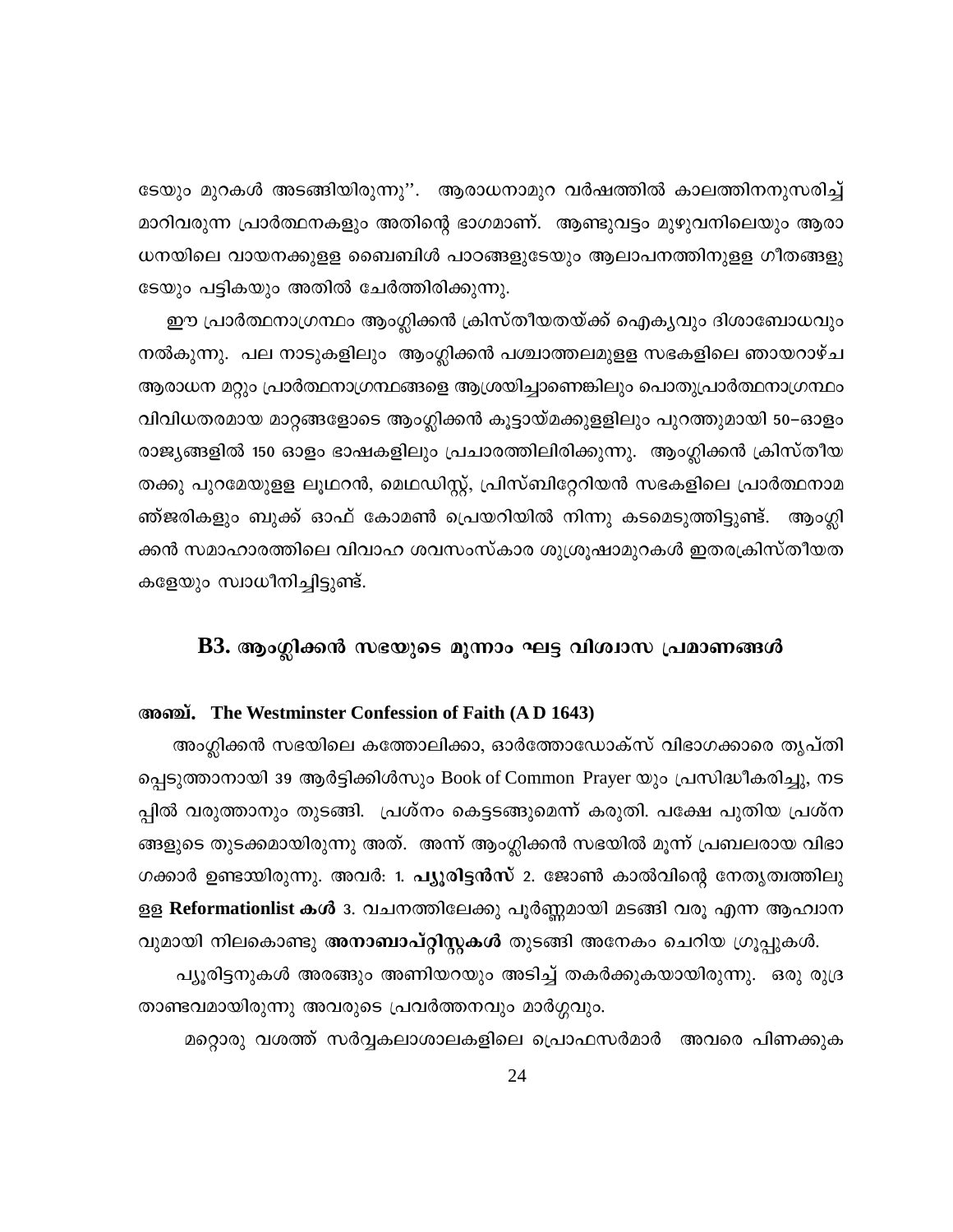ടേയും മുറകൾ അടങ്ങിയിരുന്നു''. ആരാധനാമുറ വർഷത്തിൽ കാലത്തിനനുസരിച്ച് മാറിവരുന്ന പ്രാർത്ഥനകളും അതിന്റെ ഭാഗമാണ്. ആണ്ടുവട്ടം മുഴുവനിലെയും ആരാധനയിലെ വായനക്കുള്ള ബൈബിൾ പാഠങ്ങളുടേയും ആലാപനത്തിനുള്ള ഗീതങ്ങളുടേയും പട്ടികയും അതിൽ ചേർത്തിരിക്കുന്നു.

ഈ പ്രാർത്ഥനാഗ്രന്ഥം ആംഗ്ലിക്കൻ ക്രിസ്തീയതയ്ക്ക് ഐക്യവും ദിശാബോധവും നൽകുന്നു. പല നാടുകളിലും ആംഗ്ലിക്കൻ പശ്ചാത്തലമുള്ള സഭകളിലെ ഞായറാഴ്ച ആരാധന മറ്റും പ്രാർത്ഥനാഗ്രന്ഥങ്ങളെ ആശ്രയിച്ചാണെങ്കിലും പൊതുപ്രാർത്ഥനാഗ്രന്ഥം വിവിധതരമായ മാറ്റങ്ങളോടെ ആംഗ്ലിക്കൻ കൂട്ടായ്മക്കുള്ളിലും പുറത്തുമായി 50–ഓളം രാജ്യങ്ങളിൽ 150 ഓളം ഭാഷകളിലും പ്രചാരത്തിലിരിക്കുന്നു. ആംഗ്ലിക്കൻ ക്രിസ്തീയതക്കു പുറമേയുള്ള ലൂഥറൻ, മെഥഡിസ്റ്റ്, പ്രിസ്ബിറ്റേറിയൻ സഭകളിലെ പ്രാർത്ഥനാമഞ്ജരികളും ബുക്ക് ഓഫ് കോമൺ പ്രെയറിയിൽ നിന്നു കടമെടുത്തിട്ടുണ്ട്. ആംഗ്ലിക്കൻ സമാഹാരത്തിലെ വിവാഹ ശവസംസ്കാര ശുശ്രൂഷാമുറകൾ ഇതരക്രിസ്തീയതകളേയും സ്വാധീനിച്ചിട്ടുണ്ട്.

## B3. ആംഗ്ലിക്കൻ സഭയുടെ മൂന്നാം ഘട്ട വിശ്വാസ പ്രമാണങ്ങൾ

**അഞ്ച്. The Westminster Confession of Faith (A D 1643)**

അംഗ്ലിക്കൻ സഭയിലെ കത്തോലിക്കാ, ഓർത്തോഡോക്സ് വിഭാഗക്കാരെ തൃപ്തിപ്പെടുത്താനായി 39 ആർട്ടിക്കിൾസും Book of Common Prayer യും പ്രസിദ്ധീകരിച്ചു, നടപ്പിൽ വരുത്താനും തുടങ്ങി. പ്രശ്നം കെട്ടടങ്ങുമെന്ന് കരുതി. പക്ഷേ പുതിയ പ്രശ്നങ്ങളുടെ തുടക്കമായിരുന്നു അത്. അന്ന് ആംഗ്ലിക്കൻ സഭയിൽ മൂന്ന് പ്രബലരായ വിഭാഗക്കാർ ഉണ്ടായിരുന്നു. അവർ: 1. **പ്യൂരിട്ടൻസ്** 2. ജോൺ കാൽവിന്റെ നേതൃത്വത്തിലുള്ള **Reformationlist കൾ** 3. വചനത്തിലേക്കു പൂർണ്ണമായി മടങ്ങി വരൂ എന്ന ആഹ്വാനവുമായി നിലകൊണ്ടു **അനാബാപ്റ്റിസ്റ്റുകൾ** തുടങ്ങി അനേകം ചെറിയ ഗ്രൂപ്പുകൾ.

പ്യൂരിട്ടനുകൾ അരങ്ങും അണിയറയും അടിച്ച് തകർക്കുകയായിരുന്നു. ഒരു രുദ്രതാണ്ടവമായിരുന്നു അവരുടെ പ്രവർത്തനവും മാർഗ്ഗവും.

മറ്റൊരു വശത്ത് സർവ്വകലാശാലകളിലെ പ്രൊഫസർമാർ അവരെ പിണക്കുക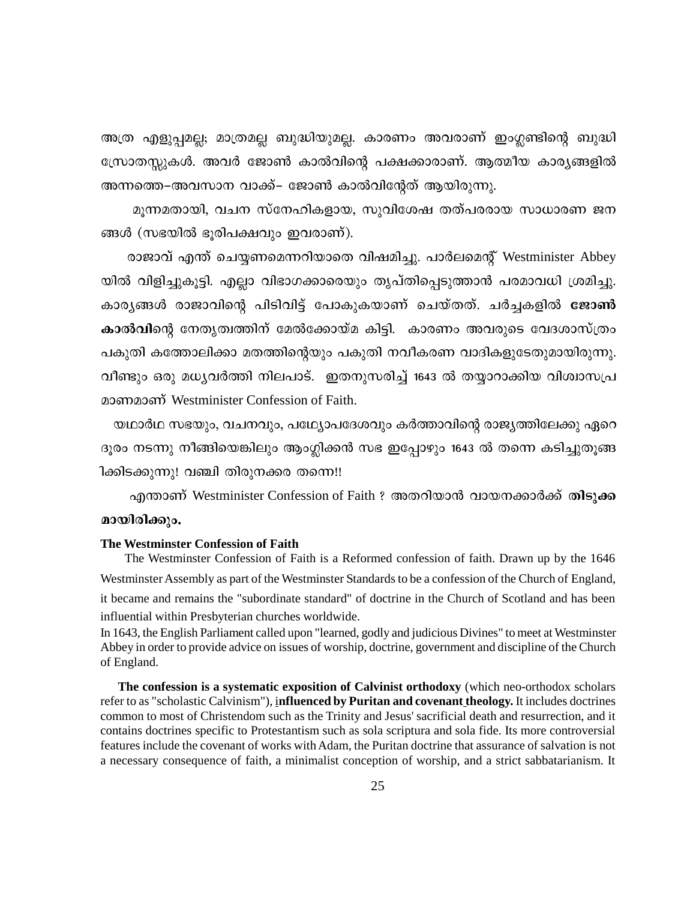അത്ര എളുപ്പമല്ല; മാത്രമല്ല ബുദ്ധിയുമല്ല. കാരണം അവരാണ് ഇംഗ്ലണ്ടിന്റെ ബുദ്ധി സ്രോതസ്സുകൾ. അവർ ജോൺ കാൽവിന്റെ പക്ഷക്കാരാണ്. ആത്മീയ കാര്യങ്ങളിൽ അന്നത്തെ–അവസാന വാക്ക്– ജോൺ കാൽവിന്റേത് ആയിരുന്നു.

മൂന്നമതായി, വചന സ്നേഹികളായ, സുവിശേഷ തത്പരരായ സാധാരണ ജന ങ്ങൾ (സഭയിൽ ഭൂരിപക്ഷവും ഇവരാണ്).

രാജാവ് എന്ത് ചെയ്യണമെന്നറിയാതെ വിഷമിച്ചു. പാർലമെന്റ് Westminister Abbey യിൽ വിളിച്ചുകൂട്ടി. എല്ലാ വിഭാഗക്കാരെയും തൃപ്തിപ്പെടുത്താൻ പരമാവധി ശ്രമിച്ചു. കാര്യങ്ങൾ രാജാവിന്റെ പിടിവിട്ട് പോകുകയാണ് ചെയ്തത്. ചർച്ചകളിൽ **ജോൺ കാൽവി**ന്റെ നേതൃത്വത്തിന് മേൽക്കോയ്മ കിട്ടി. കാരണം അവരുടെ വേദശാസ്ത്രം പകുതി കത്തോലിക്കാ മതത്തിന്റെയും പകുതി നവീകരണ വാദികളുടേതുമായിരുന്നു. വീണ്ടും ഒരു മധ്യവർത്തി നിലപാട്. ഇതനുസരിച്ച് 1643 ൽ തയ്യാറാക്കിയ വിശ്വാസപ്ര മാണമാണ് Westminister Confession of Faith.

യഥാർഥ സഭയും, വചനവും, പഥ്യോപദേശവും കർത്താവിന്റെ രാജ്യത്തിലേക്കു ഏറെ ദൂരം നടന്നു നീങ്ങിയെങ്കിലും ആംഗ്ലിക്കൻ സഭ ഇപ്പോഴും 1643 ൽ തന്നെ കടിച്ചുതൂങ്ങ ിക്കിടക്കുന്നു! വഞ്ചി തിരുനക്കര തന്നെ!!

എന്താണ് Westminister Confession of Faith ? അതറിയാൻ വായനക്കാർക്ക് **തിടുക്ക മായിരിക്കും.**

### The Westminster Confession of Faith

The Westminster Confession of Faith is a Reformed confession of faith. Drawn up by the 1646 Westminster Assembly as part of the Westminster Standards to be a confession of the Church of England, it became and remains the "subordinate standard" of doctrine in the Church of Scotland and has been influential within Presbyterian churches worldwide.

In 1643, the English Parliament called upon "learned, godly and judicious Divines" to meet at Westminster Abbey in order to provide advice on issues of worship, doctrine, government and discipline of the Church of England.

**The confession is a systematic exposition of Calvinist orthodoxy** (which neo-orthodox scholars refer to as "scholastic Calvinism"), **influenced by Puritan and covenant theology.** It includes doctrines common to most of Christendom such as the Trinity and Jesus' sacrificial death and resurrection, and it contains doctrines specific to Protestantism such as sola scriptura and sola fide. Its more controversial features include the covenant of works with Adam, the Puritan doctrine that assurance of salvation is not a necessary consequence of faith, a minimalist conception of worship, and a strict sabbatarianism. It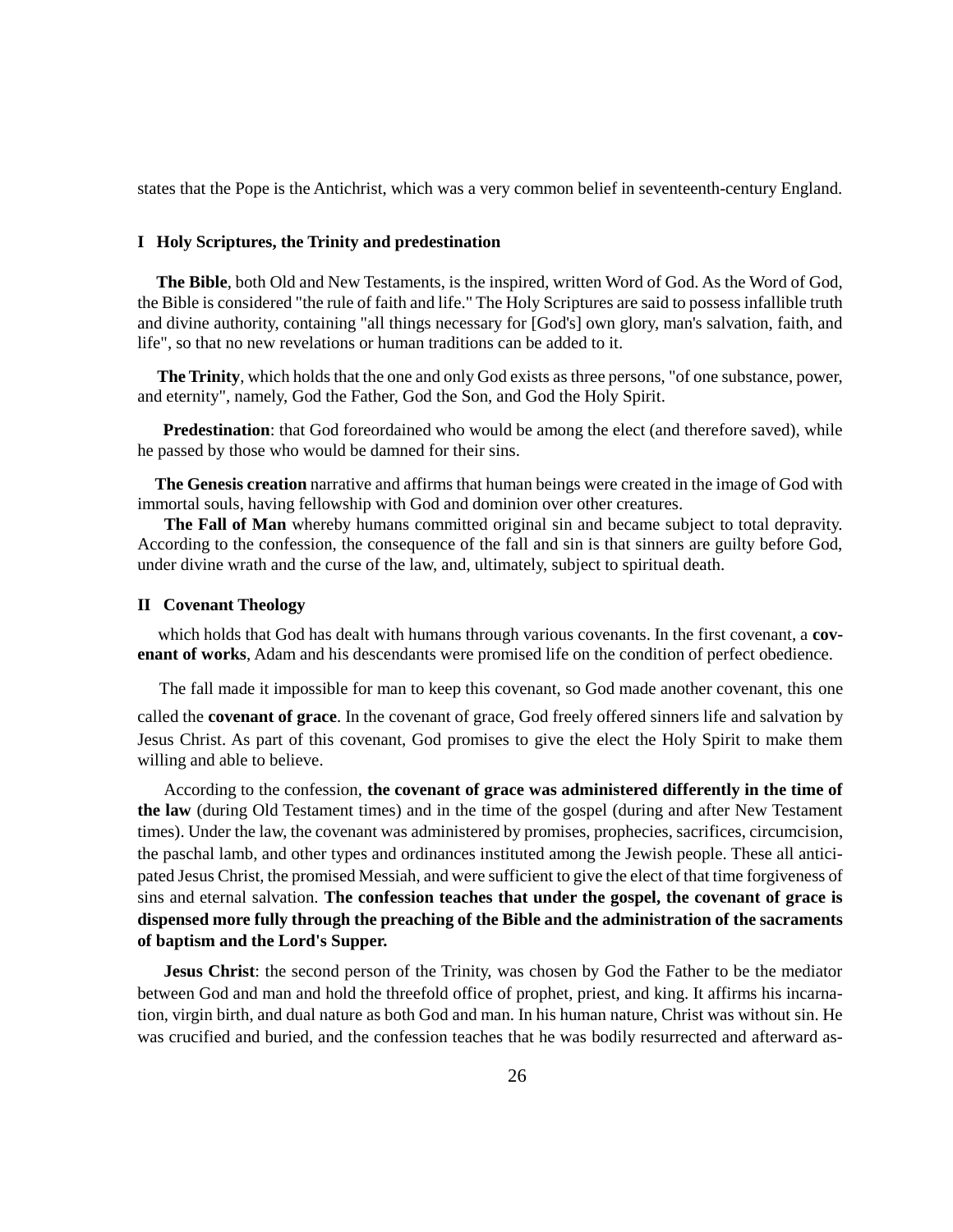states that the Pope is the Antichrist, which was a very common belief in seventeenth-century England.

### I Holy Scriptures, the Trinity and predestination

**The Bible**, both Old and New Testaments, is the inspired, written Word of God. As the Word of God, the Bible is considered "the rule of faith and life." The Holy Scriptures are said to possess infallible truth and divine authority, containing "all things necessary for [God's] own glory, man's salvation, faith, and life", so that no new revelations or human traditions can be added to it.

**The Trinity**, which holds that the one and only God exists as three persons, "of one substance, power, and eternity", namely, God the Father, God the Son, and God the Holy Spirit.

**Predestination**: that God foreordained who would be among the elect (and therefore saved), while he passed by those who would be damned for their sins.

**The Genesis creation** narrative and affirms that human beings were created in the image of God with immortal souls, having fellowship with God and dominion over other creatures.

**The Fall of Man** whereby humans committed original sin and became subject to total depravity. According to the confession, the consequence of the fall and sin is that sinners are guilty before God, under divine wrath and the curse of the law, and, ultimately, subject to spiritual death.

### II Covenant Theology

which holds that God has dealt with humans through various covenants. In the first covenant, a **covenant of works**, Adam and his descendants were promised life on the condition of perfect obedience.

The fall made it impossible for man to keep this covenant, so God made another covenant, this one called the **covenant of grace**. In the covenant of grace, God freely offered sinners life and salvation by Jesus Christ. As part of this covenant, God promises to give the elect the Holy Spirit to make them willing and able to believe.

According to the confession, **the covenant of grace was administered differently in the time of the law** (during Old Testament times) and in the time of the gospel (during and after New Testament times). Under the law, the covenant was administered by promises, prophecies, sacrifices, circumcision, the paschal lamb, and other types and ordinances instituted among the Jewish people. These all anticipated Jesus Christ, the promised Messiah, and were sufficient to give the elect of that time forgiveness of sins and eternal salvation. **The confession teaches that under the gospel, the covenant of grace is dispensed more fully through the preaching of the Bible and the administration of the sacraments of baptism and the Lord's Supper.**

**Jesus Christ**: the second person of the Trinity, was chosen by God the Father to be the mediator between God and man and hold the threefold office of prophet, priest, and king. It affirms his incarnation, virgin birth, and dual nature as both God and man. In his human nature, Christ was without sin. He was crucified and buried, and the confession teaches that he was bodily resurrected and afterward as-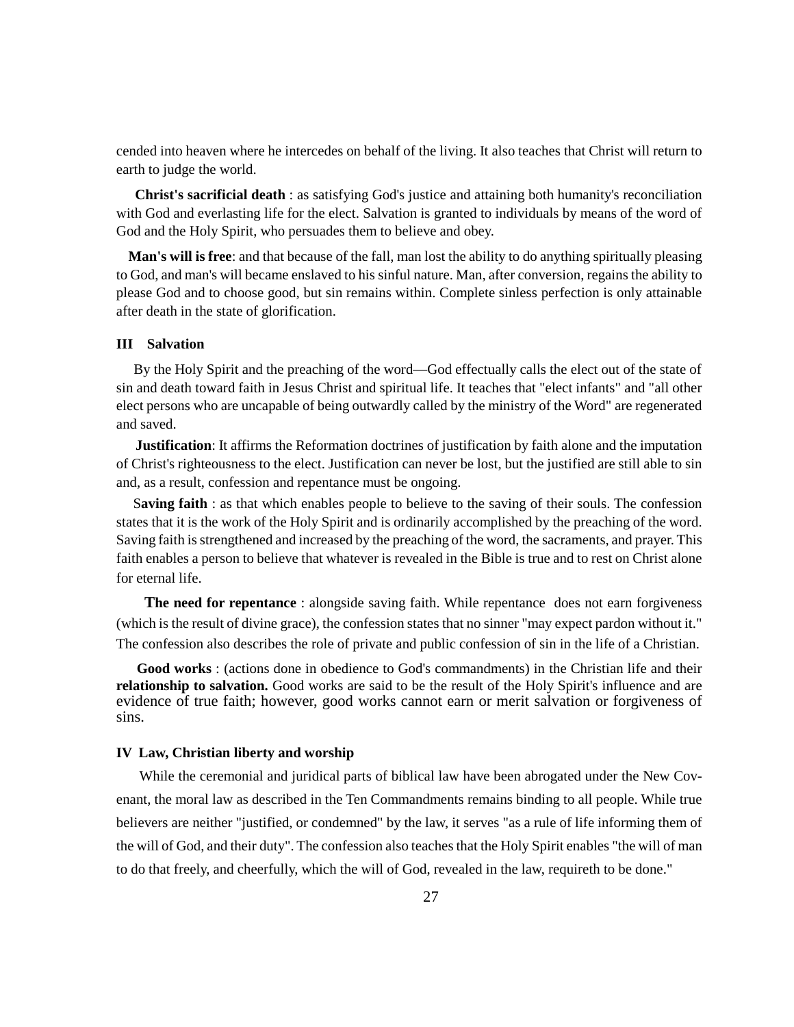cended into heaven where he intercedes on behalf of the living. It also teaches that Christ will return to earth to judge the world.

**Christ's sacrificial death** : as satisfying God's justice and attaining both humanity's reconciliation with God and everlasting life for the elect. Salvation is granted to individuals by means of the word of God and the Holy Spirit, who persuades them to believe and obey.

**Man's will is free**: and that because of the fall, man lost the ability to do anything spiritually pleasing to God, and man's will became enslaved to his sinful nature. Man, after conversion, regains the ability to please God and to choose good, but sin remains within. Complete sinless perfection is only attainable after death in the state of glorification.

### III Salvation

By the Holy Spirit and the preaching of the word—God effectually calls the elect out of the state of sin and death toward faith in Jesus Christ and spiritual life. It teaches that "elect infants" and "all other elect persons who are uncapable of being outwardly called by the ministry of the Word" are regenerated and saved.

**Justification**: It affirms the Reformation doctrines of justification by faith alone and the imputation of Christ's righteousness to the elect. Justification can never be lost, but the justified are still able to sin and, as a result, confession and repentance must be ongoing.

**Saving faith** : as that which enables people to believe to the saving of their souls. The confession states that it is the work of the Holy Spirit and is ordinarily accomplished by the preaching of the word. Saving faith is strengthened and increased by the preaching of the word, the sacraments, and prayer. This faith enables a person to believe that whatever is revealed in the Bible is true and to rest on Christ alone for eternal life.

**The need for repentance** : alongside saving faith. While repentance does not earn forgiveness (which is the result of divine grace), the confession states that no sinner "may expect pardon without it." The confession also describes the role of private and public confession of sin in the life of a Christian.

**Good works** : (actions done in obedience to God's commandments) in the Christian life and their **relationship to salvation.** Good works are said to be the result of the Holy Spirit's influence and are evidence of true faith; however, good works cannot earn or merit salvation or forgiveness of sins.

### IV Law, Christian liberty and worship

While the ceremonial and juridical parts of biblical law have been abrogated under the New Covenant, the moral law as described in the Ten Commandments remains binding to all people. While true believers are neither "justified, or condemned" by the law, it serves "as a rule of life informing them of the will of God, and their duty". The confession also teaches that the Holy Spirit enables "the will of man to do that freely, and cheerfully, which the will of God, revealed in the law, requireth to be done."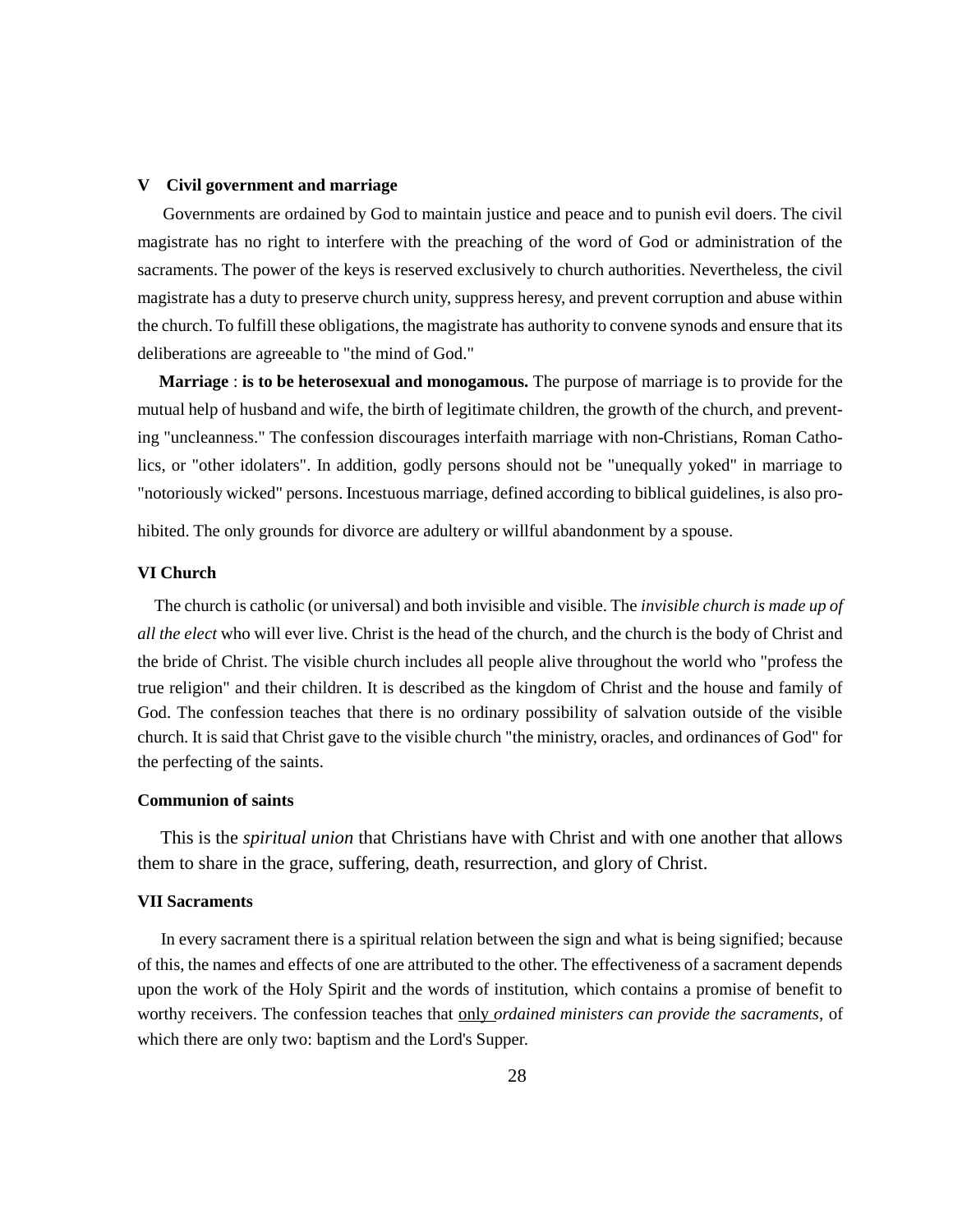### V Civil government and marriage

Governments are ordained by God to maintain justice and peace and to punish evil doers. The civil magistrate has no right to interfere with the preaching of the word of God or administration of the sacraments. The power of the keys is reserved exclusively to church authorities. Nevertheless, the civil magistrate has a duty to preserve church unity, suppress heresy, and prevent corruption and abuse within the church. To fulfill these obligations, the magistrate has authority to convene synods and ensure that its deliberations are agreeable to "the mind of God."

**Marriage** : **is to be heterosexual and monogamous.** The purpose of marriage is to provide for the mutual help of husband and wife, the birth of legitimate children, the growth of the church, and preventing "uncleanness." The confession discourages interfaith marriage with non-Christians, Roman Catholics, or "other idolaters". In addition, godly persons should not be "unequally yoked" in marriage to "notoriously wicked" persons. Incestuous marriage, defined according to biblical guidelines, is also prohibited. The only grounds for divorce are adultery or willful abandonment by a spouse.

### VI Church

The church is catholic (or universal) and both invisible and visible. The *invisible church is made up of all the elect* who will ever live. Christ is the head of the church, and the church is the body of Christ and the bride of Christ. The visible church includes all people alive throughout the world who "profess the true religion" and their children. It is described as the kingdom of Christ and the house and family of God. The confession teaches that there is no ordinary possibility of salvation outside of the visible church. It is said that Christ gave to the visible church "the ministry, oracles, and ordinances of God" for the perfecting of the saints.

### Communion of saints

This is the *spiritual union* that Christians have with Christ and with one another that allows them to share in the grace, suffering, death, resurrection, and glory of Christ.

### VII Sacraments

In every sacrament there is a spiritual relation between the sign and what is being signified; because of this, the names and effects of one are attributed to the other. The effectiveness of a sacrament depends upon the work of the Holy Spirit and the words of institution, which contains a promise of benefit to worthy receivers. The confession teaches that <u>only</u> *ordained ministers can provide the sacraments*, of which there are only two: baptism and the Lord's Supper.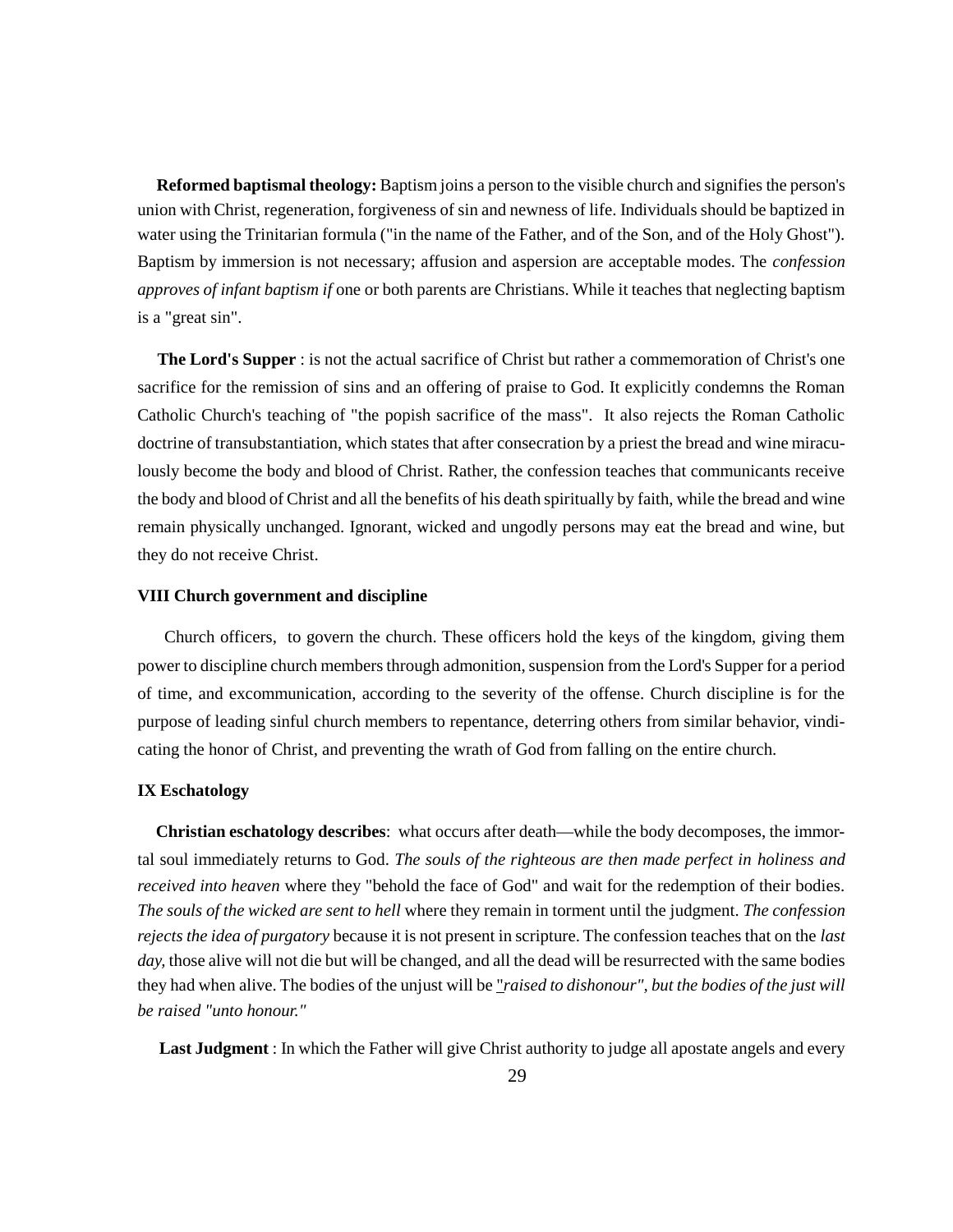**Reformed baptismal theology:** Baptism joins a person to the visible church and signifies the person's union with Christ, regeneration, forgiveness of sin and newness of life. Individuals should be baptized in water using the Trinitarian formula ("in the name of the Father, and of the Son, and of the Holy Ghost"). Baptism by immersion is not necessary; affusion and aspersion are acceptable modes. The *confession approves of infant baptism if* one or both parents are Christians. While it teaches that neglecting baptism is a "great sin".

**The Lord's Supper** : is not the actual sacrifice of Christ but rather a commemoration of Christ's one sacrifice for the remission of sins and an offering of praise to God. It explicitly condemns the Roman Catholic Church's teaching of "the popish sacrifice of the mass". It also rejects the Roman Catholic doctrine of transubstantiation, which states that after consecration by a priest the bread and wine miraculously become the body and blood of Christ. Rather, the confession teaches that communicants receive the body and blood of Christ and all the benefits of his death spiritually by faith, while the bread and wine remain physically unchanged. Ignorant, wicked and ungodly persons may eat the bread and wine, but they do not receive Christ.

**VIII Church government and discipline**

Church officers, to govern the church. These officers hold the keys of the kingdom, giving them power to discipline church members through admonition, suspension from the Lord's Supper for a period of time, and excommunication, according to the severity of the offense. Church discipline is for the purpose of leading sinful church members to repentance, deterring others from similar behavior, vindicating the honor of Christ, and preventing the wrath of God from falling on the entire church.

**IX Eschatology**

**Christian eschatology describes**: what occurs after death—while the body decomposes, the immortal soul immediately returns to God. *The souls of the righteous are then made perfect in holiness and received into heaven* where they "behold the face of God" and wait for the redemption of their bodies. *The souls of the wicked are sent to hell* where they remain in torment until the judgment. *The confession rejects the idea of purgatory* because it is not present in scripture. The confession teaches that on the *last day,* those alive will not die but will be changed, and all the dead will be resurrected with the same bodies they had when alive. The bodies of the unjust will be *"raised to dishonour", but the bodies of the just will be raised "unto honour."*

**Last Judgment** : In which the Father will give Christ authority to judge all apostate angels and every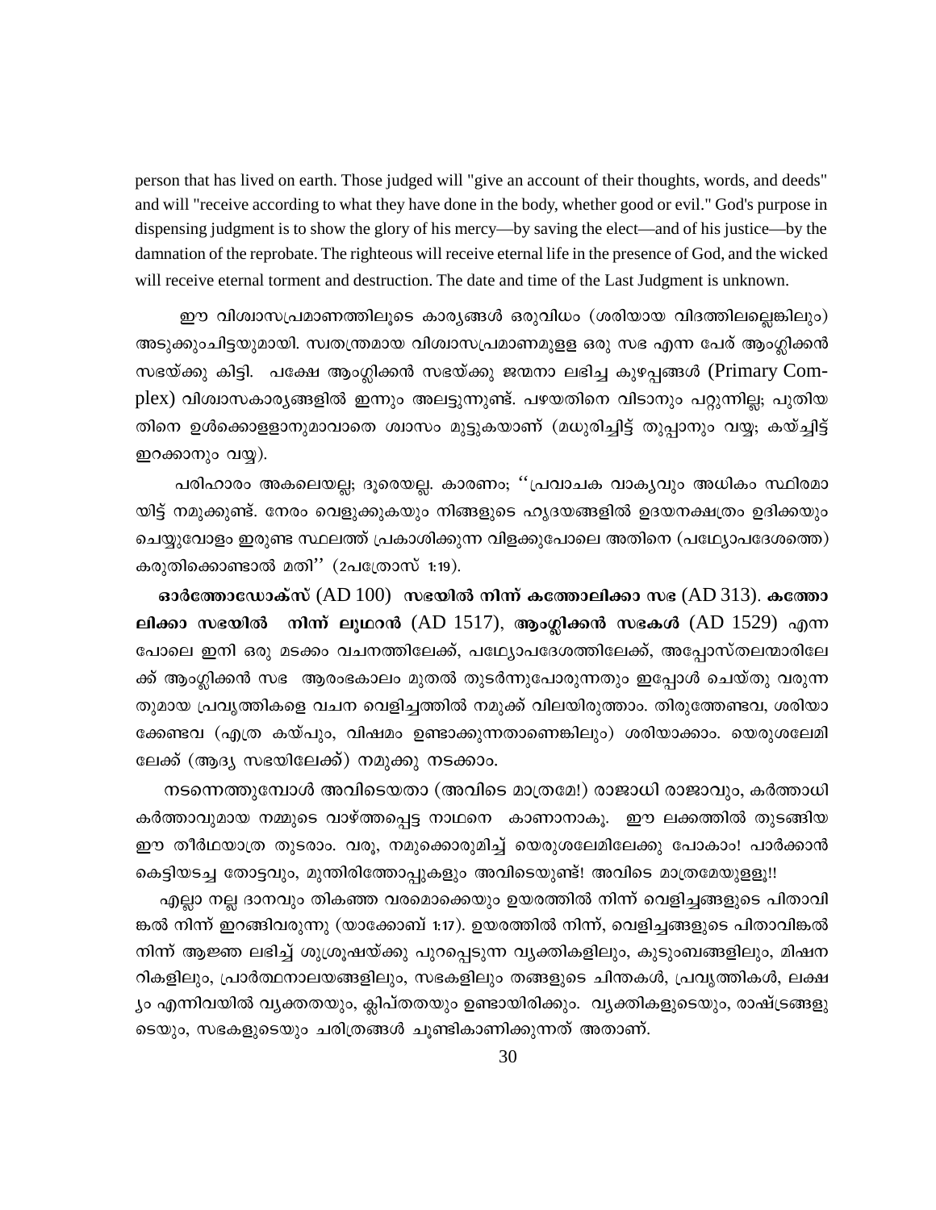person that has lived on earth. Those judged will "give an account of their thoughts, words, and deeds" and will "receive according to what they have done in the body, whether good or evil." God's purpose in dispensing judgment is to show the glory of his mercy—by saving the elect—and of his justice—by the damnation of the reprobate. The righteous will receive eternal life in the presence of God, and the wicked will receive eternal torment and destruction. The date and time of the Last Judgment is unknown.

ഈ വിശ്വാസപ്രമാണത്തിലൂടെ കാര്യങ്ങൾ ഒരുവിധം (ശരിയായ വിദത്തിലല്ലെങ്കിലും) അടുക്കുംചിട്ടയുമായി. സ്വതന്ത്രമായ വിശ്വാസപ്രമാണമുളള ഒരു സഭ എന്ന പേര് ആംഗ്ലിക്കൻ സഭയ്ക്കു കിട്ടി. പക്ഷേ ആംഗ്ലിക്കൻ സഭയ്ക്കു ജന്മനാ ലഭിച്ച കുഴപ്പങ്ങൾ (Primary Complex) വിശ്വാസകാര്യങ്ങളിൽ ഇന്നും അലട്ടുന്നുണ്ട്. പഴയതിനെ വിടാനും പറ്റുന്നില്ല; പുതിയതിനെ ഉൾക്കൊളളാനുമാവാതെ ശ്വാസം മുട്ടുകയാണ് (മധുരിച്ചിട്ട് തുപ്പാനും വയ്യ; കയ്ച്ചിട്ട് ഇറക്കാനും വയ്യ).

പരിഹാരം അകലെയല്ല; ദൂരെയല്ല. കാരണം; ''പ്രവാചക വാക്യവും അധികം സ്ഥിരമായിട്ട് നമുക്കുണ്ട്. നേരം വെളുക്കുകയും നിങ്ങളുടെ ഹൃദയങ്ങളിൽ ഉദയനക്ഷത്രം ഉദിക്കയും ചെയ്യുവോളം ഇരുണ്ട സ്ഥലത്ത് പ്രകാശിക്കുന്ന വിളക്കുപോലെ അതിനെ (പഥ്യോപദേശത്തെ) കരുതിക്കൊണ്ടാൽ മതി'' (2പത്രോസ് 1:19).

**ഓർത്തോഡോക്സ്** (AD 100) **സഭയിൽ നിന്ന് കത്തോലിക്കാ സഭ** (AD 313). **കത്തോലിക്കാ സഭയിൽ നിന്ന് ലൂഥറൻ** (AD 1517), **ആംഗ്ലിക്കൻ സഭകൾ** (AD 1529) എന്ന പോലെ ഇനി ഒരു മടക്കം വചനത്തിലേക്ക്, പഥ്യോപദേശത്തിലേക്ക്, അപ്പോസ്തലന്മാരിലേക്ക് ആംഗ്ലിക്കൻ സഭ ആരംഭകാലം മുതൽ തുടർന്നുപോരുന്നതും ഇപ്പോൾ ചെയ്തു വരുന്നതുമായ പ്രവൃത്തികളെ വചന വെളിച്ചത്തിൽ നമുക്ക് വിലയിരുത്താം. തിരുത്തേണ്ടവ, ശരിയാക്കേണ്ടവ (എത്ര കയ്പും, വിഷമം ഉണ്ടാക്കുന്നതാണെങ്കിലും) ശരിയാക്കാം. യെരുശലേമിലേക്ക് (ആദ്യ സഭയിലേക്ക്) നമുക്കു നടക്കാം.

നടന്നെത്തുമ്പോൾ അവിടെയതാ (അവിടെ മാത്രമേ!) രാജാധി രാജാവും, കർത്താധി കർത്താവുമായ നമ്മുടെ വാഴ്ത്തപ്പെട്ട നാഥനെ കാണാനാകൂ. ഈ ലക്കത്തിൽ തുടങ്ങിയ ഈ തീർഥയാത്ര തുടരാം. വരൂ, നമുക്കൊരുമിച്ച് യെരുശലേമിലേക്കു പോകാം! പാർക്കാൻ കെട്ടിയടച്ച തോട്ടവും, മുന്തിരിത്തോപ്പുകളും അവിടെയുണ്ട്! അവിടെ മാത്രമേയുള്ളൂ!!

എല്ലാ നല്ല ദാനവും തികഞ്ഞ വരമൊക്കെയും ഉയരത്തിൽ നിന്ന് വെളിച്ചങ്ങളുടെ പിതാവിങ്കൽ നിന്ന് ഇറങ്ങിവരുന്നു (യാക്കോബ് 1:17). ഉയരത്തിൽ നിന്ന്, വെളിച്ചങ്ങളുടെ പിതാവിങ്കൽ നിന്ന് ആജ്ഞ ലഭിച്ച് ശുശ്രൂഷയ്ക്കു പുറപ്പെടുന്ന വ്യക്തികളിലും, കുടുംബങ്ങളിലും, മിഷനറികളിലും, പ്രാർത്ഥനാലയങ്ങളിലും, സഭകളിലും തങ്ങളുടെ ചിന്തകൾ, പ്രവൃത്തികൾ, ലക്ഷ്യം എന്നിവയിൽ വ്യക്തതയും, ക്ലിപ്തതയും ഉണ്ടായിരിക്കും. വ്യക്തികളുടെയും, രാഷ്ട്രങ്ങളുടെയും, സഭകളുടെയും ചരിത്രങ്ങൾ ചൂണ്ടികാണിക്കുന്നത് അതാണ്.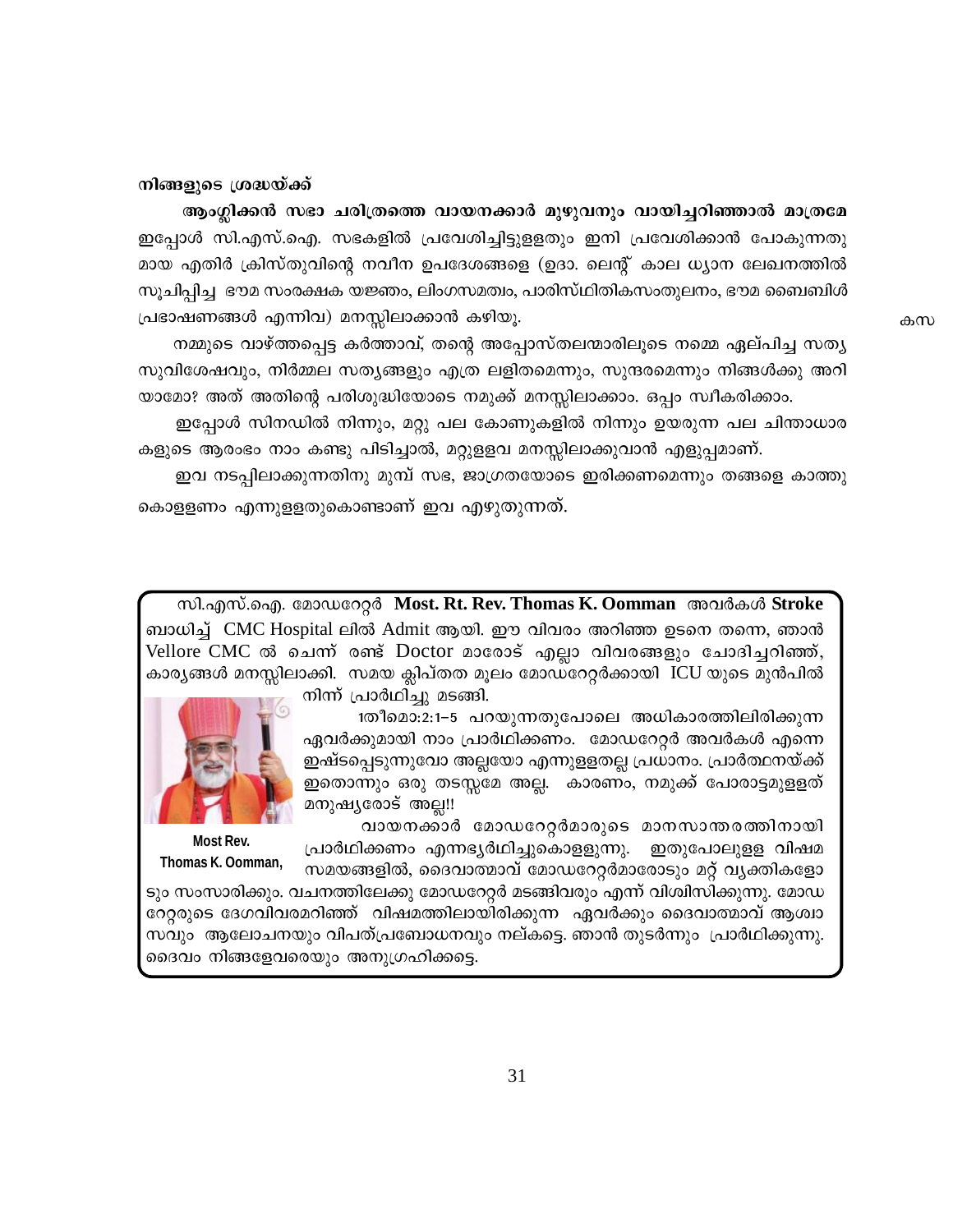**നിങ്ങളുടെ ശ്രദ്ധയ്ക്ക്**

**ആംഗ്ലിക്കൻ സഭാ ചരിത്രത്തെ വായനക്കാർ മുഴുവനും വായിച്ചറിഞ്ഞാൽ മാത്രമേ** ഇപ്പോൾ സി.എസ്.ഐ. സഭകളിൽ പ്രവേശിച്ചിട്ടുള്ളതും ഇനി പ്രവേശിക്കാൻ പോകുന്നതുമായ എതിർ ക്രിസ്തുവിന്റെ നവീന ഉപദേശങ്ങളെ (ഉദാ. ലെന്റ് കാല ധ്യാന ലേഖനത്തിൽ സൂചിപ്പിച്ച ഭൗമ സംരക്ഷക യജ്ഞം, ലിംഗസമത്വം, പാരിസ്ഥിതികസംതുലനം, ഭൗമ ബൈബിൾ പ്രഭാഷണങ്ങൾ എന്നിവ) മനസ്സിലാക്കാൻ കഴിയൂ.

നമ്മുടെ വാഴ്ത്തപ്പെട്ട കർത്താവ്, തന്റെ അപ്പോസ്തലന്മാരിലൂടെ നമ്മെ ഏല്പിച്ച സത്യ സുവിശേഷവും, നിർമ്മല സത്യങ്ങളും എത്ര ലളിതമെന്നും, സുന്ദരമെന്നും നിങ്ങൾക്കു അറിയാമോ? അത് അതിന്റെ പരിശുദ്ധിയോടെ നമുക്ക് മനസ്സിലാക്കാം. ഒപ്പം സ്വീകരിക്കാം.

ഇപ്പോൾ സിനഡിൽ നിന്നും, മറ്റു പല കോണുകളിൽ നിന്നും ഉയരുന്ന പല ചിന്താധാരകളുടെ ആരംഭം നാം കണ്ടു പിടിച്ചാൽ, മറ്റുള്ളവ മനസ്സിലാക്കുവാൻ എളുപ്പമാണ്.

ഇവ നടപ്പിലാക്കുന്നതിനു മുമ്പ് സഭ, ജാഗ്രതയോടെ ഇരിക്കണമെന്നും തങ്ങളെ കാത്തു കൊള്ളണം എന്നുള്ളതുകൊണ്ടാണ് ഇവ എഴുതുന്നത്.

---

സി.എസ്.ഐ. മോഡറേറ്റർ **Most. Rt. Rev. Thomas K. Oomman** അവർകൾ **Stroke** ബാധിച്ച് CMC Hospital ലിൽ Admit ആയി. ഈ വിവരം അറിഞ്ഞ ഉടനെ തന്നെ, ഞാൻ Vellore CMC ൽ ചെന്ന് രണ്ട് Doctor മാരോട് എല്ലാ വിവരങ്ങളും ചോദിച്ചറിഞ്ഞ്, കാര്യങ്ങൾ മനസ്സിലാക്കി. സമയ ക്ലിപ്തത മൂലം മോഡറേറ്റർക്കായി ICU യുടെ മുൻപിൽ നിന്ന് പ്രാർഥിച്ചു മടങ്ങി.

Most Rev. Thomas K. Oomman,

1തിമൊ:2:1–5 പറയുന്നതുപോലെ അധികാരത്തിലിരിക്കുന്ന ഏവർക്കുമായി നാം പ്രാർഥിക്കണം. മോഡറേറ്റർ അവർകൾ എന്നെ ഇഷ്ടപ്പെടുന്നുവോ അല്ലയോ എന്നുള്ളതല്ല പ്രധാനം. പ്രാർത്ഥനയ്ക്ക് ഇതൊന്നും ഒരു തടസ്സമേ അല്ല. കാരണം, നമുക്ക് പോരാട്ടമുള്ളത് മനുഷ്യരോട് അല്ല!!

വായനക്കാർ മോഡറേറ്റർമാരുടെ മാനസാന്തരത്തിനായി പ്രാർഥിക്കണം എന്നഭ്യർഥിച്ചുകൊള്ളുന്നു. ഇതുപോലുള്ള വിഷമ സമയങ്ങളിൽ, ദൈവാത്മാവ് മോഡറേറ്റർമാരോടും മറ്റ് വ്യക്തികളോടും സംസാരിക്കും. വചനത്തിലേക്കു മോഡറേറ്റർ മടങ്ങിവരും എന്ന് വിശ്വസിക്കുന്നു. മോഡറേറ്ററുടെ ദേഹവിവരമറിഞ്ഞ് വിഷമത്തിലായിരിക്കുന്ന ഏവർക്കും ദൈവാത്മാവ് ആശ്വാസവും ആലോചനയും വിപത്പ്രബോധനവും നല്കട്ടെ. ഞാൻ തുടർന്നും പ്രാർഥിക്കുന്നു. ദൈവം നിങ്ങളേവരെയും അനുഗ്രഹിക്കട്ടെ.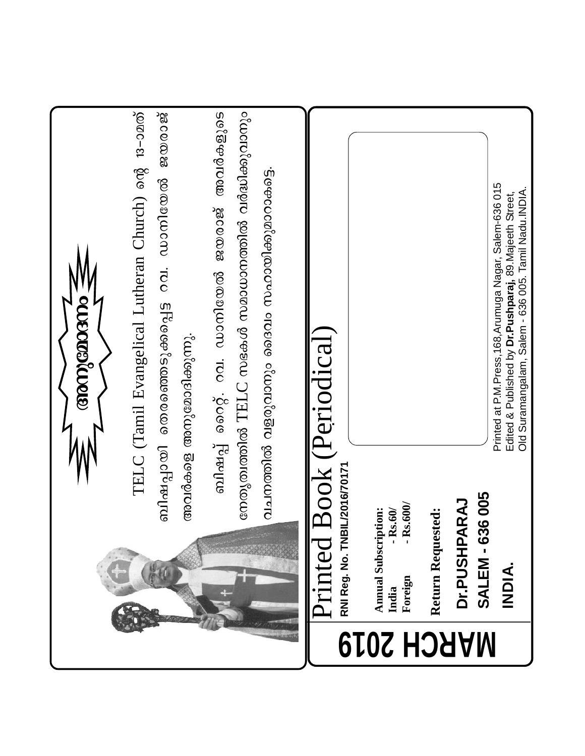# അനുമോദനം

TELC (Tamil Evangelical Lutheran Church) ന്റെ 13-ാമത് ബിഷപ്പായി തെരഞ്ഞെടുക്കപ്പെട്ട റവ. ഡാനിയേൽ ജയരാജ് അവർകളെ അനുമോദിക്കുന്നു.

ബിഷപ്പ് റൈറ്റ്. റവ. ഡാനിയേൽ ജയരാജ് അവർകളുടെ നേതൃത്വത്തിൽ TELC സഭകൾ സമാധാനത്തിൽ വർദ്ധിക്കുവാനും വചനത്തിൽ വളരുവാനും ദൈവം സഹായിക്കുമാറാകട്ടെ.

**MARCH 2019**

Printed Book (Periodical)

**RNI Reg. No. TNBIL/2016/70171**

**Annual Subscription:**
**India** - **Rs.60/**
**Foreign** - **Rs.600/**

**Return Requested:**

**Dr.PUSHPARAJ**
**SALEM - 636 005**
**INDIA.**

Printed at P.M.Press,168,Arumuga Nagar, Salem-636 015
Edited & Published by **Dr.Pushparaj,** 89.Majeeth Street,
Old Suramangalam, Salem - 636 005. Tamil Nadu.INDIA.